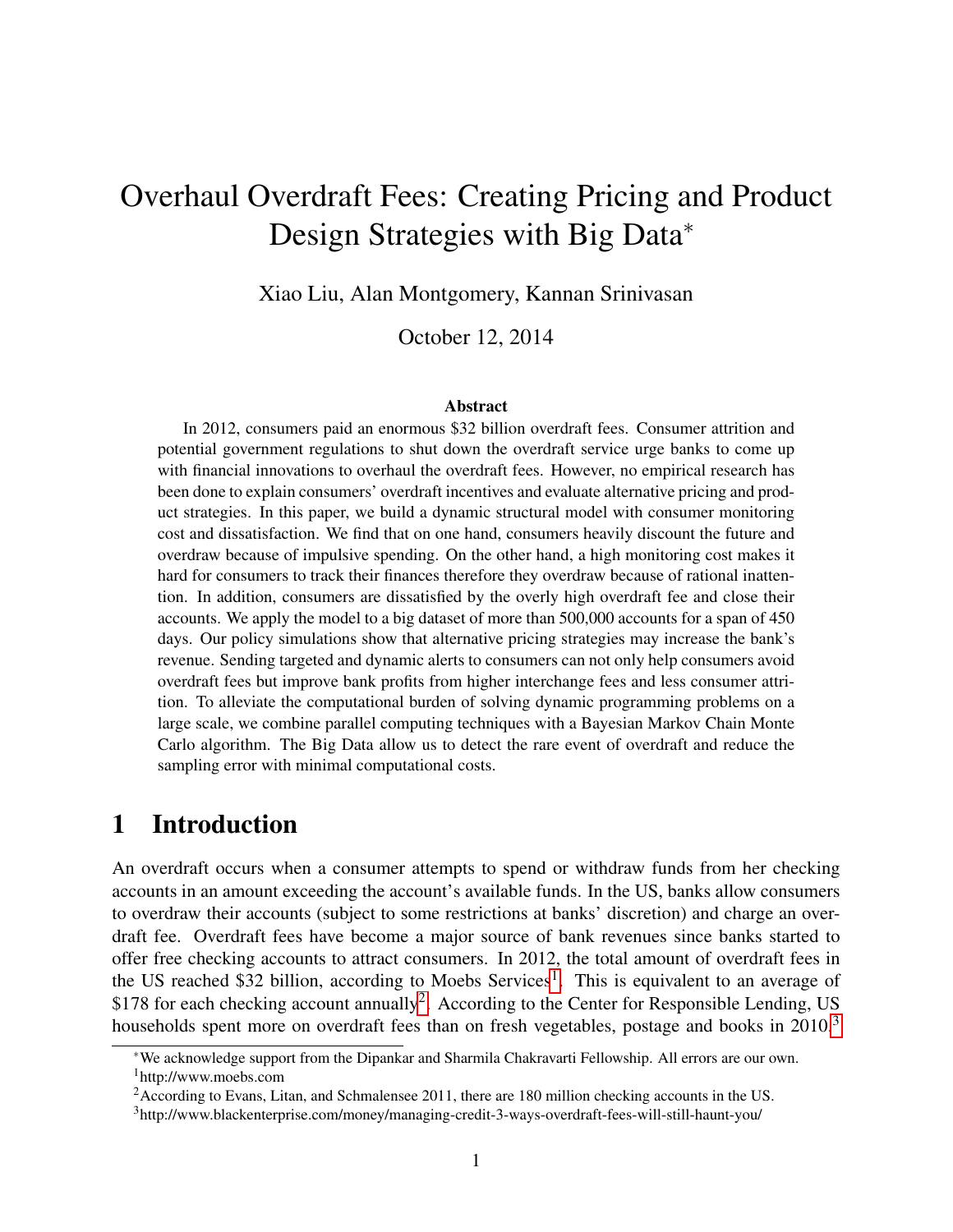# Overhaul Overdraft Fees: Creating Pricing and Product Design Strategies with Big Data*

Xiao Liu, Alan Montgomery, Kannan Srinivasan

October 12, 2014

## Abstract

In 2012, consumers paid an enormous $32 billion overdraft fees. Consumer attrition and potential government regulations to shut down the overdraft service urge banks to come up with financial innovations to overhaul the overdraft fees. However, no empirical research has been done to explain consumers' overdraft incentives and evaluate alternative pricing and product strategies. In this paper, we build a dynamic structural model with consumer monitoring cost and dissatisfaction. We find that on one hand, consumers heavily discount the future and overdraw because of impulsive spending. On the other hand, a high monitoring cost makes it hard for consumers to track their finances therefore they overdraw because of rational inattention. In addition, consumers are dissatisfied by the overly high overdraft fee and close their accounts. We apply the model to a big dataset of more than 500,000 accounts for a span of 450 days. Our policy simulations show that alternative pricing strategies may increase the bank's revenue. Sending targeted and dynamic alerts to consumers can not only help consumers avoid overdraft fees but improve bank profits from higher interchange fees and less consumer attrition. To alleviate the computational burden of solving dynamic programming problems on a large scale, we combine parallel computing techniques with a Bayesian Markov Chain Monte Carlo algorithm. The Big Data allow us to detect the rare event of overdraft and reduce the sampling error with minimal computational costs.

## 1 Introduction

An overdraft occurs when a consumer attempts to spend or withdraw funds from her checking accounts in an amount exceeding the account's available funds. In the US, banks allow consumers to overdraw their accounts (subject to some restrictions at banks' discretion) and charge an overdraft fee. Overdraft fees have become a major source of bank revenues since banks started to offer free checking accounts to attract consumers. In 2012, the total amount of overdraft fees in the US reached $32 billion, according to Moebs Services[1]. This is equivalent to an average of $178 for each checking account annually[2]. According to the Center for Responsible Lending, US households spent more on overdraft fees than on fresh vegetables, postage and books in 2010.[3]

---

*We acknowledge support from the Dipankar and Sharmila Chakravarti Fellowship. All errors are our own.

[1] http://www.moebs.com

[2] According to Evans, Litan, and Schmalensee 2011, there are 180 million checking accounts in the US.

[3] http://www.blackenterprise.com/money/managing-credit-3-ways-overdraft-fees-will-still-haunt-you/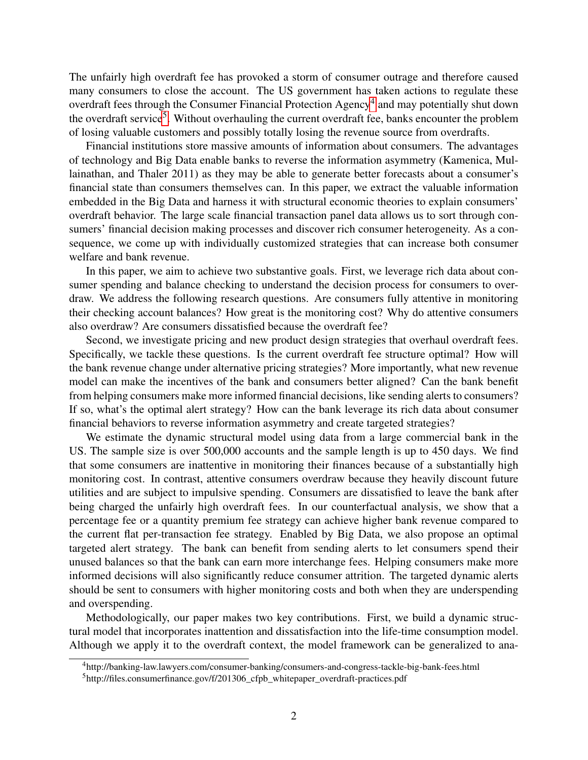The unfairly high overdraft fee has provoked a storm of consumer outrage and therefore caused many consumers to close the account. The US government has taken actions to regulate these overdraft fees through the Consumer Financial Protection Agency[4] and may potentially shut down the overdraft service[5]. Without overhauling the current overdraft fee, banks encounter the problem of losing valuable customers and possibly totally losing the revenue source from overdrafts.

Financial institutions store massive amounts of information about consumers. The advantages of technology and Big Data enable banks to reverse the information asymmetry (Kamenica, Mullainathan, and Thaler 2011) as they may be able to generate better forecasts about a consumer's financial state than consumers themselves can. In this paper, we extract the valuable information embedded in the Big Data and harness it with structural economic theories to explain consumers' overdraft behavior. The large scale financial transaction panel data allows us to sort through consumers' financial decision making processes and discover rich consumer heterogeneity. As a consequence, we come up with individually customized strategies that can increase both consumer welfare and bank revenue.

In this paper, we aim to achieve two substantive goals. First, we leverage rich data about consumer spending and balance checking to understand the decision process for consumers to overdraw. We address the following research questions. Are consumers fully attentive in monitoring their checking account balances? How great is the monitoring cost? Why do attentive consumers also overdraw? Are consumers dissatisfied because the overdraft fee?

Second, we investigate pricing and new product design strategies that overhaul overdraft fees. Specifically, we tackle these questions. Is the current overdraft fee structure optimal? How will the bank revenue change under alternative pricing strategies? More importantly, what new revenue model can make the incentives of the bank and consumers better aligned? Can the bank benefit from helping consumers make more informed financial decisions, like sending alerts to consumers? If so, what's the optimal alert strategy? How can the bank leverage its rich data about consumer financial behaviors to reverse information asymmetry and create targeted strategies?

We estimate the dynamic structural model using data from a large commercial bank in the US. The sample size is over 500,000 accounts and the sample length is up to 450 days. We find that some consumers are inattentive in monitoring their finances because of a substantially high monitoring cost. In contrast, attentive consumers overdraw because they heavily discount future utilities and are subject to impulsive spending. Consumers are dissatisfied to leave the bank after being charged the unfairly high overdraft fees. In our counterfactual analysis, we show that a percentage fee or a quantity premium fee strategy can achieve higher bank revenue compared to the current flat per-transaction fee strategy. Enabled by Big Data, we also propose an optimal targeted alert strategy. The bank can benefit from sending alerts to let consumers spend their unused balances so that the bank can earn more interchange fees. Helping consumers make more informed decisions will also significantly reduce consumer attrition. The targeted dynamic alerts should be sent to consumers with higher monitoring costs and both when they are underspending and overspending.

Methodologically, our paper makes two key contributions. First, we build a dynamic structural model that incorporates inattention and dissatisfaction into the life-time consumption model. Although we apply it to the overdraft context, the model framework can be generalized to ana-

[4] http://banking-law.lawyers.com/consumer-banking/consumers-and-congress-tackle-big-bank-fees.html

[5] http://files.consumerfinance.gov/f/201306_cfpb_whitepaper_overdraft-practices.pdf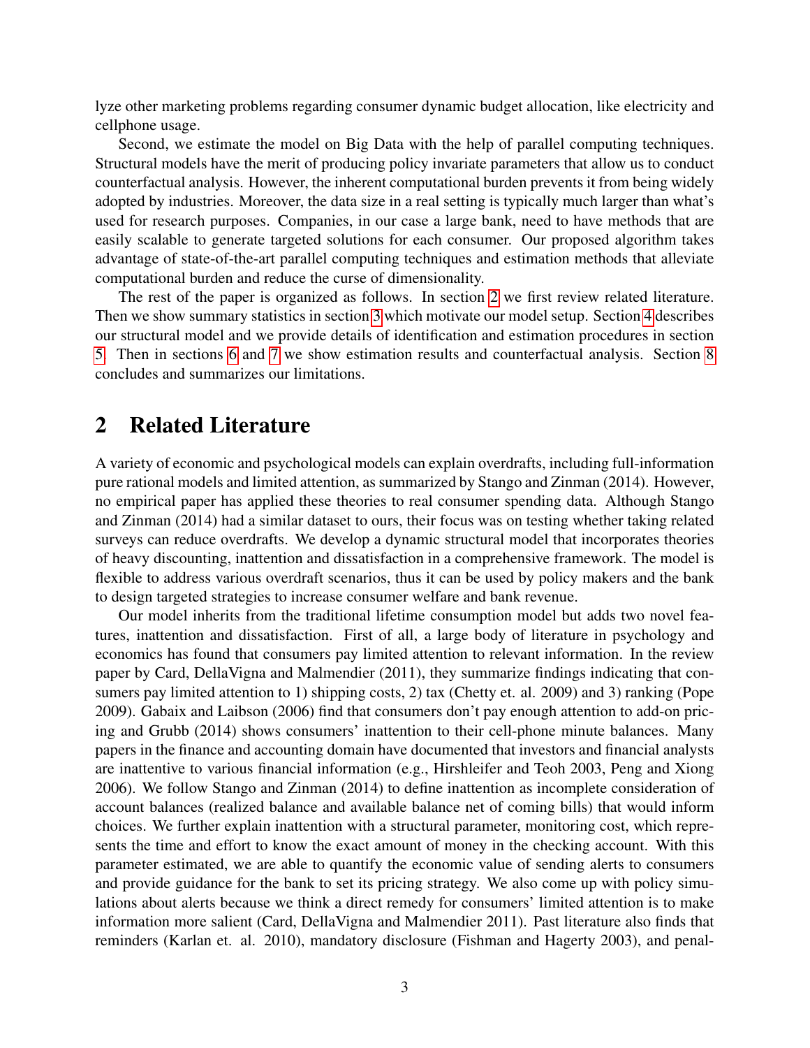lyze other marketing problems regarding consumer dynamic budget allocation, like electricity and cellphone usage.

Second, we estimate the model on Big Data with the help of parallel computing techniques. Structural models have the merit of producing policy invariate parameters that allow us to conduct counterfactual analysis. However, the inherent computational burden prevents it from being widely adopted by industries. Moreover, the data size in a real setting is typically much larger than what's used for research purposes. Companies, in our case a large bank, need to have methods that are easily scalable to generate targeted solutions for each consumer. Our proposed algorithm takes advantage of state-of-the-art parallel computing techniques and estimation methods that alleviate computational burden and reduce the curse of dimensionality.

The rest of the paper is organized as follows. In section 2 we first review related literature. Then we show summary statistics in section 3 which motivate our model setup. Section 4 describes our structural model and we provide details of identification and estimation procedures in section 5. Then in sections 6 and 7 we show estimation results and counterfactual analysis. Section 8 concludes and summarizes our limitations.

## 2 Related Literature

A variety of economic and psychological models can explain overdrafts, including full-information pure rational models and limited attention, as summarized by Stango and Zinman (2014). However, no empirical paper has applied these theories to real consumer spending data. Although Stango and Zinman (2014) had a similar dataset to ours, their focus was on testing whether taking related surveys can reduce overdrafts. We develop a dynamic structural model that incorporates theories of heavy discounting, inattention and dissatisfaction in a comprehensive framework. The model is flexible to address various overdraft scenarios, thus it can be used by policy makers and the bank to design targeted strategies to increase consumer welfare and bank revenue.

Our model inherits from the traditional lifetime consumption model but adds two novel features, inattention and dissatisfaction. First of all, a large body of literature in psychology and economics has found that consumers pay limited attention to relevant information. In the review paper by Card, DellaVigna and Malmendier (2011), they summarize findings indicating that consumers pay limited attention to 1) shipping costs, 2) tax (Chetty et. al. 2009) and 3) ranking (Pope 2009). Gabaix and Laibson (2006) find that consumers don't pay enough attention to add-on pricing and Grubb (2014) shows consumers' inattention to their cell-phone minute balances. Many papers in the finance and accounting domain have documented that investors and financial analysts are inattentive to various financial information (e.g., Hirshleifer and Teoh 2003, Peng and Xiong 2006). We follow Stango and Zinman (2014) to define inattention as incomplete consideration of account balances (realized balance and available balance net of coming bills) that would inform choices. We further explain inattention with a structural parameter, monitoring cost, which represents the time and effort to know the exact amount of money in the checking account. With this parameter estimated, we are able to quantify the economic value of sending alerts to consumers and provide guidance for the bank to set its pricing strategy. We also come up with policy simulations about alerts because we think a direct remedy for consumers' limited attention is to make information more salient (Card, DellaVigna and Malmendier 2011). Past literature also finds that reminders (Karlan et. al. 2010), mandatory disclosure (Fishman and Hagerty 2003), and penal-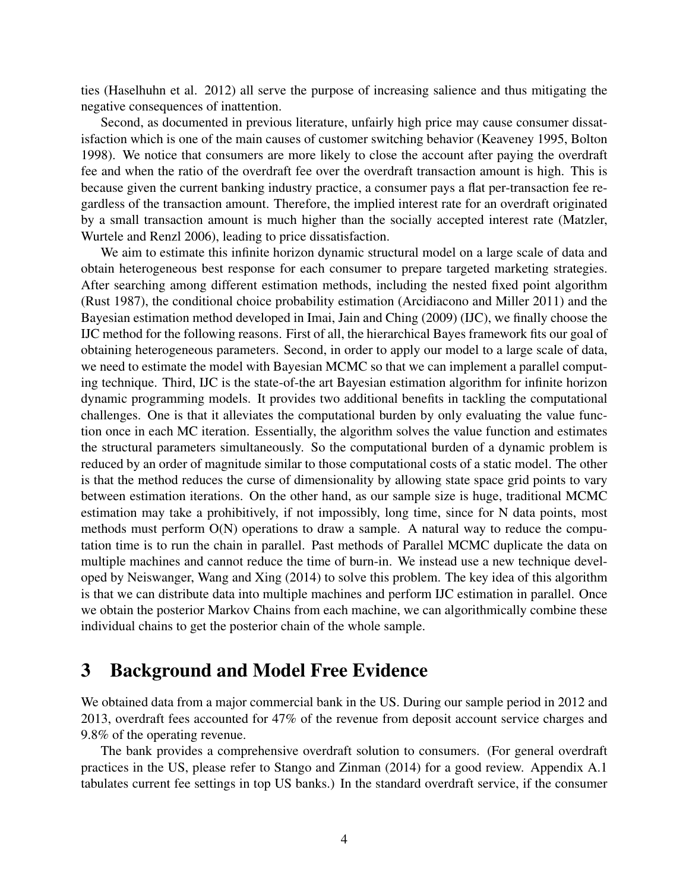ties (Haselhuhn et al. 2012) all serve the purpose of increasing salience and thus mitigating the negative consequences of inattention.

Second, as documented in previous literature, unfairly high price may cause consumer dissatisfaction which is one of the main causes of customer switching behavior (Keaveney 1995, Bolton 1998). We notice that consumers are more likely to close the account after paying the overdraft fee and when the ratio of the overdraft fee over the overdraft transaction amount is high. This is because given the current banking industry practice, a consumer pays a flat per-transaction fee regardless of the transaction amount. Therefore, the implied interest rate for an overdraft originated by a small transaction amount is much higher than the socially accepted interest rate (Matzler, Wurtele and Renzl 2006), leading to price dissatisfaction.

We aim to estimate this infinite horizon dynamic structural model on a large scale of data and obtain heterogeneous best response for each consumer to prepare targeted marketing strategies. After searching among different estimation methods, including the nested fixed point algorithm (Rust 1987), the conditional choice probability estimation (Arcidiacono and Miller 2011) and the Bayesian estimation method developed in Imai, Jain and Ching (2009) (IJC), we finally choose the IJC method for the following reasons. First of all, the hierarchical Bayes framework fits our goal of obtaining heterogeneous parameters. Second, in order to apply our model to a large scale of data, we need to estimate the model with Bayesian MCMC so that we can implement a parallel computing technique. Third, IJC is the state-of-the art Bayesian estimation algorithm for infinite horizon dynamic programming models. It provides two additional benefits in tackling the computational challenges. One is that it alleviates the computational burden by only evaluating the value function once in each MC iteration. Essentially, the algorithm solves the value function and estimates the structural parameters simultaneously. So the computational burden of a dynamic problem is reduced by an order of magnitude similar to those computational costs of a static model. The other is that the method reduces the curse of dimensionality by allowing state space grid points to vary between estimation iterations. On the other hand, as our sample size is huge, traditional MCMC estimation may take a prohibitively, if not impossibly, long time, since for N data points, most methods must perform O(N) operations to draw a sample. A natural way to reduce the computation time is to run the chain in parallel. Past methods of Parallel MCMC duplicate the data on multiple machines and cannot reduce the time of burn-in. We instead use a new technique developed by Neiswanger, Wang and Xing (2014) to solve this problem. The key idea of this algorithm is that we can distribute data into multiple machines and perform IJC estimation in parallel. Once we obtain the posterior Markov Chains from each machine, we can algorithmically combine these individual chains to get the posterior chain of the whole sample.

# 3 Background and Model Free Evidence

We obtained data from a major commercial bank in the US. During our sample period in 2012 and 2013, overdraft fees accounted for 47% of the revenue from deposit account service charges and 9.8% of the operating revenue.

The bank provides a comprehensive overdraft solution to consumers. (For general overdraft practices in the US, please refer to Stango and Zinman (2014) for a good review. Appendix A.1 tabulates current fee settings in top US banks.) In the standard overdraft service, if the consumer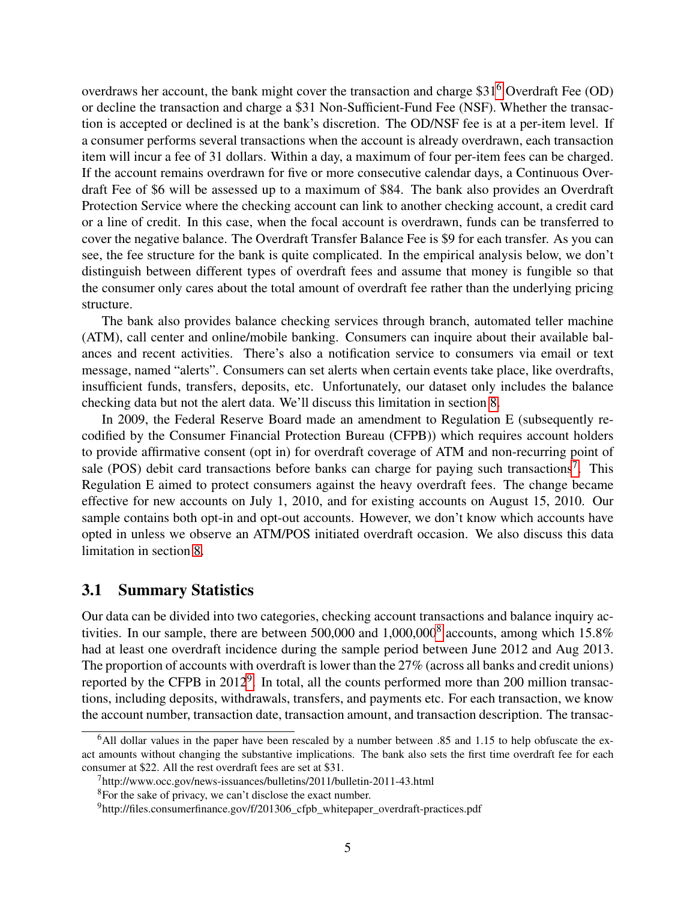overdraws her account, the bank might cover the transaction and charge $31[6] Overdraft Fee (OD) or decline the transaction and charge a $31 Non-Sufficient-Fund Fee (NSF). Whether the transaction is accepted or declined is at the bank's discretion. The OD/NSF fee is at a per-item level. If a consumer performs several transactions when the account is already overdrawn, each transaction item will incur a fee of 31 dollars. Within a day, a maximum of four per-item fees can be charged. If the account remains overdrawn for five or more consecutive calendar days, a Continuous Overdraft Fee of $6 will be assessed up to a maximum of $84. The bank also provides an Overdraft Protection Service where the checking account can link to another checking account, a credit card or a line of credit. In this case, when the focal account is overdrawn, funds can be transferred to cover the negative balance. The Overdraft Transfer Balance Fee is $9 for each transfer. As you can see, the fee structure for the bank is quite complicated. In the empirical analysis below, we don't distinguish between different types of overdraft fees and assume that money is fungible so that the consumer only cares about the total amount of overdraft fee rather than the underlying pricing structure.

The bank also provides balance checking services through branch, automated teller machine (ATM), call center and online/mobile banking. Consumers can inquire about their available balances and recent activities. There's also a notification service to consumers via email or text message, named "alerts". Consumers can set alerts when certain events take place, like overdrafts, insufficient funds, transfers, deposits, etc. Unfortunately, our dataset only includes the balance checking data but not the alert data. We'll discuss this limitation in section 8.

In 2009, the Federal Reserve Board made an amendment to Regulation E (subsequently recodified by the Consumer Financial Protection Bureau (CFPB)) which requires account holders to provide affirmative consent (opt in) for overdraft coverage of ATM and non-recurring point of sale (POS) debit card transactions before banks can charge for paying such transactions[7]. This Regulation E aimed to protect consumers against the heavy overdraft fees. The change became effective for new accounts on July 1, 2010, and for existing accounts on August 15, 2010. Our sample contains both opt-in and opt-out accounts. However, we don't know which accounts have opted in unless we observe an ATM/POS initiated overdraft occasion. We also discuss this data limitation in section 8.

## 3.1 Summary Statistics

Our data can be divided into two categories, checking account transactions and balance inquiry activities. In our sample, there are between 500,000 and 1,000,000[8] accounts, among which 15.8% had at least one overdraft incidence during the sample period between June 2012 and Aug 2013. The proportion of accounts with overdraft is lower than the 27% (across all banks and credit unions) reported by the CFPB in 2012[9]. In total, all the counts performed more than 200 million transactions, including deposits, withdrawals, transfers, and payments etc. For each transaction, we know the account number, transaction date, transaction amount, and transaction description. The transac-

---

[6] All dollar values in the paper have been rescaled by a number between .85 and 1.15 to help obfuscate the exact amounts without changing the substantive implications. The bank also sets the first time overdraft fee for each consumer at $22. All the rest overdraft fees are set at $31.

[7] http://www.occ.gov/news-issuances/bulletins/2011/bulletin-2011-43.html

[8] For the sake of privacy, we can't disclose the exact number.

[9] http://files.consumerfinance.gov/f/201306_cfpb_whitepaper_overdraft-practices.pdf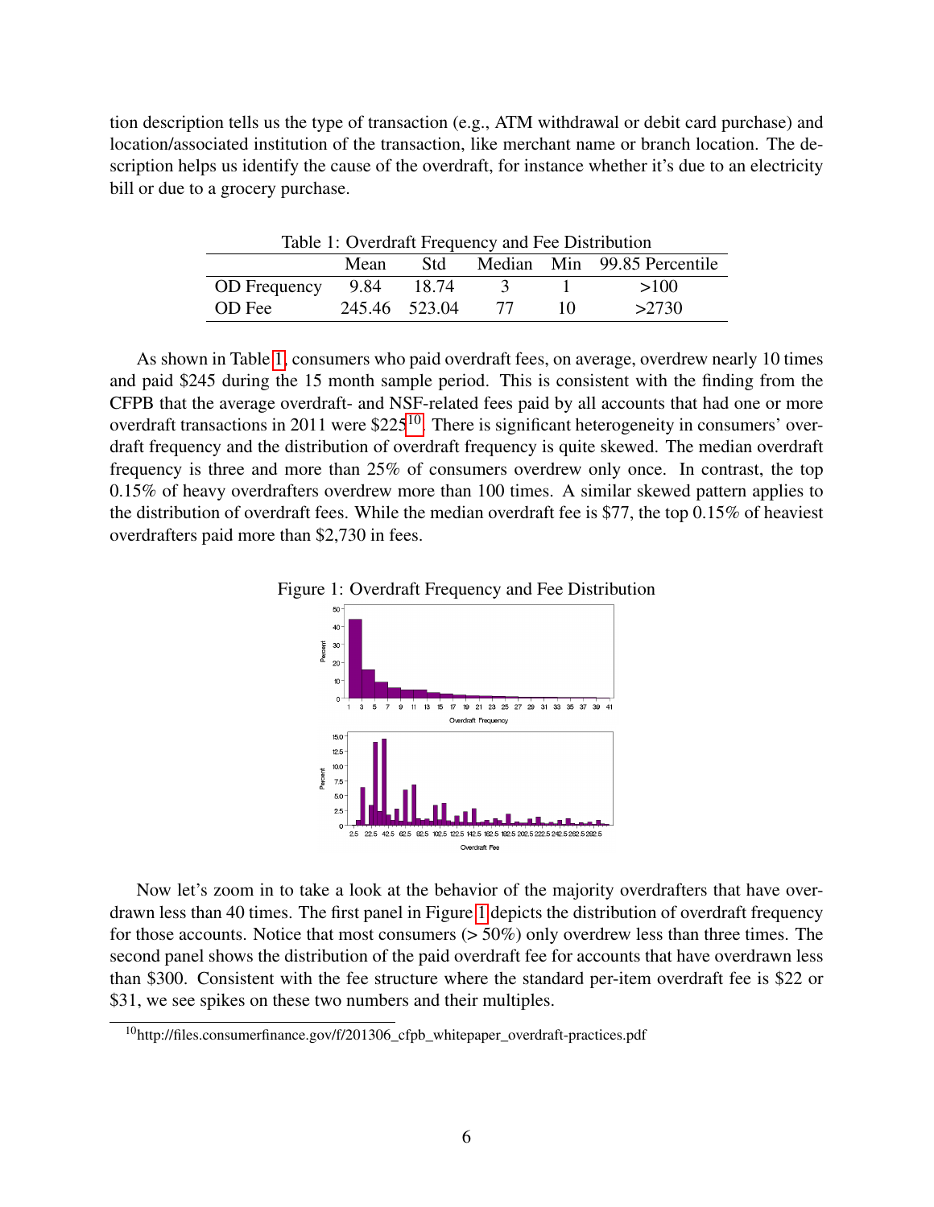tion description tells us the type of transaction (e.g., ATM withdrawal or debit card purchase) and location/associated institution of the transaction, like merchant name or branch location. The description helps us identify the cause of the overdraft, for instance whether it's due to an electricity bill or due to a grocery purchase.

Table 1: Overdraft Frequency and Fee Distribution

| | Mean | Std | Median | Min | 99.85 Percentile |
|---|---|---|---|---|---|
| OD Frequency | 9.84 | 18.74 | 3 | 1 | >100 |
| OD Fee | 245.46 | 523.04 | 77 | 10 | >2730 |

As shown in Table 1, consumers who paid overdraft fees, on average, overdrew nearly 10 times and paid $245 during the 15 month sample period. This is consistent with the finding from the CFPB that the average overdraft- and NSF-related fees paid by all accounts that had one or more overdraft transactions in 2011 were $225[10]. There is significant heterogeneity in consumers' overdraft frequency and the distribution of overdraft frequency is quite skewed. The median overdraft frequency is three and more than 25% of consumers overdrew only once. In contrast, the top 0.15% of heavy overdrafters overdrew more than 100 times. A similar skewed pattern applies to the distribution of overdraft fees. While the median overdraft fee is $77, the top 0.15% of heaviest overdrafters paid more than $2,730 in fees.

Figure 1: Overdraft Frequency and Fee Distribution

Now let's zoom in to take a look at the behavior of the majority overdrafters that have overdrawn less than 40 times. The first panel in Figure 1 depicts the distribution of overdraft frequency for those accounts. Notice that most consumers (> 50%) only overdrew less than three times. The second panel shows the distribution of the paid overdraft fee for accounts that have overdrawn less than $300. Consistent with the fee structure where the standard per-item overdraft fee is $22 or $31, we see spikes on these two numbers and their multiples.

[10]http://files.consumerfinance.gov/f/201306_cfpb_whitepaper_overdraft-practices.pdf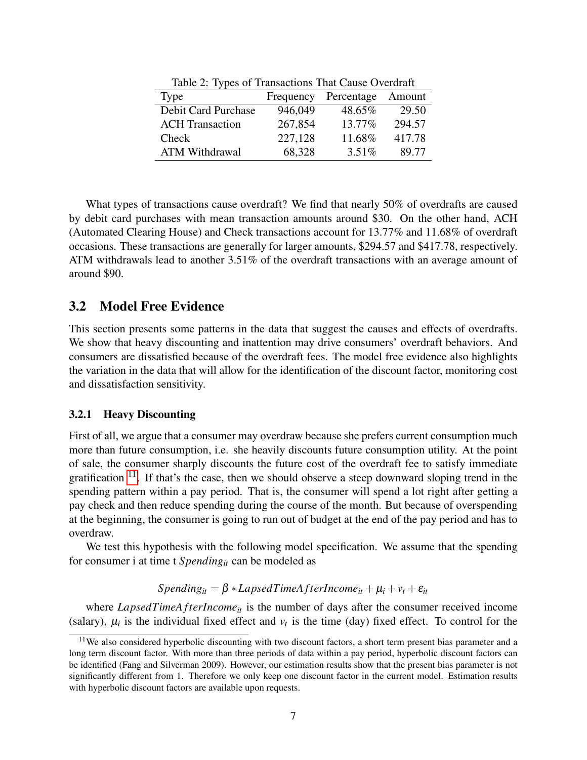Table 2: Types of Transactions That Cause Overdraft

| Type | Frequency | Percentage | Amount |
|---|---|---|---|
| Debit Card Purchase | 946,049 | 48.65% | 29.50 |
| ACH Transaction | 267,854 | 13.77% | 294.57 |
| Check | 227,128 | 11.68% | 417.78 |
| ATM Withdrawal | 68,328 | 3.51% | 89.77 |

What types of transactions cause overdraft? We find that nearly 50% of overdrafts are caused by debit card purchases with mean transaction amounts around $30. On the other hand, ACH (Automated Clearing House) and Check transactions account for 13.77% and 11.68% of overdraft occasions. These transactions are generally for larger amounts, $294.57 and $417.78, respectively. ATM withdrawals lead to another 3.51% of the overdraft transactions with an average amount of around $90.

## 3.2 Model Free Evidence

This section presents some patterns in the data that suggest the causes and effects of overdrafts. We show that heavy discounting and inattention may drive consumers' overdraft behaviors. And consumers are dissatisfied because of the overdraft fees. The model free evidence also highlights the variation in the data that will allow for the identification of the discount factor, monitoring cost and dissatisfaction sensitivity.

### 3.2.1 Heavy Discounting

First of all, we argue that a consumer may overdraw because she prefers current consumption much more than future consumption, i.e. she heavily discounts future consumption utility. At the point of sale, the consumer sharply discounts the future cost of the overdraft fee to satisfy immediate gratification [11]. If that's the case, then we should observe a steep downward sloping trend in the spending pattern within a pay period. That is, the consumer will spend a lot right after getting a pay check and then reduce spending during the course of the month. But because of overspending at the beginning, the consumer is going to run out of budget at the end of the pay period and has to overdraw.

We test this hypothesis with the following model specification. We assume that the spending for consumer i at time t $Spending_{it}$ can be modeled as

$$Spending_{it} = \beta * LapsedTimeAfterIncome_{it} + \mu_i + \nu_t + \varepsilon_{it}$$

where $LapsedTimeAfterIncome_{it}$ is the number of days after the consumer received income (salary), $\mu_i$ is the individual fixed effect and $\nu_t$ is the time (day) fixed effect. To control for the

[11] We also considered hyperbolic discounting with two discount factors, a short term present bias parameter and a long term discount factor. With more than three periods of data within a pay period, hyperbolic discount factors can be identified (Fang and Silverman 2009). However, our estimation results show that the present bias parameter is not significantly different from 1. Therefore we only keep one discount factor in the current model. Estimation results with hyperbolic discount factors are available upon requests.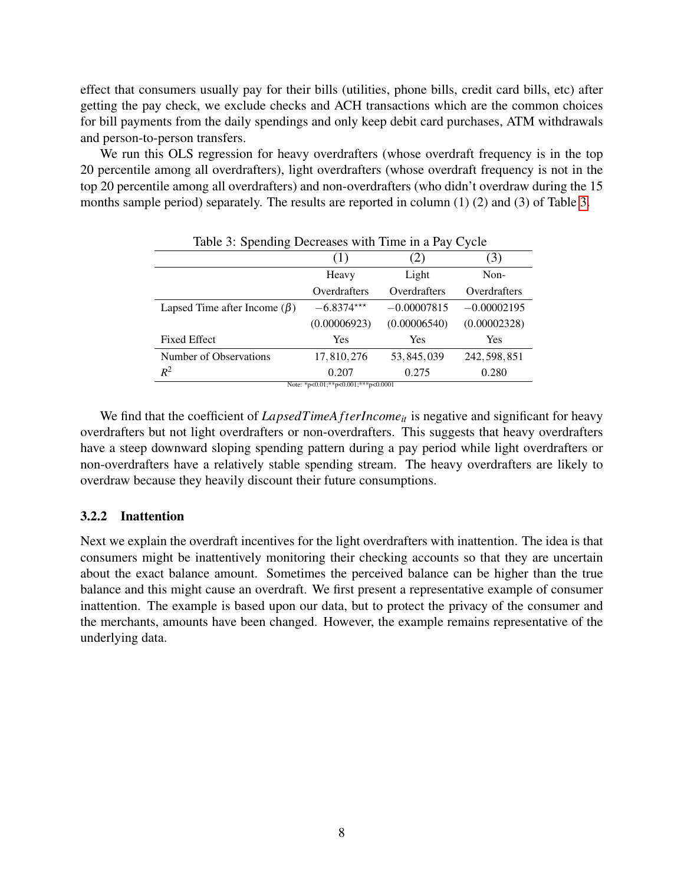effect that consumers usually pay for their bills (utilities, phone bills, credit card bills, etc) after getting the pay check, we exclude checks and ACH transactions which are the common choices for bill payments from the daily spendings and only keep debit card purchases, ATM withdrawals and person-to-person transfers.

We run this OLS regression for heavy overdrafters (whose overdraft frequency is in the top 20 percentile among all overdrafters), light overdrafters (whose overdraft frequency is not in the top 20 percentile among all overdrafters) and non-overdrafters (who didn't overdraw during the 15 months sample period) separately. The results are reported in column (1) (2) and (3) of Table 3.

Table 3: Spending Decreases with Time in a Pay Cycle

| | (1) | (2) | (3) |
|---|---|---|---|
| | Heavy Overdrafters | Light Overdrafters | Non-Overdrafters |
| Lapsed Time after Income ($\beta$) | $-6.8374^{***}$ | $-0.00007815$ | $-0.00002195$ |
| | (0.00006923) | (0.00006540) | (0.00002328) |
| Fixed Effect | Yes | Yes | Yes |
| Number of Observations | 17,810,276 | 53,845,039 | 242,598,851 |
| $R^2$ | 0.207 | 0.275 | 0.280 |

Note: *p<0.01;**p<0.001;***p<0.0001

We find that the coefficient of $LapsedTimeAfterIncome_{it}$ is negative and significant for heavy overdrafters but not light overdrafters or non-overdrafters. This suggests that heavy overdrafters have a steep downward sloping spending pattern during a pay period while light overdrafters or non-overdrafters have a relatively stable spending stream. The heavy overdrafters are likely to overdraw because they heavily discount their future consumptions.

### 3.2.2 Inattention

Next we explain the overdraft incentives for the light overdrafters with inattention. The idea is that consumers might be inattentively monitoring their checking accounts so that they are uncertain about the exact balance amount. Sometimes the perceived balance can be higher than the true balance and this might cause an overdraft. We first present a representative example of consumer inattention. The example is based upon our data, but to protect the privacy of the consumer and the merchants, amounts have been changed. However, the example remains representative of the underlying data.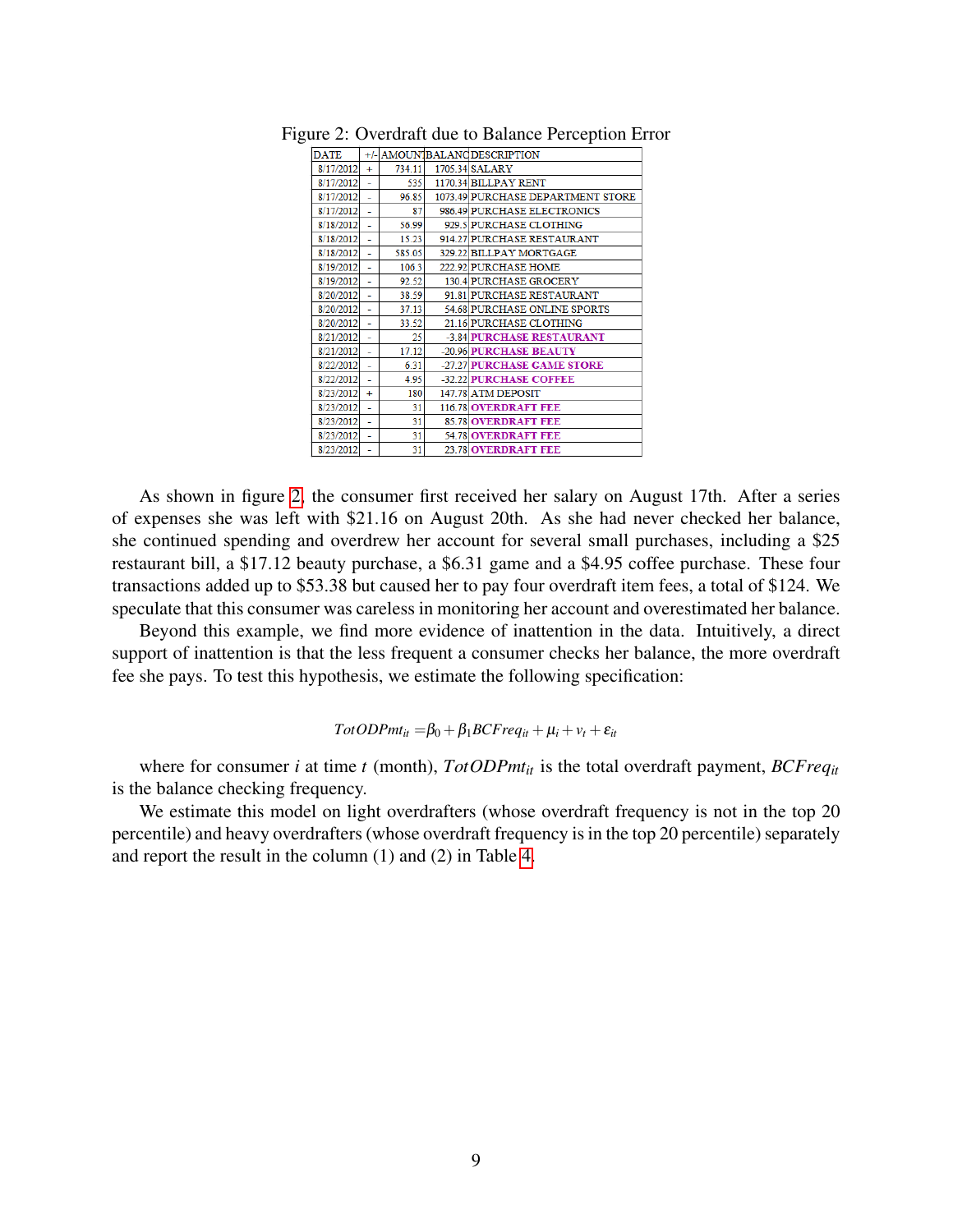Figure 2: Overdraft due to Balance Perception Error

| DATE | +/- | AMOUNT | BALANCE | DESCRIPTION |
|---|---|---|---|---|
| 8/17/2012 | + | 734.11 | 1705.34 | SALARY |
| 8/17/2012 | - | 535 | 1170.34 | BILLPAY RENT |
| 8/17/2012 | - | 96.85 | 1073.49 | PURCHASE DEPARTMENT STORE |
| 8/17/2012 | - | 87 | 986.49 | PURCHASE ELECTRONICS |
| 8/18/2012 | - | 56.99 | 929.5 | PURCHASE CLOTHING |
| 8/18/2012 | - | 15.23 | 914.27 | PURCHASE RESTAURANT |
| 8/18/2012 | - | 585.05 | 329.22 | BILLPAY MORTGAGE |
| 8/19/2012 | - | 106.3 | 222.92 | PURCHASE HOME |
| 8/19/2012 | - | 92.52 | 130.4 | PURCHASE GROCERY |
| 8/20/2012 | - | 38.59 | 91.81 | PURCHASE RESTAURANT |
| 8/20/2012 | - | 37.13 | 54.68 | PURCHASE ONLINE SPORTS |
| 8/20/2012 | - | 33.52 | 21.16 | PURCHASE CLOTHING |
| 8/21/2012 | - | 25 | -3.84 | PURCHASE RESTAURANT |
| 8/21/2012 | - | 17.12 | -20.96 | PURCHASE BEAUTY |
| 8/22/2012 | - | 6.31 | -27.27 | PURCHASE GAME STORE |
| 8/22/2012 | - | 4.95 | -32.22 | PURCHASE COFFEE |
| 8/23/2012 | + | 180 | 147.78 | ATM DEPOSIT |
| 8/23/2012 | - | 31 | 116.78 | OVERDRAFT FEE |
| 8/23/2012 | - | 31 | 85.78 | OVERDRAFT FEE |
| 8/23/2012 | - | 31 | 54.78 | OVERDRAFT FEE |
| 8/23/2012 | - | 31 | 23.78 | OVERDRAFT FEE |

As shown in figure 2, the consumer first received her salary on August 17th. After a series of expenses she was left with \$21.16 on August 20th. As she had never checked her balance, she continued spending and overdrew her account for several small purchases, including a \$25 restaurant bill, a \$17.12 beauty purchase, a \$6.31 game and a \$4.95 coffee purchase. These four transactions added up to \$53.38 but caused her to pay four overdraft item fees, a total of \$124. We speculate that this consumer was careless in monitoring her account and overestimated her balance.

Beyond this example, we find more evidence of inattention in the data. Intuitively, a direct support of inattention is that the less frequent a consumer checks her balance, the more overdraft fee she pays. To test this hypothesis, we estimate the following specification:

$$TotODPmt_{it} = \beta_0 + \beta_1 BCFreq_{it} + \mu_i + v_t + \varepsilon_{it}$$

where for consumer $i$ at time $t$ (month), $TotODPmt_{it}$ is the total overdraft payment, $BCFreq_{it}$ is the balance checking frequency.

We estimate this model on light overdrafters (whose overdraft frequency is not in the top 20 percentile) and heavy overdrafters (whose overdraft frequency is in the top 20 percentile) separately and report the result in the column (1) and (2) in Table 4.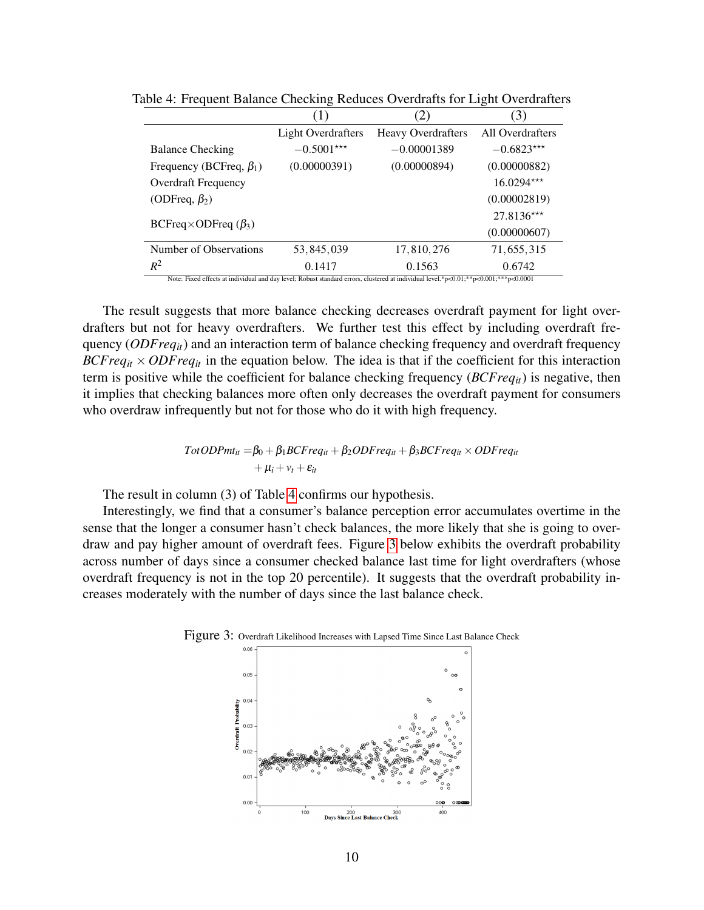Table 4: Frequent Balance Checking Reduces Overdrafts for Light Overdrafters

| | (1) | (2) | (3) |
|---|---|---|---|
| | Light Overdrafters | Heavy Overdrafters | All Overdrafters |
| Balance Checking | $-0.5001^{***}$ | $-0.00001389$ | $-0.6823^{***}$ |
| Frequency (BCFreq, $\beta_1$) | (0.00000391) | (0.00000894) | (0.00000882) |
| Overdraft Frequency | | | $16.0294^{***}$ |
| (ODFreq, $\beta_2$) | | | (0.00002819) |
| BCFreq$\times$ODFreq ($\beta_3$) | | | $27.8136^{***}$ |
| | | | (0.00000607) |
| Number of Observations | 53,845,039 | 17,810,276 | 71,655,315 |
| $R^2$ | 0.1417 | 0.1563 | 0.6742 |

Note: Fixed effects at individual and day level; Robust standard errors, clustered at individual level.*p<0.01;**p<0.001;***p<0.0001

The result suggests that more balance checking decreases overdraft payment for light overdrafters but not for heavy overdrafters. We further test this effect by including overdraft frequency ($ODFreq_{it}$) and an interaction term of balance checking frequency and overdraft frequency $BCFreq_{it} \times ODFreq_{it}$ in the equation below. The idea is that if the coefficient for this interaction term is positive while the coefficient for balance checking frequency ($BCFreq_{it}$) is negative, then it implies that checking balances more often only decreases the overdraft payment for consumers who overdraw infrequently but not for those who do it with high frequency.

$$
\begin{aligned}
TotODPmt_{it} = &\beta_0 + \beta_1 BCFreq_{it} + \beta_2 ODFreq_{it} + \beta_3 BCFreq_{it} \times ODFreq_{it} \\
&+ \mu_i + \nu_t + \varepsilon_{it}
\end{aligned}
$$

The result in column (3) of Table 4 confirms our hypothesis.

Interestingly, we find that a consumer's balance perception error accumulates overtime in the sense that the longer a consumer hasn't check balances, the more likely that she is going to overdraw and pay higher amount of overdraft fees. Figure 3 below exhibits the overdraft probability across number of days since a consumer checked balance last time for light overdrafters (whose overdraft frequency is not in the top 20 percentile). It suggests that the overdraft probability increases moderately with the number of days since the last balance check.

Figure 3: Overdraft Likelihood Increases with Lapsed Time Since Last Balance Check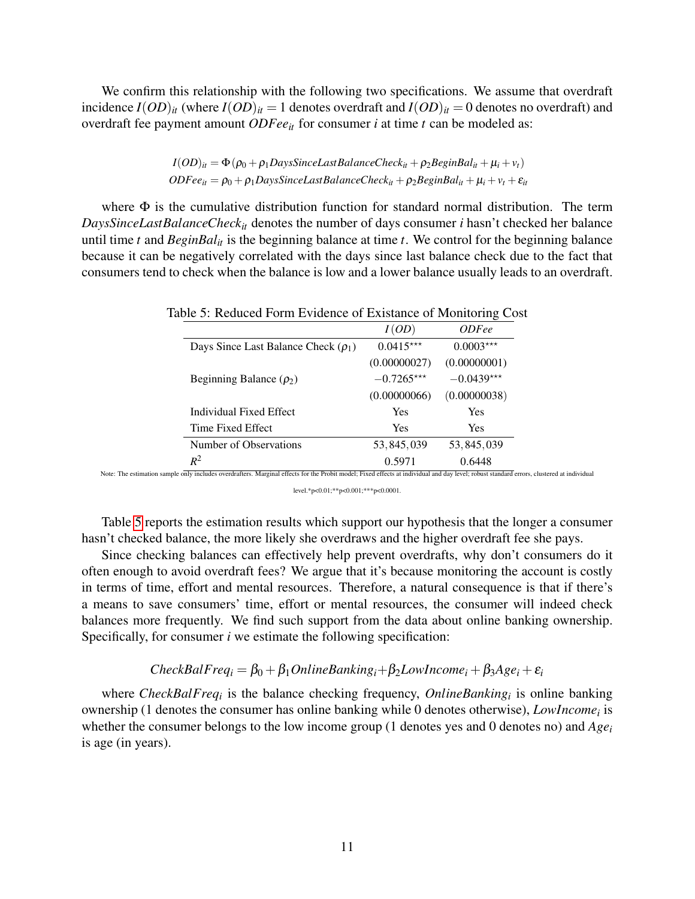We confirm this relationship with the following two specifications. We assume that overdraft incidence $I(OD)_{it}$ (where $I(OD)_{it} = 1$ denotes overdraft and $I(OD)_{it} = 0$ denotes no overdraft) and overdraft fee payment amount $ODFee_{it}$ for consumer $i$ at time $t$ can be modeled as:

$$
\begin{aligned}
I(OD)_{it} &= \Phi(\rho_0 + \rho_1 DaysSinceLastBalanceCheck_{it} + \rho_2 BeginBal_{it} + \mu_i + v_t) \\
ODFee_{it} &= \rho_0 + \rho_1 DaysSinceLastBalanceCheck_{it} + \rho_2 BeginBal_{it} + \mu_i + v_t + \varepsilon_{it}
\end{aligned}
$$

where $\Phi$ is the cumulative distribution function for standard normal distribution. The term $DaysSinceLastBalanceCheck_{it}$ denotes the number of days consumer $i$ hasn't checked her balance until time $t$ and $BeginBal_{it}$ is the beginning balance at time $t$. We control for the beginning balance because it can be negatively correlated with the days since last balance check due to the fact that consumers tend to check when the balance is low and a lower balance usually leads to an overdraft.

Table 5: Reduced Form Evidence of Existance of Monitoring Cost

| | $I(OD)$ | $ODFee$ |
|---|---|---|
| Days Since Last Balance Check ($\rho_1$) | $0.0415^{***}$ | $0.0003^{***}$ |
| | (0.00000027) | (0.00000001) |
| Beginning Balance ($\rho_2$) | $-0.7265^{***}$ | $-0.0439^{***}$ |
| | (0.00000066) | (0.00000038) |
| Individual Fixed Effect | Yes | Yes |
| Time Fixed Effect | Yes | Yes |
| Number of Observations | 53,845,039 | 53,845,039 |
| $R^2$ | 0.5971 | 0.6448 |

Note: The estimation sample only includes overdrafters. Marginal effects for the Probit model; Fixed effects at individual and day level; robust standard errors, clustered at individual level.*p<0.01;**p<0.001;***p<0.0001.

Table 5 reports the estimation results which support our hypothesis that the longer a consumer hasn't checked balance, the more likely she overdraws and the higher overdraft fee she pays.

Since checking balances can effectively help prevent overdrafts, why don't consumers do it often enough to avoid overdraft fees? We argue that it's because monitoring the account is costly in terms of time, effort and mental resources. Therefore, a natural consequence is that if there's a means to save consumers' time, effort or mental resources, the consumer will indeed check balances more frequently. We find such support from the data about online banking ownership. Specifically, for consumer $i$ we estimate the following specification:

$$CheckBalFreq_i = \beta_0 + \beta_1 OnlineBanking_i + \beta_2 LowIncome_i + \beta_3 Age_i + \varepsilon_i$$

where $CheckBalFreq_i$ is the balance checking frequency, $OnlineBanking_i$ is online banking ownership (1 denotes the consumer has online banking while 0 denotes otherwise), $LowIncome_i$ is whether the consumer belongs to the low income group (1 denotes yes and 0 denotes no) and $Age_i$ is age (in years).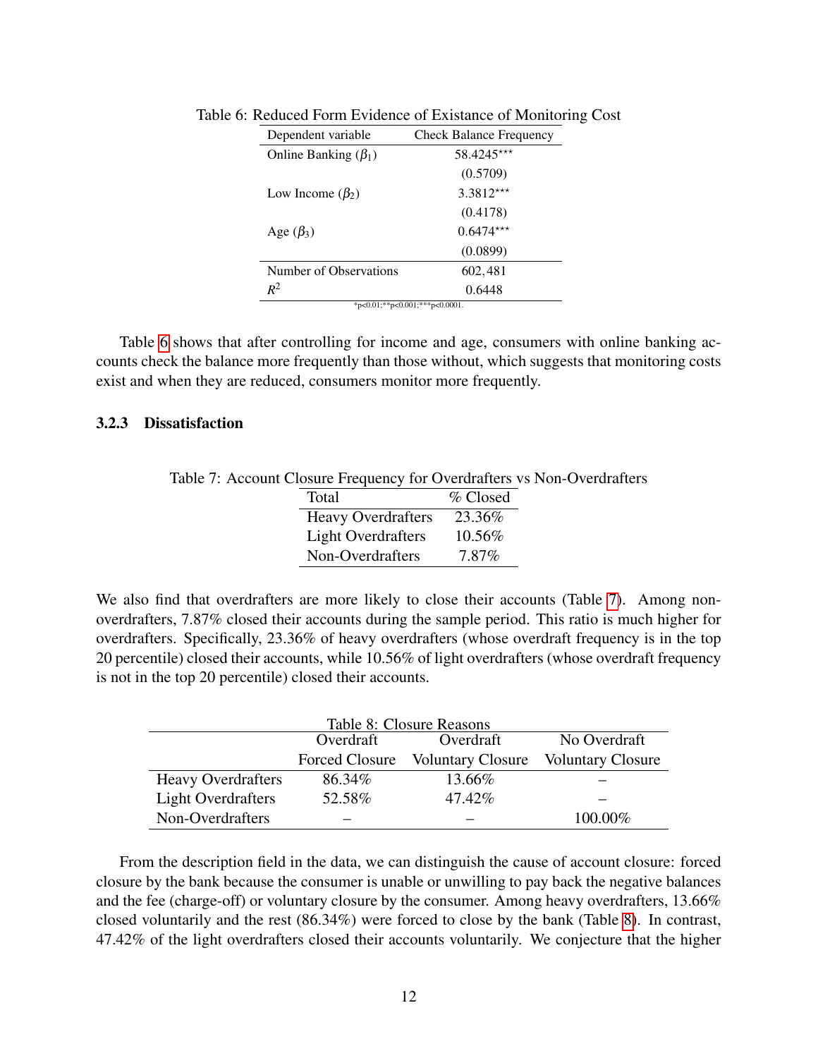Table 6: Reduced Form Evidence of Existance of Monitoring Cost

| Dependent variable | Check Balance Frequency |
|---|---|
| Online Banking ($\beta_1$) | 58.4245*** |
| | (0.5709) |
| Low Income ($\beta_2$) | 3.3812*** |
| | (0.4178) |
| Age ($\beta_3$) | 0.6474*** |
| | (0.0899) |
| Number of Observations | 602,481 |
| $R^2$ | 0.6448 |

*p<0.01;**p<0.001;***p<0.0001.

Table 6 shows that after controlling for income and age, consumers with online banking accounts check the balance more frequently than those without, which suggests that monitoring costs exist and when they are reduced, consumers monitor more frequently.

### 3.2.3 Dissatisfaction

Table 7: Account Closure Frequency for Overdrafters vs Non-Overdrafters

| Total | % Closed |
|---|---|
| Heavy Overdrafters | 23.36% |
| Light Overdrafters | 10.56% |
| Non-Overdrafters | 7.87% |

We also find that overdrafters are more likely to close their accounts (Table 7). Among non-overdrafters, 7.87% closed their accounts during the sample period. This ratio is much higher for overdrafters. Specifically, 23.36% of heavy overdrafters (whose overdraft frequency is in the top 20 percentile) closed their accounts, while 10.56% of light overdrafters (whose overdraft frequency is not in the top 20 percentile) closed their accounts.

Table 8: Closure Reasons

| | Overdraft Forced Closure | Overdraft Voluntary Closure | No Overdraft Voluntary Closure |
|---|---|---|---|
| Heavy Overdrafters | 86.34% | 13.66% | – |
| Light Overdrafters | 52.58% | 47.42% | – |
| Non-Overdrafters | – | – | 100.00% |

From the description field in the data, we can distinguish the cause of account closure: forced closure by the bank because the consumer is unable or unwilling to pay back the negative balances and the fee (charge-off) or voluntary closure by the consumer. Among heavy overdrafters, 13.66% closed voluntarily and the rest (86.34%) were forced to close by the bank (Table 8). In contrast, 47.42% of the light overdrafters closed their accounts voluntarily. We conjecture that the higher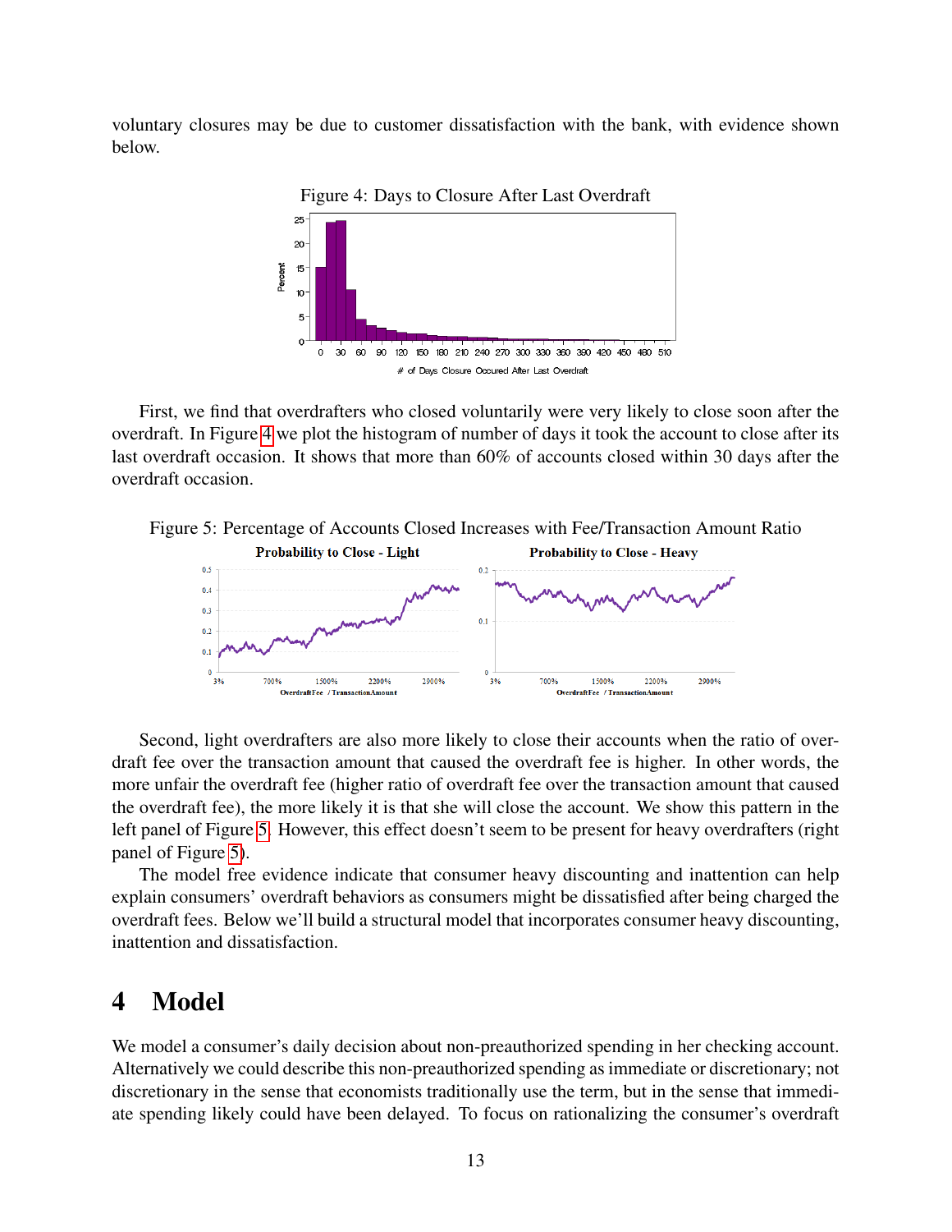voluntary closures may be due to customer dissatisfaction with the bank, with evidence shown below.

Figure 4: Days to Closure After Last Overdraft

First, we find that overdrafters who closed voluntarily were very likely to close soon after the overdraft. In Figure 4 we plot the histogram of number of days it took the account to close after its last overdraft occasion. It shows that more than 60% of accounts closed within 30 days after the overdraft occasion.

Figure 5: Percentage of Accounts Closed Increases with Fee/Transaction Amount Ratio

Second, light overdrafters are also more likely to close their accounts when the ratio of overdraft fee over the transaction amount that caused the overdraft fee is higher. In other words, the more unfair the overdraft fee (higher ratio of overdraft fee over the transaction amount that caused the overdraft fee), the more likely it is that she will close the account. We show this pattern in the left panel of Figure 5. However, this effect doesn't seem to be present for heavy overdrafters (right panel of Figure 5).

The model free evidence indicate that consumer heavy discounting and inattention can help explain consumers' overdraft behaviors as consumers might be dissatisfied after being charged the overdraft fees. Below we'll build a structural model that incorporates consumer heavy discounting, inattention and dissatisfaction.

# 4 Model

We model a consumer's daily decision about non-preauthorized spending in her checking account. Alternatively we could describe this non-preauthorized spending as immediate or discretionary; not discretionary in the sense that economists traditionally use the term, but in the sense that immediate spending likely could have been delayed. To focus on rationalizing the consumer's overdraft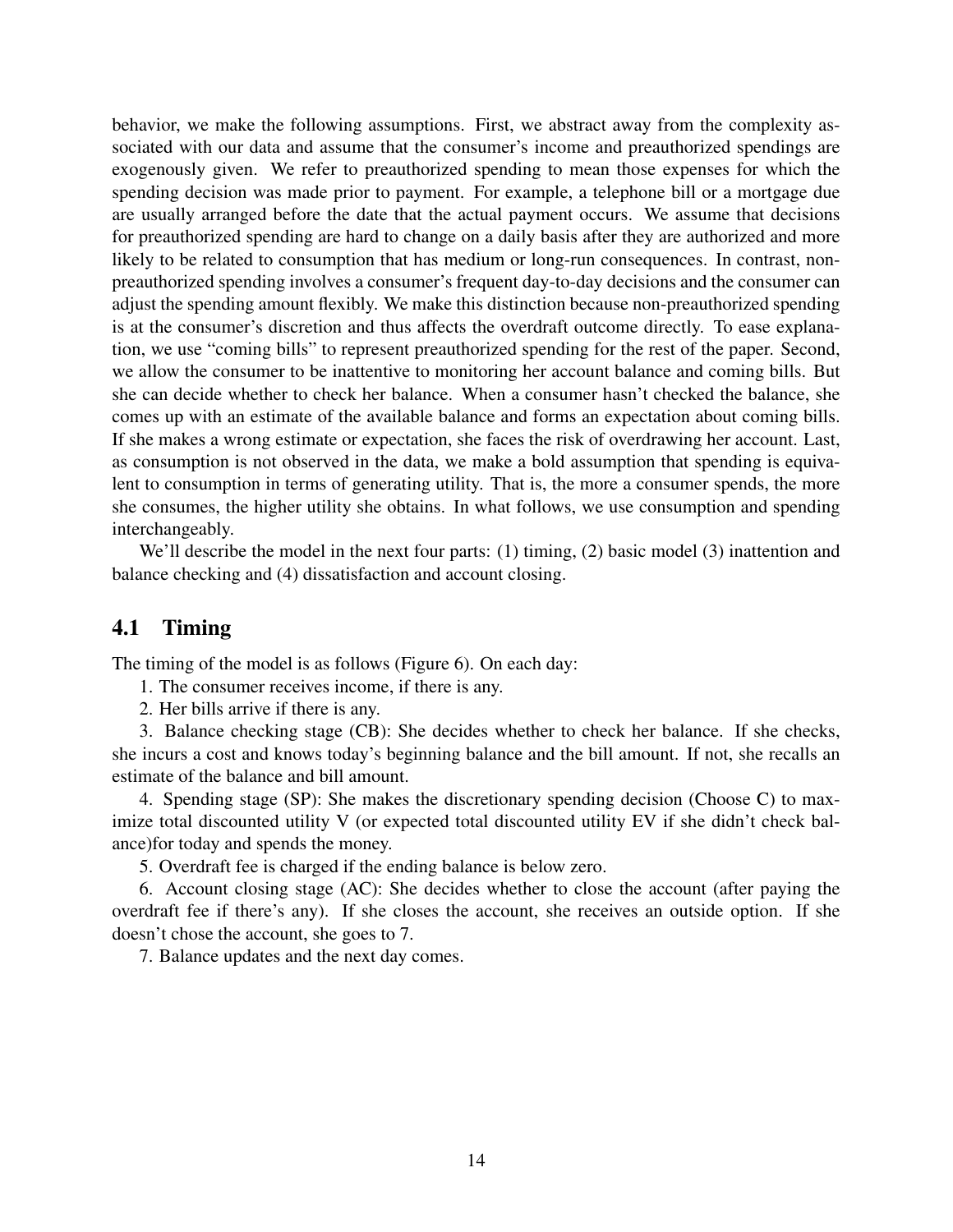behavior, we make the following assumptions. First, we abstract away from the complexity associated with our data and assume that the consumer's income and preauthorized spendings are exogenously given. We refer to preauthorized spending to mean those expenses for which the spending decision was made prior to payment. For example, a telephone bill or a mortgage due are usually arranged before the date that the actual payment occurs. We assume that decisions for preauthorized spending are hard to change on a daily basis after they are authorized and more likely to be related to consumption that has medium or long-run consequences. In contrast, non-preauthorized spending involves a consumer's frequent day-to-day decisions and the consumer can adjust the spending amount flexibly. We make this distinction because non-preauthorized spending is at the consumer's discretion and thus affects the overdraft outcome directly. To ease explanation, we use "coming bills" to represent preauthorized spending for the rest of the paper. Second, we allow the consumer to be inattentive to monitoring her account balance and coming bills. But she can decide whether to check her balance. When a consumer hasn't checked the balance, she comes up with an estimate of the available balance and forms an expectation about coming bills. If she makes a wrong estimate or expectation, she faces the risk of overdrawing her account. Last, as consumption is not observed in the data, we make a bold assumption that spending is equivalent to consumption in terms of generating utility. That is, the more a consumer spends, the more she consumes, the higher utility she obtains. In what follows, we use consumption and spending interchangeably.

We'll describe the model in the next four parts: (1) timing, (2) basic model (3) inattention and balance checking and (4) dissatisfaction and account closing.

## 4.1 Timing

The timing of the model is as follows (Figure 6). On each day:

1. The consumer receives income, if there is any.

2. Her bills arrive if there is any.

3. Balance checking stage (CB): She decides whether to check her balance. If she checks, she incurs a cost and knows today's beginning balance and the bill amount. If not, she recalls an estimate of the balance and bill amount.

4. Spending stage (SP): She makes the discretionary spending decision (Choose C) to maximize total discounted utility V (or expected total discounted utility EV if she didn't check balance)for today and spends the money.

5. Overdraft fee is charged if the ending balance is below zero.

6. Account closing stage (AC): She decides whether to close the account (after paying the overdraft fee if there's any). If she closes the account, she receives an outside option. If she doesn't chose the account, she goes to 7.

7. Balance updates and the next day comes.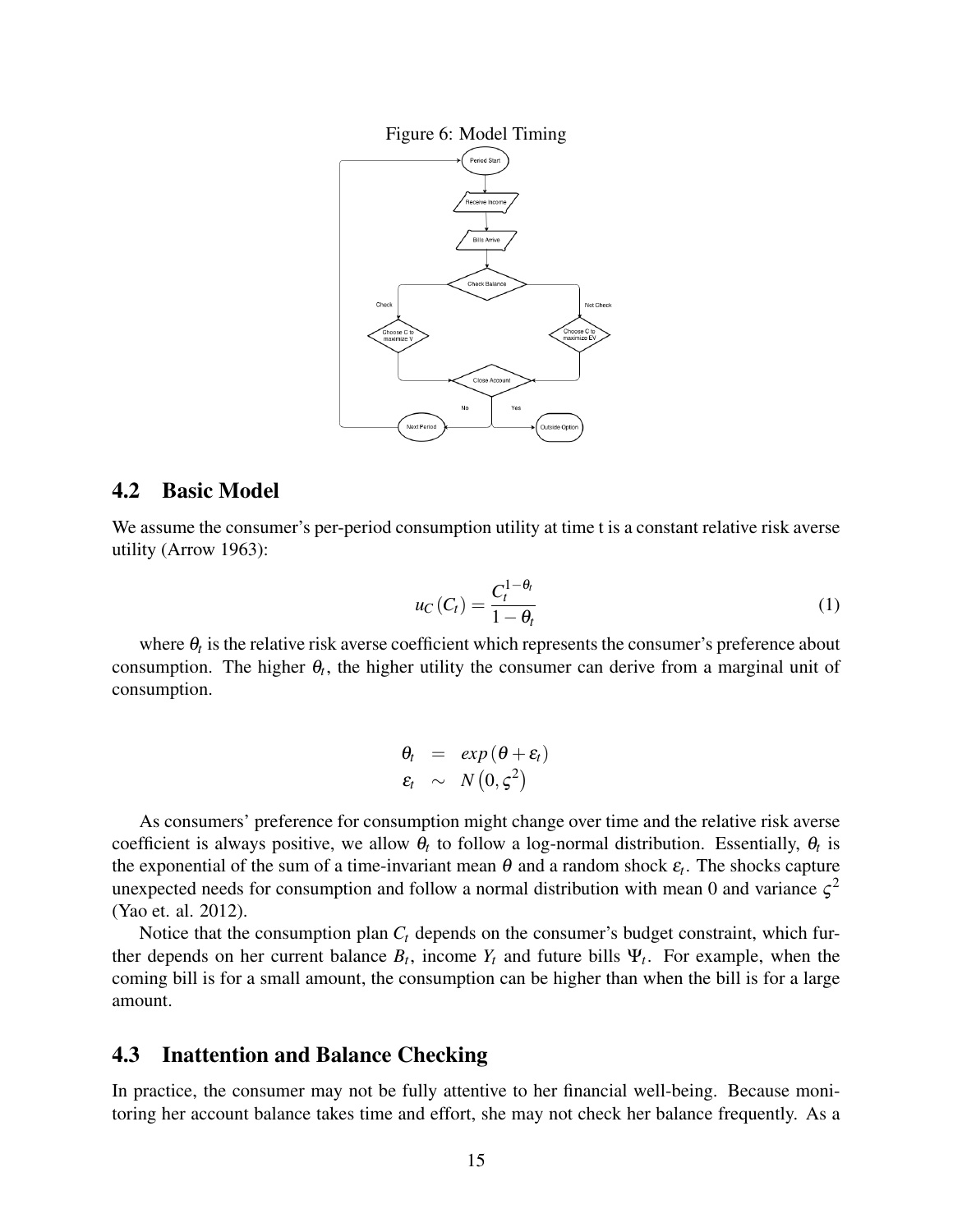Figure 6: Model Timing

## 4.2 Basic Model

We assume the consumer's per-period consumption utility at time t is a constant relative risk averse utility (Arrow 1963):

$$u_C(C_t) = \frac{C_t^{1-\theta_t}}{1-\theta_t} \tag{1}$$

where $\theta_t$ is the relative risk averse coefficient which represents the consumer's preference about consumption. The higher $\theta_t$, the higher utility the consumer can derive from a marginal unit of consumption.

$$\begin{aligned} \theta_t &= exp(\theta + \varepsilon_t) \\ \varepsilon_t &\sim N(0, \varsigma^2) \end{aligned}$$

As consumers' preference for consumption might change over time and the relative risk averse coefficient is always positive, we allow $\theta_t$ to follow a log-normal distribution. Essentially, $\theta_t$ is the exponential of the sum of a time-invariant mean $\theta$ and a random shock $\varepsilon_t$. The shocks capture unexpected needs for consumption and follow a normal distribution with mean 0 and variance $\varsigma^2$ (Yao et. al. 2012).

Notice that the consumption plan $C_t$ depends on the consumer's budget constraint, which further depends on her current balance $B_t$, income $Y_t$ and future bills $\Psi_t$. For example, when the coming bill is for a small amount, the consumption can be higher than when the bill is for a large amount.

## 4.3 Inattention and Balance Checking

In practice, the consumer may not be fully attentive to her financial well-being. Because monitoring her account balance takes time and effort, she may not check her balance frequently. As a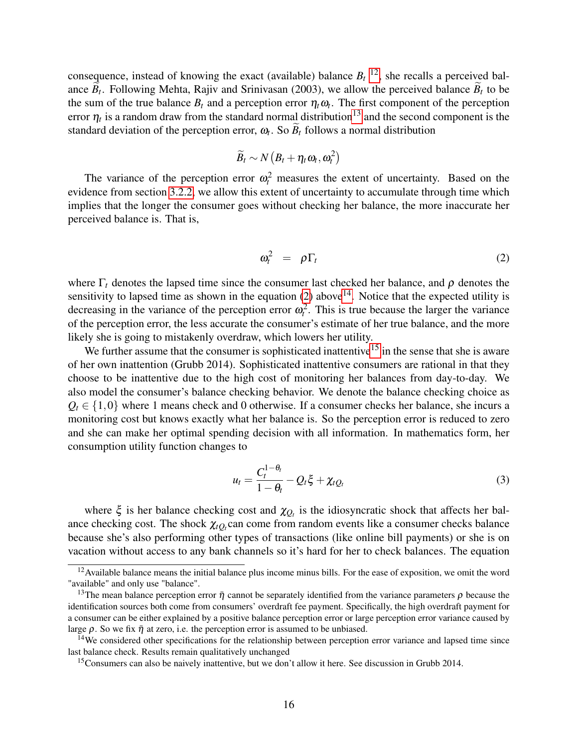consequence, instead of knowing the exact (available) balance $B_t$ [12], she recalls a perceived balance $\widetilde{B}_t$. Following Mehta, Rajiv and Srinivasan (2003), we allow the perceived balance $\widetilde{B}_t$ to be the sum of the true balance $B_t$ and a perception error $\eta_t \omega_t$. The first component of the perception error $\eta_t$ is a random draw from the standard normal distribution[13] and the second component is the standard deviation of the perception error, $\omega_t$. So $\widetilde{B}_t$ follows a normal distribution

$$\widetilde{B}_t \sim N\left(B_t + \eta_t \omega_t, \omega_t^2\right)$$

The variance of the perception error $\omega_t^2$ measures the extent of uncertainty. Based on the evidence from section 3.2.2, we allow this extent of uncertainty to accumulate through time which implies that the longer the consumer goes without checking her balance, the more inaccurate her perceived balance is. That is,

$$\omega_t^2 = \rho \Gamma_t \tag{2}$$

where $\Gamma_t$ denotes the lapsed time since the consumer last checked her balance, and $\rho$ denotes the sensitivity to lapsed time as shown in the equation (2) above[14]. Notice that the expected utility is decreasing in the variance of the perception error $\omega_t^2$. This is true because the larger the variance of the perception error, the less accurate the consumer's estimate of her true balance, and the more likely she is going to mistakenly overdraw, which lowers her utility.

We further assume that the consumer is sophisticated inattentive[15] in the sense that she is aware of her own inattention (Grubb 2014). Sophisticated inattentive consumers are rational in that they choose to be inattentive due to the high cost of monitoring her balances from day-to-day. We also model the consumer's balance checking behavior. We denote the balance checking choice as $Q_t \in \{1, 0\}$ where 1 means check and 0 otherwise. If a consumer checks her balance, she incurs a monitoring cost but knows exactly what her balance is. So the perception error is reduced to zero and she can make her optimal spending decision with all information. In mathematics form, her consumption utility function changes to

$$u_t = \frac{C_t^{1-\theta_t}}{1-\theta_t} - Q_t \xi + \chi_{tQ_t} \tag{3}$$

where $\xi$ is her balance checking cost and $\chi_{Q_t}$ is the idiosyncratic shock that affects her balance checking cost. The shock $\chi_{tQ_t}$ can come from random events like a consumer checks balance because she's also performing other types of transactions (like online bill payments) or she is on vacation without access to any bank channels so it's hard for her to check balances. The equation

[12] Available balance means the initial balance plus income minus bills. For the ease of exposition, we omit the word "available" and only use "balance".

[13] The mean balance perception error $\bar{\eta}$ cannot be separately identified from the variance parameters $\rho$ because the identification sources both come from consumers' overdraft fee payment. Specifically, the high overdraft payment for a consumer can be either explained by a positive balance perception error or large perception error variance caused by large $\rho$. So we fix $\bar{\eta}$ at zero, i.e. the perception error is assumed to be unbiased.

[14] We considered other specifications for the relationship between perception error variance and lapsed time since last balance check. Results remain qualitatively unchanged

[15] Consumers can also be naively inattentive, but we don't allow it here. See discussion in Grubb 2014.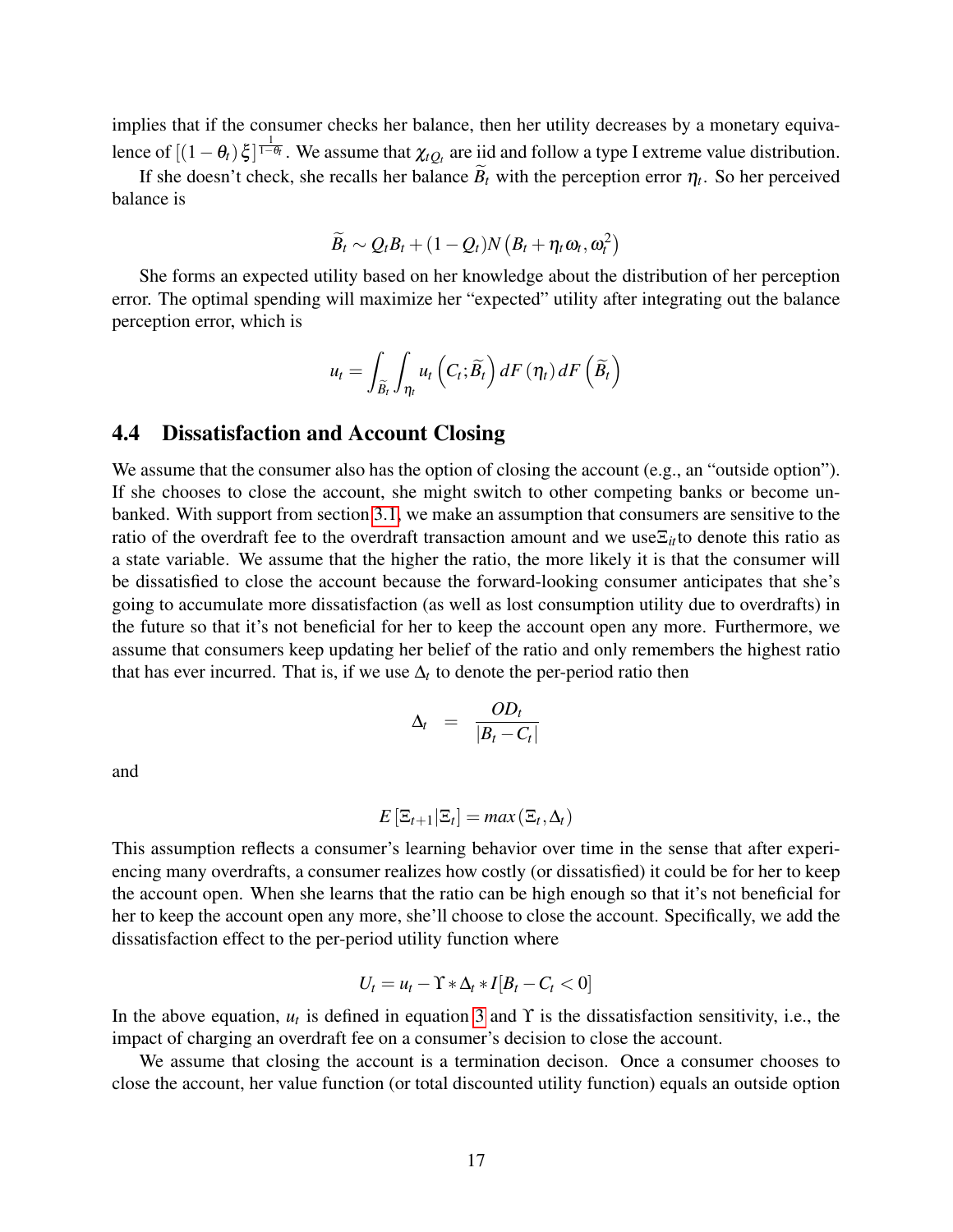implies that if the consumer checks her balance, then her utility decreases by a monetary equivalence of $[(1-\theta_t)\xi]^{\frac{1}{1-\theta_t}}$. We assume that $\chi_{tQ_t}$ are iid and follow a type I extreme value distribution.

If she doesn't check, she recalls her balance $\widetilde{B}_t$ with the perception error $\eta_t$. So her perceived balance is

$$\widetilde{B}_t \sim Q_t B_t + (1-Q_t) N\left(B_t + \eta_t \omega_t, \omega_t^2\right)$$

She forms an expected utility based on her knowledge about the distribution of her perception error. The optimal spending will maximize her "expected" utility after integrating out the balance perception error, which is

$$u_t = \int_{\widetilde{B}_t} \int_{\eta_t} u_t\left(C_t; \widetilde{B}_t\right) dF\left(\eta_t\right) dF\left(\widetilde{B}_t\right)$$

## 4.4 Dissatisfaction and Account Closing

We assume that the consumer also has the option of closing the account (e.g., an "outside option"). If she chooses to close the account, she might switch to other competing banks or become unbanked. With support from section 3.1, we make an assumption that consumers are sensitive to the ratio of the overdraft fee to the overdraft transaction amount and we use $\Xi_{it}$ to denote this ratio as a state variable. We assume that the higher the ratio, the more likely it is that the consumer will be dissatisfied to close the account because the forward-looking consumer anticipates that she's going to accumulate more dissatisfaction (as well as lost consumption utility due to overdrafts) in the future so that it's not beneficial for her to keep the account open any more. Furthermore, we assume that consumers keep updating her belief of the ratio and only remembers the highest ratio that has ever incurred. That is, if we use $\Delta_t$ to denote the per-period ratio then

$$\Delta_t = \frac{OD_t}{|B_t - C_t|}$$

and

$$E\left[\Xi_{t+1} | \Xi_t\right] = max\left(\Xi_t, \Delta_t\right)$$

This assumption reflects a consumer's learning behavior over time in the sense that after experiencing many overdrafts, a consumer realizes how costly (or dissatisfied) it could be for her to keep the account open. When she learns that the ratio can be high enough so that it's not beneficial for her to keep the account open any more, she'll choose to close the account. Specifically, we add the dissatisfaction effect to the per-period utility function where

$$U_t = u_t - \Upsilon * \Delta_t * I[B_t - C_t < 0]$$

In the above equation, $u_t$ is defined in equation 3 and $\Upsilon$ is the dissatisfaction sensitivity, i.e., the impact of charging an overdraft fee on a consumer's decision to close the account.

We assume that closing the account is a termination decison. Once a consumer chooses to close the account, her value function (or total discounted utility function) equals an outside option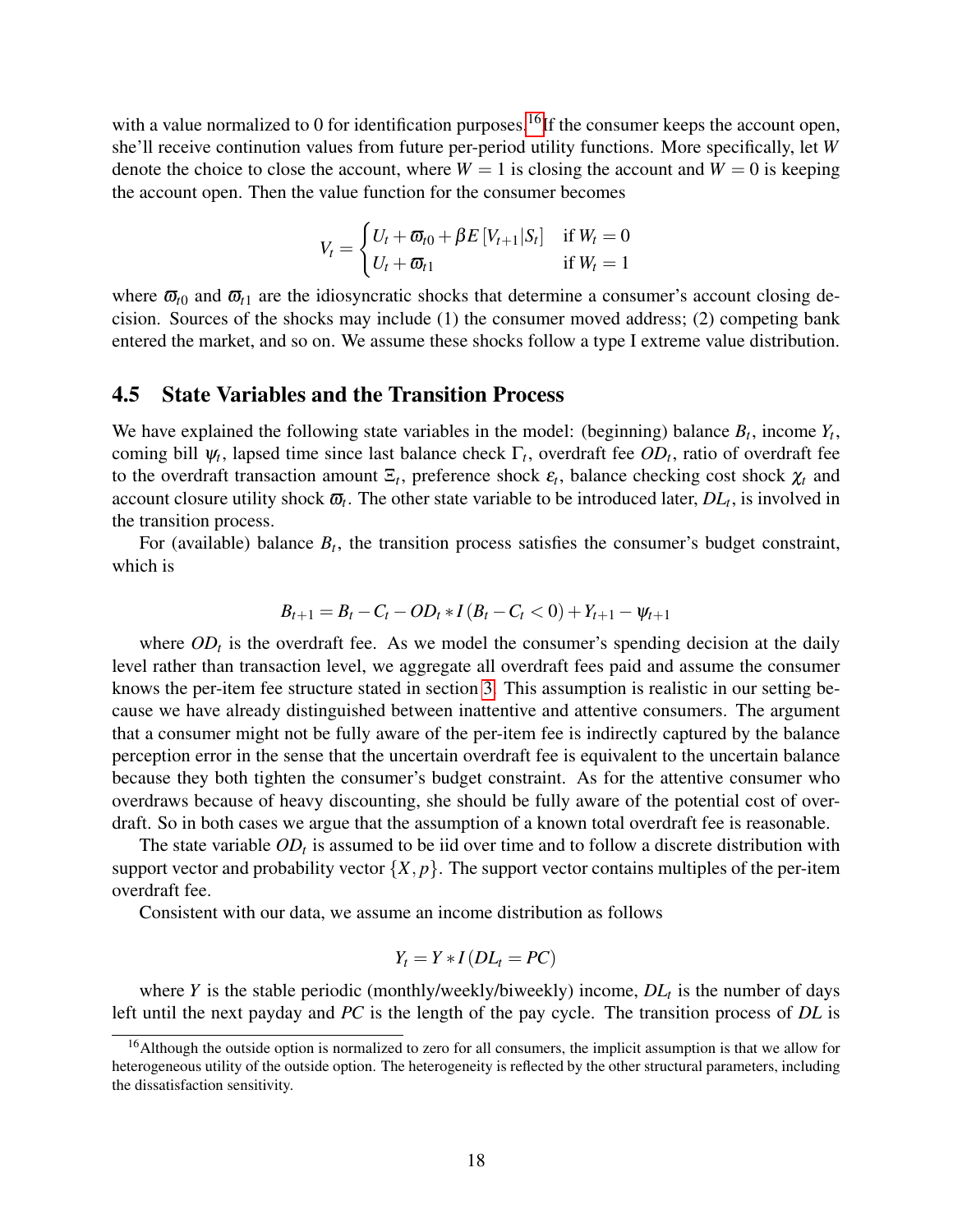with a value normalized to 0 for identification purposes.[16] If the consumer keeps the account open, she'll receive continution values from future per-period utility functions. More specifically, let $W$ denote the choice to close the account, where $W = 1$ is closing the account and $W = 0$ is keeping the account open. Then the value function for the consumer becomes

$$V_t = \begin{cases} U_t + \varpi_{t0} + \beta E\left[V_{t+1}|S_t\right] & \text{if } W_t = 0 \\ U_t + \varpi_{t1} & \text{if } W_t = 1 \end{cases}$$

where $\varpi_{t0}$ and $\varpi_{t1}$ are the idiosyncratic shocks that determine a consumer's account closing decision. Sources of the shocks may include (1) the consumer moved address; (2) competing bank entered the market, and so on. We assume these shocks follow a type I extreme value distribution.

## 4.5 State Variables and the Transition Process

We have explained the following state variables in the model: (beginning) balance $B_t$, income $Y_t$, coming bill $\psi_t$, lapsed time since last balance check $\Gamma_t$, overdraft fee $OD_t$, ratio of overdraft fee to the overdraft transaction amount $\Xi_t$, preference shock $\varepsilon_t$, balance checking cost shock $\chi_t$ and account closure utility shock $\varpi_t$. The other state variable to be introduced later, $DL_t$, is involved in the transition process.

For (available) balance $B_t$, the transition process satisfies the consumer's budget constraint, which is

$$B_{t+1} = B_t - C_t - OD_t * I\left(B_t - C_t < 0\right) + Y_{t+1} - \psi_{t+1}$$

where $OD_t$ is the overdraft fee. As we model the consumer's spending decision at the daily level rather than transaction level, we aggregate all overdraft fees paid and assume the consumer knows the per-item fee structure stated in section 3. This assumption is realistic in our setting because we have already distinguished between inattentive and attentive consumers. The argument that a consumer might not be fully aware of the per-item fee is indirectly captured by the balance perception error in the sense that the uncertain overdraft fee is equivalent to the uncertain balance because they both tighten the consumer's budget constraint. As for the attentive consumer who overdraws because of heavy discounting, she should be fully aware of the potential cost of overdraft. So in both cases we argue that the assumption of a known total overdraft fee is reasonable.

The state variable $OD_t$ is assumed to be iid over time and to follow a discrete distribution with support vector and probability vector $\{X, p\}$. The support vector contains multiples of the per-item overdraft fee.

Consistent with our data, we assume an income distribution as follows

$$Y_t = Y * I\left(DL_t = PC\right)$$

where $Y$ is the stable periodic (monthly/weekly/biweekly) income, $DL_t$ is the number of days left until the next payday and $PC$ is the length of the pay cycle. The transition process of $DL$ is

[16] Although the outside option is normalized to zero for all consumers, the implicit assumption is that we allow for heterogeneous utility of the outside option. The heterogeneity is reflected by the other structural parameters, including the dissatisfaction sensitivity.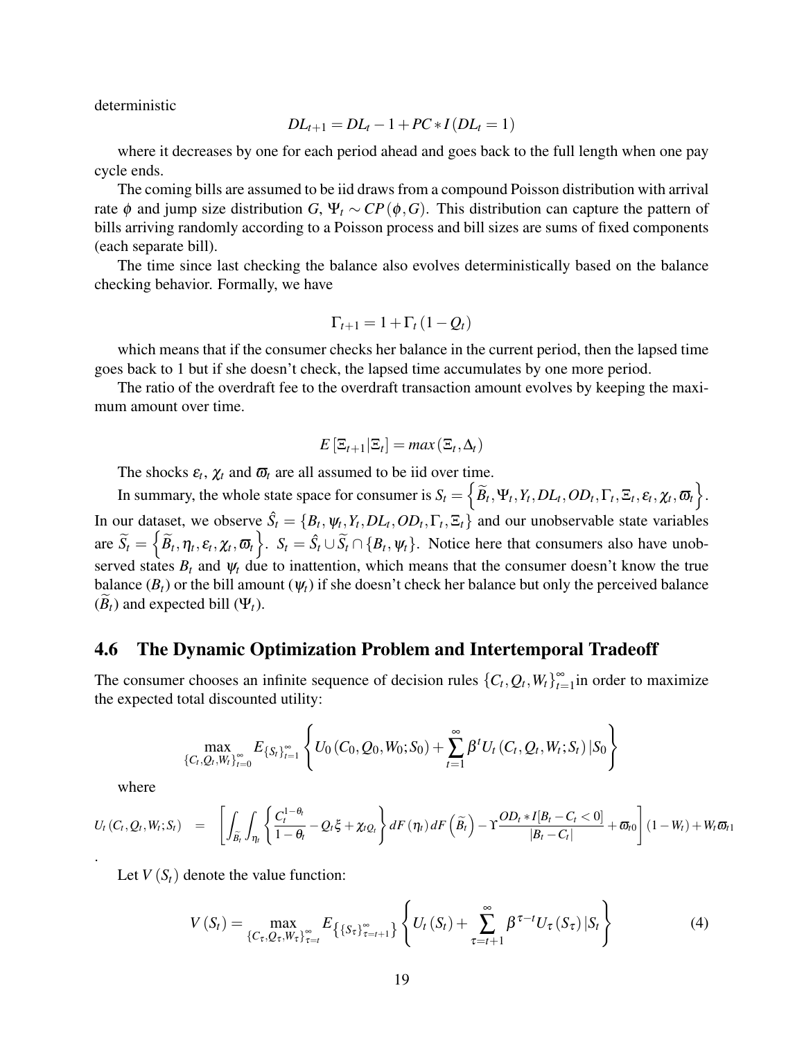deterministic

$$DL_{t+1} = DL_t - 1 + PC * I(DL_t = 1)$$

where it decreases by one for each period ahead and goes back to the full length when one pay cycle ends.

The coming bills are assumed to be iid draws from a compound Poisson distribution with arrival rate $\phi$ and jump size distribution $G$, $\Psi_t \sim CP(\phi, G)$. This distribution can capture the pattern of bills arriving randomly according to a Poisson process and bill sizes are sums of fixed components (each separate bill).

The time since last checking the balance also evolves deterministically based on the balance checking behavior. Formally, we have

$$\Gamma_{t+1} = 1 + \Gamma_t (1 - Q_t)$$

which means that if the consumer checks her balance in the current period, then the lapsed time goes back to 1 but if she doesn't check, the lapsed time accumulates by one more period.

The ratio of the overdraft fee to the overdraft transaction amount evolves by keeping the maximum amount over time.

$$E[\Xi_{t+1}|\Xi_t] = max(\Xi_t, \Delta_t)$$

The shocks $\varepsilon_t$, $\chi_t$ and $\varpi_t$ are all assumed to be iid over time.

In summary, the whole state space for consumer is $S_t = \left\{\widetilde{B}_t, \Psi_t, Y_t, DL_t, OD_t, \Gamma_t, \Xi_t, \varepsilon_t, \chi_t, \varpi_t\right\}$. In our dataset, we observe $\hat{S}_t = \{B_t, \psi_t, Y_t, DL_t, OD_t, \Gamma_t, \Xi_t\}$ and our unobservable state variables are $\widetilde{S}_t = \left\{\widetilde{B}_t, \eta_t, \varepsilon_t, \chi_t, \varpi_t\right\}$. $S_t = \hat{S}_t \cup \widetilde{S}_t \cap \{B_t, \psi_t\}$. Notice here that consumers also have unobserved states $B_t$ and $\psi_t$ due to inattention, which means that the consumer doesn't know the true balance ($B_t$) or the bill amount ($\psi_t$) if she doesn't check her balance but only the perceived balance ($\widetilde{B}_t$) and expected bill ($\Psi_t$).

## 4.6 The Dynamic Optimization Problem and Intertemporal Tradeoff

The consumer chooses an infinite sequence of decision rules $\{C_t, Q_t, W_t\}_{t=1}^{\infty}$ in order to maximize the expected total discounted utility:

$$\max_{\{C_t, Q_t, W_t\}_{t=0}^{\infty}} E_{\{S_t\}_{t=1}^{\infty}} \left\{ U_0(C_0, Q_0, W_0; S_0) + \sum_{t=1}^{\infty} \beta^t U_t(C_t, Q_t, W_t; S_t) | S_0 \right\}$$

where

$$U_t(C_t, Q_t, W_t; S_t) = \left[ \int_{\widetilde{B}_t} \int_{\eta_t} \left\{ \frac{C_t^{1-\theta_t}}{1-\theta_t} - Q_t \xi + \chi_{tQ_t} \right\} dF(\eta_t) dF\left(\widetilde{B}_t\right) - \Upsilon \frac{OD_t * I[B_t - C_t < 0]}{|B_t - C_t|} + \varpi_{t0} \right] (1 - W_t) + W_t \varpi_{t1}$$

.

Let $V(S_t)$ denote the value function:

$$V(S_t) = \max_{\{C_\tau, Q_\tau, W_\tau\}_{\tau=t}^{\infty}} E_{\{\{S_\tau\}_{\tau=t+1}^{\infty}\}} \left\{ U_t(S_t) + \sum_{\tau=t+1}^{\infty} \beta^{\tau-t} U_\tau(S_\tau) | S_t \right\} \tag{4}$$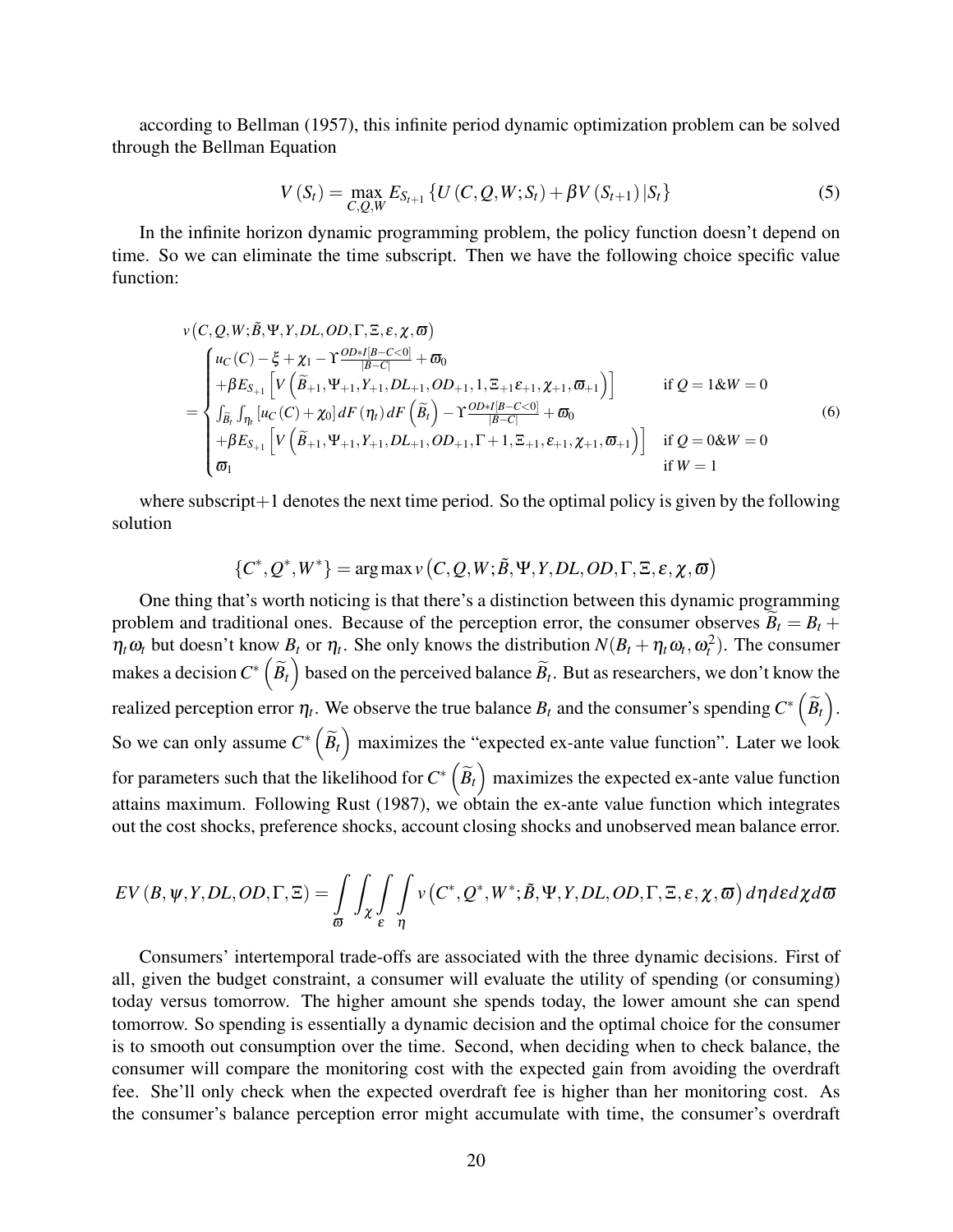according to Bellman (1957), this infinite period dynamic optimization problem can be solved through the Bellman Equation

$$V(S_t) = \max_{C,Q,W} E_{S_{t+1}} \left\{ U(C,Q,W;S_t) + \beta V(S_{t+1}) | S_t \right\} \tag{5}$$

In the infinite horizon dynamic programming problem, the policy function doesn't depend on time. So we can eliminate the time subscript. Then we have the following choice specific value function:

$$\begin{aligned}
& v\left(C,Q,W;\tilde{B},\Psi,Y,DL,OD,\Gamma,\Xi,\varepsilon,\chi,\varpi\right) \\
&= \begin{cases}
u_C(C) - \xi + \chi_1 - \Upsilon \frac{OD * I[B-C<0]}{|B-C|} + \varpi_0 \\
+\beta E_{S_{+1}}\left[V\left(\widetilde{B}_{+1},\Psi_{+1},Y_{+1},DL_{+1},OD_{+1},1,\Xi_{+1}\varepsilon_{+1},\chi_{+1},\varpi_{+1}\right)\right] & \text{if } Q=1\&W=0 \\
\int_{\widetilde{B}_t}\int_{\eta_t}\left[u_C(C)+\chi_0\right]dF(\eta_t)\,dF\left(\widetilde{B}_t\right) - \Upsilon\frac{OD * I[B-C<0]}{|B-C|} + \varpi_0 \\
+\beta E_{S_{+1}}\left[V\left(\widetilde{B}_{+1},\Psi_{+1},Y_{+1},DL_{+1},OD_{+1},\Gamma+1,\Xi_{+1},\varepsilon_{+1},\chi_{+1},\varpi_{+1}\right)\right] & \text{if } Q=0\&W=0 \\
\varpi_1 & \text{if } W=1
\end{cases}
\end{aligned} \tag{6}$$

where subscript+1 denotes the next time period. So the optimal policy is given by the following solution

$$\{C^*,Q^*,W^*\} = \arg\max v\left(C,Q,W;\tilde{B},\Psi,Y,DL,OD,\Gamma,\Xi,\varepsilon,\chi,\varpi\right)$$

One thing that's worth noticing is that there's a distinction between this dynamic programming problem and traditional ones. Because of the perception error, the consumer observes $\widetilde{B}_t = B_t + \eta_t \omega_t$ but doesn't know $B_t$ or $\eta_t$. She only knows the distribution $N(B_t + \eta_t \omega_t, \omega_t^2)$. The consumer makes a decision $C^*\left(\widetilde{B}_t\right)$ based on the perceived balance $\widetilde{B}_t$. But as researchers, we don't know the realized perception error $\eta_t$. We observe the true balance $B_t$ and the consumer's spending $C^*\left(\widetilde{B}_t\right)$. So we can only assume $C^*\left(\widetilde{B}_t\right)$ maximizes the "expected ex-ante value function". Later we look for parameters such that the likelihood for $C^*\left(\widetilde{B}_t\right)$ maximizes the expected ex-ante value function attains maximum. Following Rust (1987), we obtain the ex-ante value function which integrates out the cost shocks, preference shocks, account closing shocks and unobserved mean balance error.

$$EV(B,\psi,Y,DL,OD,\Gamma,\Xi) = \int_{\varpi}\int_{\chi}\int_{\varepsilon}\int_{\eta} v\left(C^*,Q^*,W^*;\tilde{B},\Psi,Y,DL,OD,\Gamma,\Xi,\varepsilon,\chi,\varpi\right)d\eta\, d\varepsilon\, d\chi\, d\varpi$$

Consumers' intertemporal trade-offs are associated with the three dynamic decisions. First of all, given the budget constraint, a consumer will evaluate the utility of spending (or consuming) today versus tomorrow. The higher amount she spends today, the lower amount she can spend tomorrow. So spending is essentially a dynamic decision and the optimal choice for the consumer is to smooth out consumption over the time. Second, when deciding when to check balance, the consumer will compare the monitoring cost with the expected gain from avoiding the overdraft fee. She'll only check when the expected overdraft fee is higher than her monitoring cost. As the consumer's balance perception error might accumulate with time, the consumer's overdraft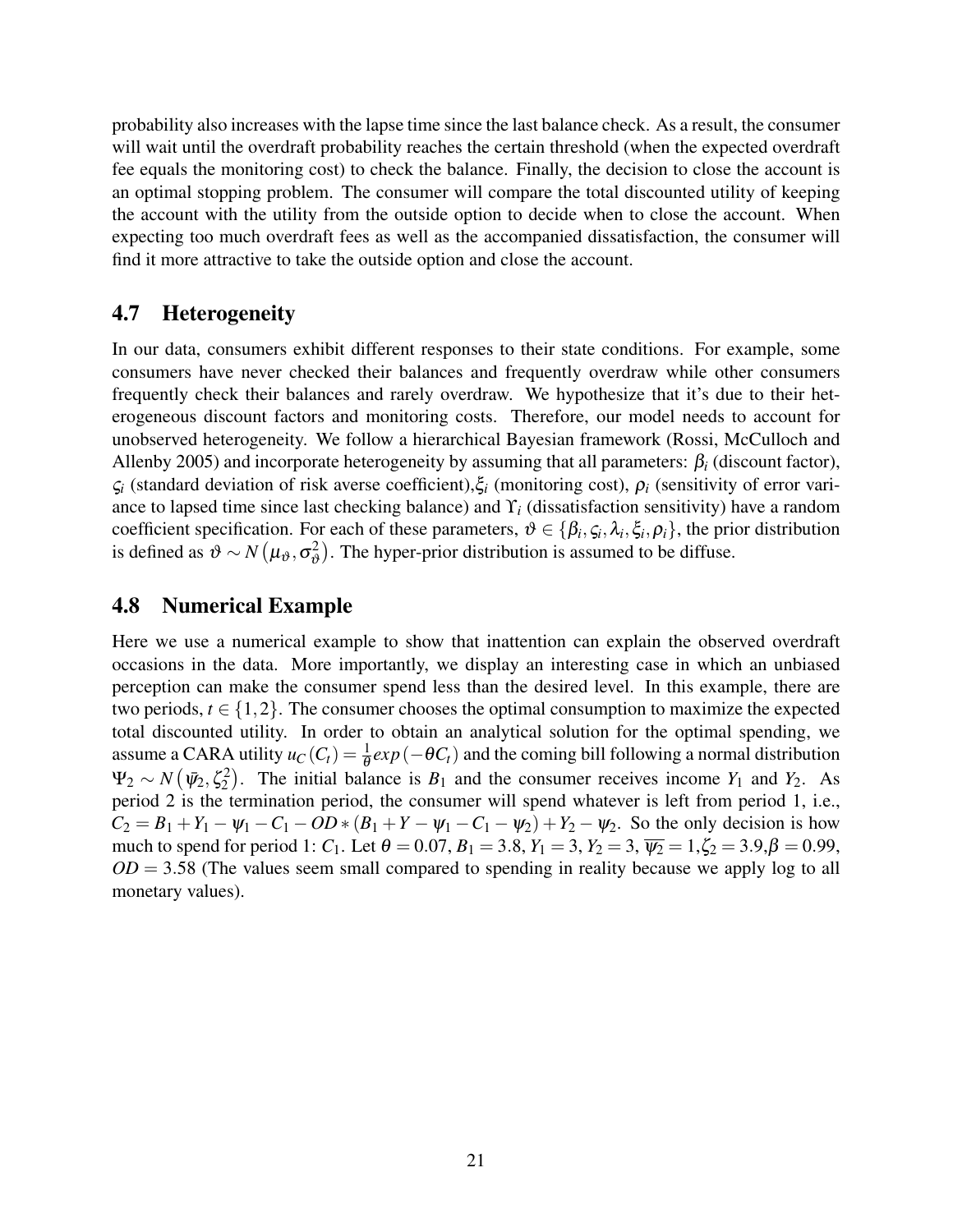probability also increases with the lapse time since the last balance check. As a result, the consumer will wait until the overdraft probability reaches the certain threshold (when the expected overdraft fee equals the monitoring cost) to check the balance. Finally, the decision to close the account is an optimal stopping problem. The consumer will compare the total discounted utility of keeping the account with the utility from the outside option to decide when to close the account. When expecting too much overdraft fees as well as the accompanied dissatisfaction, the consumer will find it more attractive to take the outside option and close the account.

## 4.7 Heterogeneity

In our data, consumers exhibit different responses to their state conditions. For example, some consumers have never checked their balances and frequently overdraw while other consumers frequently check their balances and rarely overdraw. We hypothesize that it's due to their heterogeneous discount factors and monitoring costs. Therefore, our model needs to account for unobserved heterogeneity. We follow a hierarchical Bayesian framework (Rossi, McCulloch and Allenby 2005) and incorporate heterogeneity by assuming that all parameters: $\beta_i$ (discount factor), $\varsigma_i$ (standard deviation of risk averse coefficient),$\xi_i$ (monitoring cost), $\rho_i$ (sensitivity of error variance to lapsed time since last checking balance) and $\Upsilon_i$ (dissatisfaction sensitivity) have a random coefficient specification. For each of these parameters, $\vartheta \in \{\beta_i, \varsigma_i, \lambda_i, \xi_i, \rho_i\}$, the prior distribution is defined as $\vartheta \sim N\left(\mu_\vartheta, \sigma_\vartheta^2\right)$. The hyper-prior distribution is assumed to be diffuse.

## 4.8 Numerical Example

Here we use a numerical example to show that inattention can explain the observed overdraft occasions in the data. More importantly, we display an interesting case in which an unbiased perception can make the consumer spend less than the desired level. In this example, there are two periods, $t \in \{1,2\}$. The consumer chooses the optimal consumption to maximize the expected total discounted utility. In order to obtain an analytical solution for the optimal spending, we assume a CARA utility $u_C(C_t) = \frac{1}{\theta} exp(-\theta C_t)$ and the coming bill following a normal distribution $\Psi_2 \sim N\left(\bar{\psi}_2, \zeta_2^2\right)$. The initial balance is $B_1$ and the consumer receives income $Y_1$ and $Y_2$. As period 2 is the termination period, the consumer will spend whatever is left from period 1, i.e., $C_2 = B_1 + Y_1 - \psi_1 - C_1 - OD * (B_1 + Y - \psi_1 - C_1 - \psi_2) + Y_2 - \psi_2$. So the only decision is how much to spend for period 1: $C_1$. Let $\theta = 0.07$, $B_1 = 3.8$, $Y_1 = 3$, $Y_2 = 3$, $\overline{\psi_2} = 1$,$\zeta_2 = 3.9$,$\beta = 0.99$, $OD = 3.58$ (The values seem small compared to spending in reality because we apply log to all monetary values).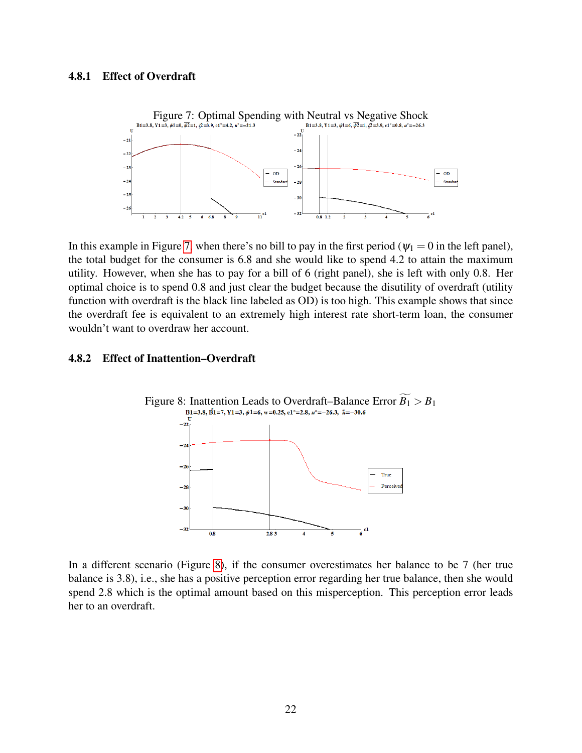### 4.8.1 Effect of Overdraft

Figure 7: Optimal Spending with Neutral vs Negative Shock

In this example in Figure 7, when there's no bill to pay in the first period ($\psi_1 = 0$ in the left panel), the total budget for the consumer is 6.8 and she would like to spend 4.2 to attain the maximum utility. However, when she has to pay for a bill of 6 (right panel), she is left with only 0.8. Her optimal choice is to spend 0.8 and just clear the budget because the disutility of overdraft (utility function with overdraft is the black line labeled as OD) is too high. This example shows that since the overdraft fee is equivalent to an extremely high interest rate short-term loan, the consumer wouldn't want to overdraw her account.

### 4.8.2 Effect of Inattention–Overdraft

Figure 8: Inattention Leads to Overdraft–Balance Error $\widetilde{B_1} > B_1$

In a different scenario (Figure 8), if the consumer overestimates her balance to be 7 (her true balance is 3.8), i.e., she has a positive perception error regarding her true balance, then she would spend 2.8 which is the optimal amount based on this misperception. This perception error leads her to an overdraft.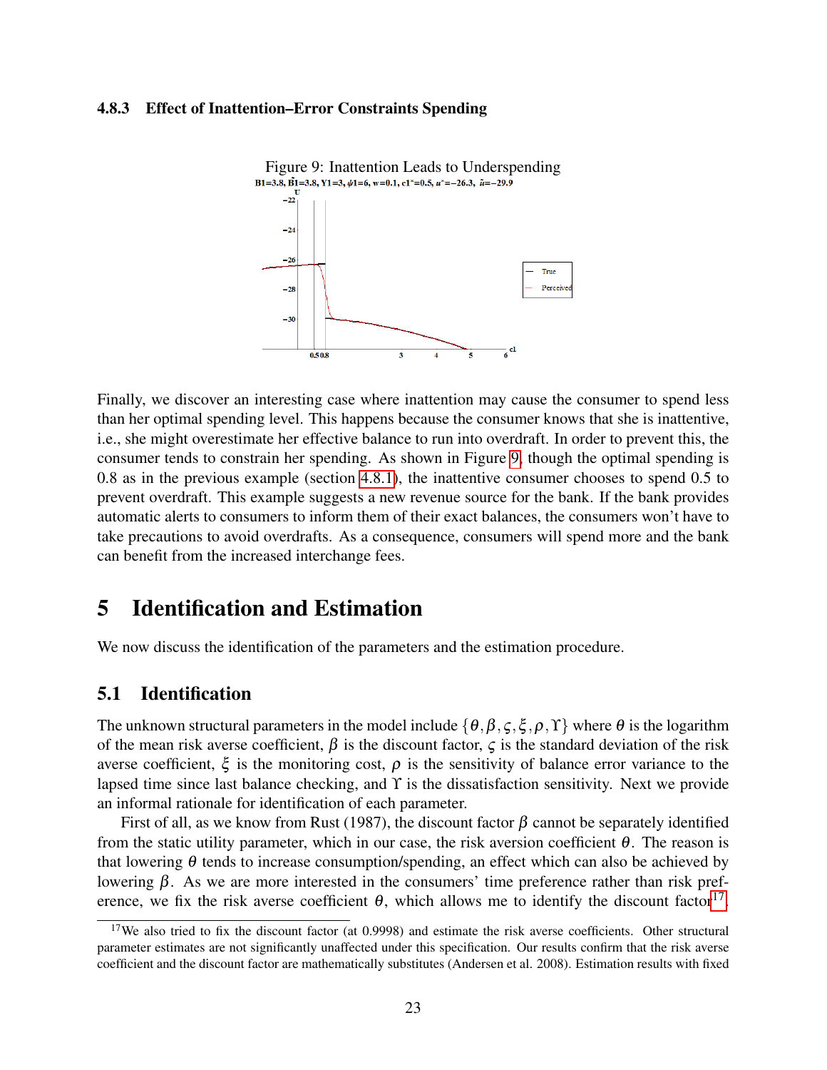### 4.8.3 Effect of Inattention–Error Constraints Spending

Figure 9: Inattention Leads to Underspending

Finally, we discover an interesting case where inattention may cause the consumer to spend less than her optimal spending level. This happens because the consumer knows that she is inattentive, i.e., she might overestimate her effective balance to run into overdraft. In order to prevent this, the consumer tends to constrain her spending. As shown in Figure 9, though the optimal spending is 0.8 as in the previous example (section 4.8.1), the inattentive consumer chooses to spend 0.5 to prevent overdraft. This example suggests a new revenue source for the bank. If the bank provides automatic alerts to consumers to inform them of their exact balances, the consumers won't have to take precautions to avoid overdrafts. As a consequence, consumers will spend more and the bank can benefit from the increased interchange fees.

# 5 Identification and Estimation

We now discuss the identification of the parameters and the estimation procedure.

## 5.1 Identification

The unknown structural parameters in the model include $\{\theta, \beta, \varsigma, \xi, \rho, \Upsilon\}$ where $\theta$ is the logarithm of the mean risk averse coefficient, $\beta$ is the discount factor, $\varsigma$ is the standard deviation of the risk averse coefficient, $\xi$ is the monitoring cost, $\rho$ is the sensitivity of balance error variance to the lapsed time since last balance checking, and $\Upsilon$ is the dissatisfaction sensitivity. Next we provide an informal rationale for identification of each parameter.

First of all, as we know from Rust (1987), the discount factor $\beta$ cannot be separately identified from the static utility parameter, which in our case, the risk aversion coefficient $\theta$. The reason is that lowering $\theta$ tends to increase consumption/spending, an effect which can also be achieved by lowering $\beta$. As we are more interested in the consumers' time preference rather than risk preference, we fix the risk averse coefficient $\theta$, which allows me to identify the discount factor[17].

[17]We also tried to fix the discount factor (at 0.9998) and estimate the risk averse coefficients. Other structural parameter estimates are not significantly unaffected under this specification. Our results confirm that the risk averse coefficient and the discount factor are mathematically substitutes (Andersen et al. 2008). Estimation results with fixed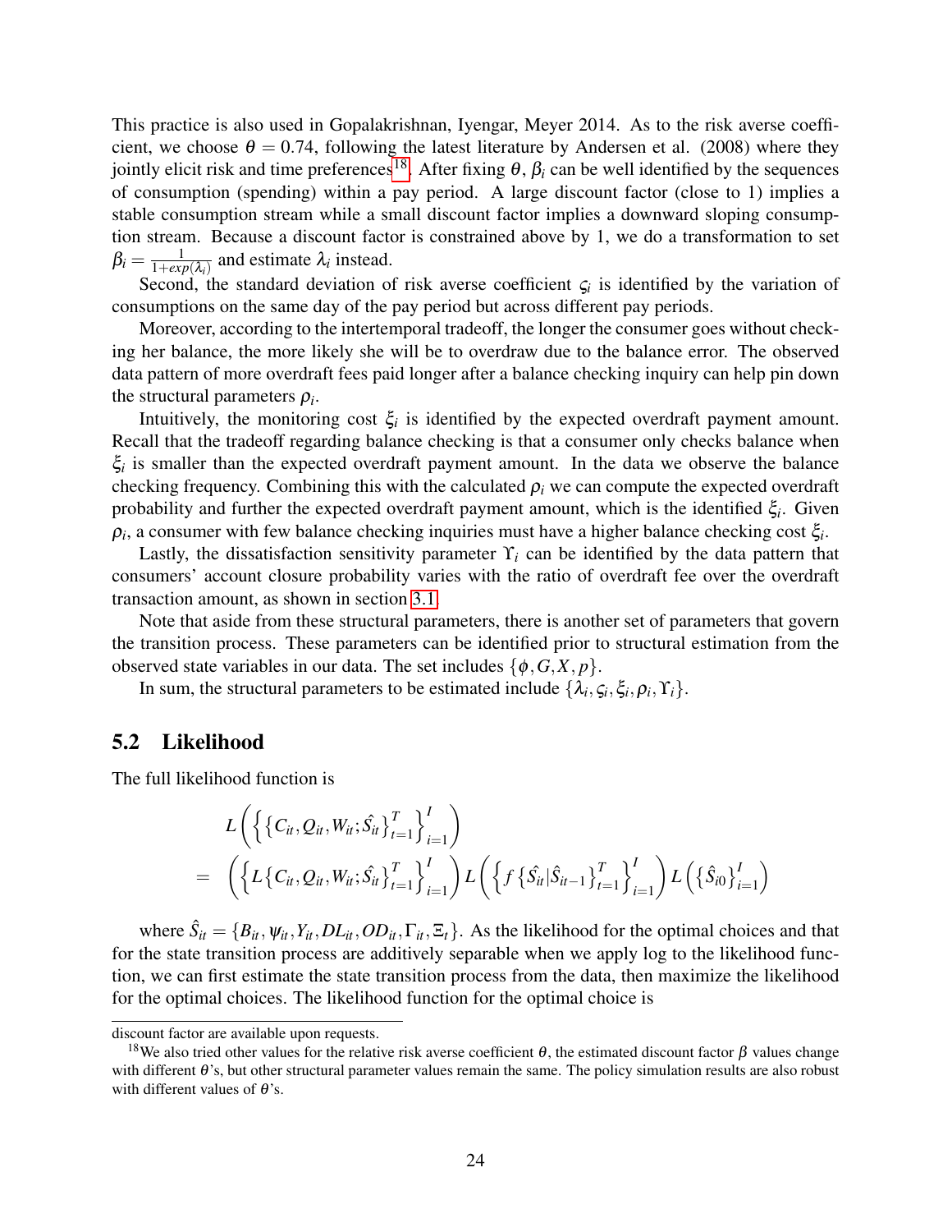This practice is also used in Gopalakrishnan, Iyengar, Meyer 2014. As to the risk averse coefficient, we choose $\theta = 0.74$, following the latest literature by Andersen et al. (2008) where they jointly elicit risk and time preferences[18]. After fixing $\theta$, $\beta_i$ can be well identified by the sequences of consumption (spending) within a pay period. A large discount factor (close to 1) implies a stable consumption stream while a small discount factor implies a downward sloping consumption stream. Because a discount factor is constrained above by 1, we do a transformation to set $\beta_i = \frac{1}{1+exp(\lambda_i)}$ and estimate $\lambda_i$ instead.

Second, the standard deviation of risk averse coefficient $\varsigma_i$ is identified by the variation of consumptions on the same day of the pay period but across different pay periods.

Moreover, according to the intertemporal tradeoff, the longer the consumer goes without checking her balance, the more likely she will be to overdraw due to the balance error. The observed data pattern of more overdraft fees paid longer after a balance checking inquiry can help pin down the structural parameters $\rho_i$.

Intuitively, the monitoring cost $\xi_i$ is identified by the expected overdraft payment amount. Recall that the tradeoff regarding balance checking is that a consumer only checks balance when $\xi_i$ is smaller than the expected overdraft payment amount. In the data we observe the balance checking frequency. Combining this with the calculated $\rho_i$ we can compute the expected overdraft probability and further the expected overdraft payment amount, which is the identified $\xi_i$. Given $\rho_i$, a consumer with few balance checking inquiries must have a higher balance checking cost $\xi_i$.

Lastly, the dissatisfaction sensitivity parameter $\Upsilon_i$ can be identified by the data pattern that consumers' account closure probability varies with the ratio of overdraft fee over the overdraft transaction amount, as shown in section 3.1.

Note that aside from these structural parameters, there is another set of parameters that govern the transition process. These parameters can be identified prior to structural estimation from the observed state variables in our data. The set includes $\{\phi, G, X, p\}$.

In sum, the structural parameters to be estimated include $\{\lambda_i, \varsigma_i, \xi_i, \rho_i, \Upsilon_i\}$.

## 5.2 Likelihood

The full likelihood function is

$$
\begin{aligned}
& L\left(\left\{\left\{C_{it}, Q_{it}, W_{it}; \hat{S_{it}}\right\}_{t=1}^{T}\right\}_{i=1}^{I}\right) \\
= \quad & \left(\left\{L\left\{C_{it}, Q_{it}, W_{it}; \hat{S_{it}}\right\}_{t=1}^{T}\right\}_{i=1}^{I}\right) L\left(\left\{f\left\{\hat{S_{it}}|\hat{S}_{it-1}\right\}_{t=1}^{T}\right\}_{i=1}^{I}\right) L\left(\left\{\hat{S}_{i0}\right\}_{i=1}^{I}\right)
\end{aligned}
$$

where $\hat{S}_{it} = \{B_{it}, \psi_{it}, Y_{it}, DL_{it}, OD_{it}, \Gamma_{it}, \Xi_t\}$. As the likelihood for the optimal choices and that for the state transition process are additively separable when we apply log to the likelihood function, we can first estimate the state transition process from the data, then maximize the likelihood for the optimal choices. The likelihood function for the optimal choice is

discount factor are available upon requests.

[18] We also tried other values for the relative risk averse coefficient $\theta$, the estimated discount factor $\beta$ values change with different $\theta$'s, but other structural parameter values remain the same. The policy simulation results are also robust with different values of $\theta$'s.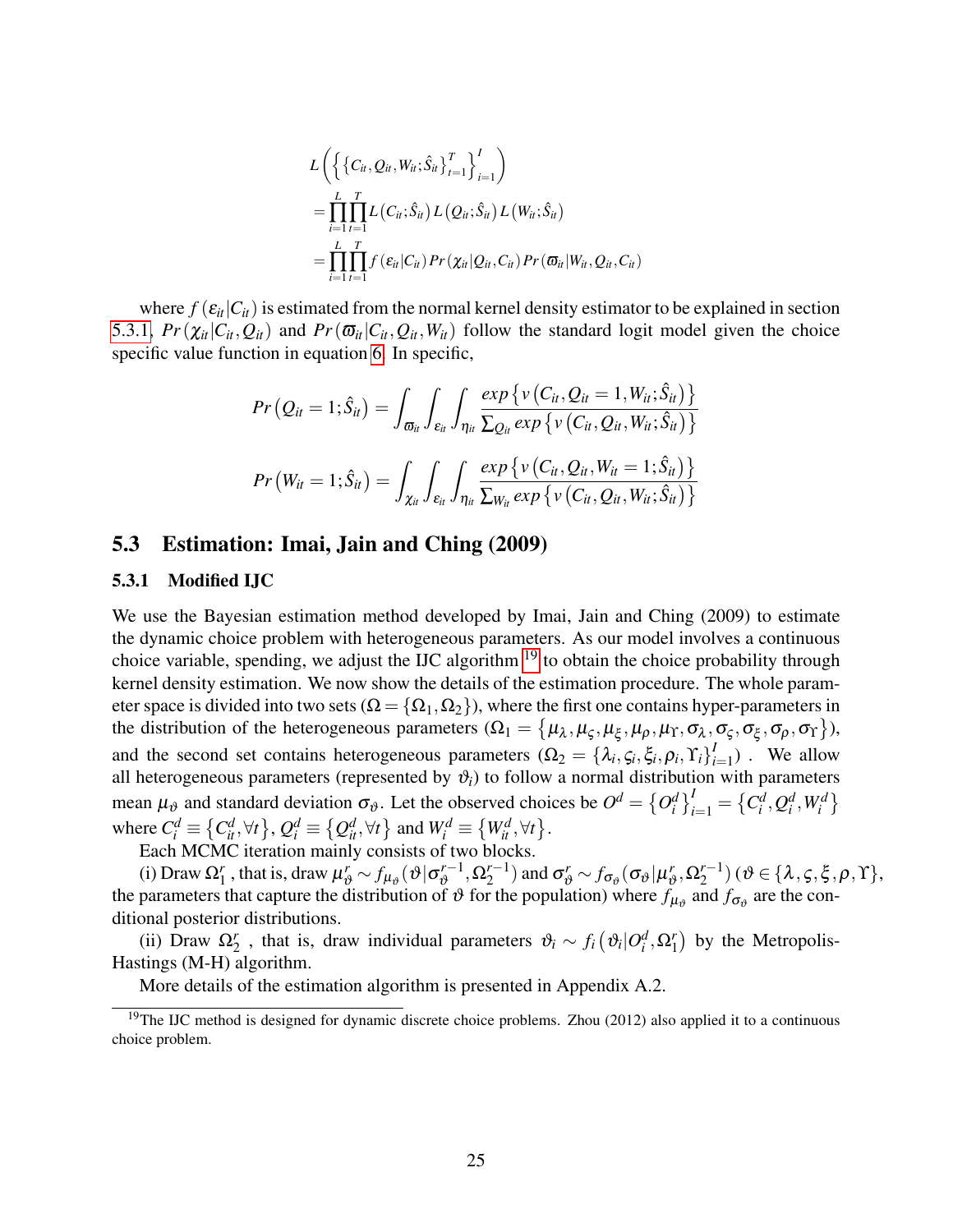$$
\begin{aligned}
& L\left(\left\{\left\{C_{it}, Q_{it}, W_{it}; \hat{S}_{it}\right\}_{t=1}^{T}\right\}_{i=1}^{I}\right) \\
& = \prod_{i=1}^{L}\prod_{t=1}^{T} L\left(C_{it}; \hat{S}_{it}\right) L\left(Q_{it}; \hat{S}_{it}\right) L\left(W_{it}; \hat{S}_{it}\right) \\
& = \prod_{i=1}^{L}\prod_{t=1}^{T} f\left(\varepsilon_{it}|C_{it}\right) Pr\left(\chi_{it}|Q_{it}, C_{it}\right) Pr\left(\varpi_{it}|W_{it}, Q_{it}, C_{it}\right)
\end{aligned}
$$

where $f(\varepsilon_{it}|C_{it})$ is estimated from the normal kernel density estimator to be explained in section 5.3.1, $Pr(\chi_{it}|C_{it}, Q_{it})$ and $Pr(\varpi_{it}|C_{it}, Q_{it}, W_{it})$ follow the standard logit model given the choice specific value function in equation 6. In specific,

$$
Pr\left(Q_{it}=1; \hat{S}_{it}\right) = \int_{\varpi_{it}}\int_{\varepsilon_{it}}\int_{\eta_{it}} \frac{exp\left\{v\left(C_{it}, Q_{it}=1, W_{it}; \hat{S}_{it}\right)\right\}}{\sum_{Q_{it}} exp\left\{v\left(C_{it}, Q_{it}, W_{it}; \hat{S}_{it}\right)\right\}}
$$

$$
Pr\left(W_{it}=1; \hat{S}_{it}\right) = \int_{\chi_{it}}\int_{\varepsilon_{it}}\int_{\eta_{it}} \frac{exp\left\{v\left(C_{it}, Q_{it}, W_{it}=1; \hat{S}_{it}\right)\right\}}{\sum_{W_{it}} exp\left\{v\left(C_{it}, Q_{it}, W_{it}; \hat{S}_{it}\right)\right\}}
$$

## 5.3 Estimation: Imai, Jain and Ching (2009)

### 5.3.1 Modified IJC

We use the Bayesian estimation method developed by Imai, Jain and Ching (2009) to estimate the dynamic choice problem with heterogeneous parameters. As our model involves a continuous choice variable, spending, we adjust the IJC algorithm [19] to obtain the choice probability through kernel density estimation. We now show the details of the estimation procedure. The whole parameter space is divided into two sets ($\Omega = \{\Omega_1, \Omega_2\}$), where the first one contains hyper-parameters in the distribution of the heterogeneous parameters ($\Omega_1 = \left\{\mu_\lambda, \mu_\varsigma, \mu_\xi, \mu_\rho, \mu_\Upsilon, \sigma_\lambda, \sigma_\varsigma, \sigma_\xi, \sigma_\rho, \sigma_\Upsilon\right\}$), and the second set contains heterogeneous parameters ($\Omega_2 = \{\lambda_i, \varsigma_i, \xi_i, \rho_i, \Upsilon_i\}_{i=1}^{I}$) . We allow all heterogeneous parameters (represented by $\vartheta_i$) to follow a normal distribution with parameters mean $\mu_\vartheta$ and standard deviation $\sigma_\vartheta$. Let the observed choices be $O^d = \left\{O_i^d\right\}_{i=1}^{I} = \left\{C_i^d, Q_i^d, W_i^d\right\}$ where $C_i^d \equiv \left\{C_{it}^d, \forall t\right\}$, $Q_i^d \equiv \left\{Q_{it}^d, \forall t\right\}$ and $W_i^d \equiv \left\{W_{it}^d, \forall t\right\}$.

Each MCMC iteration mainly consists of two blocks.

(i) Draw $\Omega_1^r$ , that is, draw $\mu_\vartheta^r \sim f_{\mu_\vartheta}(\vartheta|\sigma_\vartheta^{r-1}, \Omega_2^{r-1})$ and $\sigma_\vartheta^r \sim f_{\sigma_\vartheta}(\sigma_\vartheta|\mu_\vartheta^r, \Omega_2^{r-1})$ ($\vartheta \in \{\lambda, \varsigma, \xi, \rho, \Upsilon\}$, the parameters that capture the distribution of $\vartheta$ for the population) where $f_{\mu_\vartheta}$ and $f_{\sigma_\vartheta}$ are the conditional posterior distributions.

(ii) Draw $\Omega_2^r$ , that is, draw individual parameters $\vartheta_i \sim f_i\left(\vartheta_i|O_i^d, \Omega_1^r\right)$ by the Metropolis-Hastings (M-H) algorithm.

More details of the estimation algorithm is presented in Appendix A.2.

[19] The IJC method is designed for dynamic discrete choice problems. Zhou (2012) also applied it to a continuous choice problem.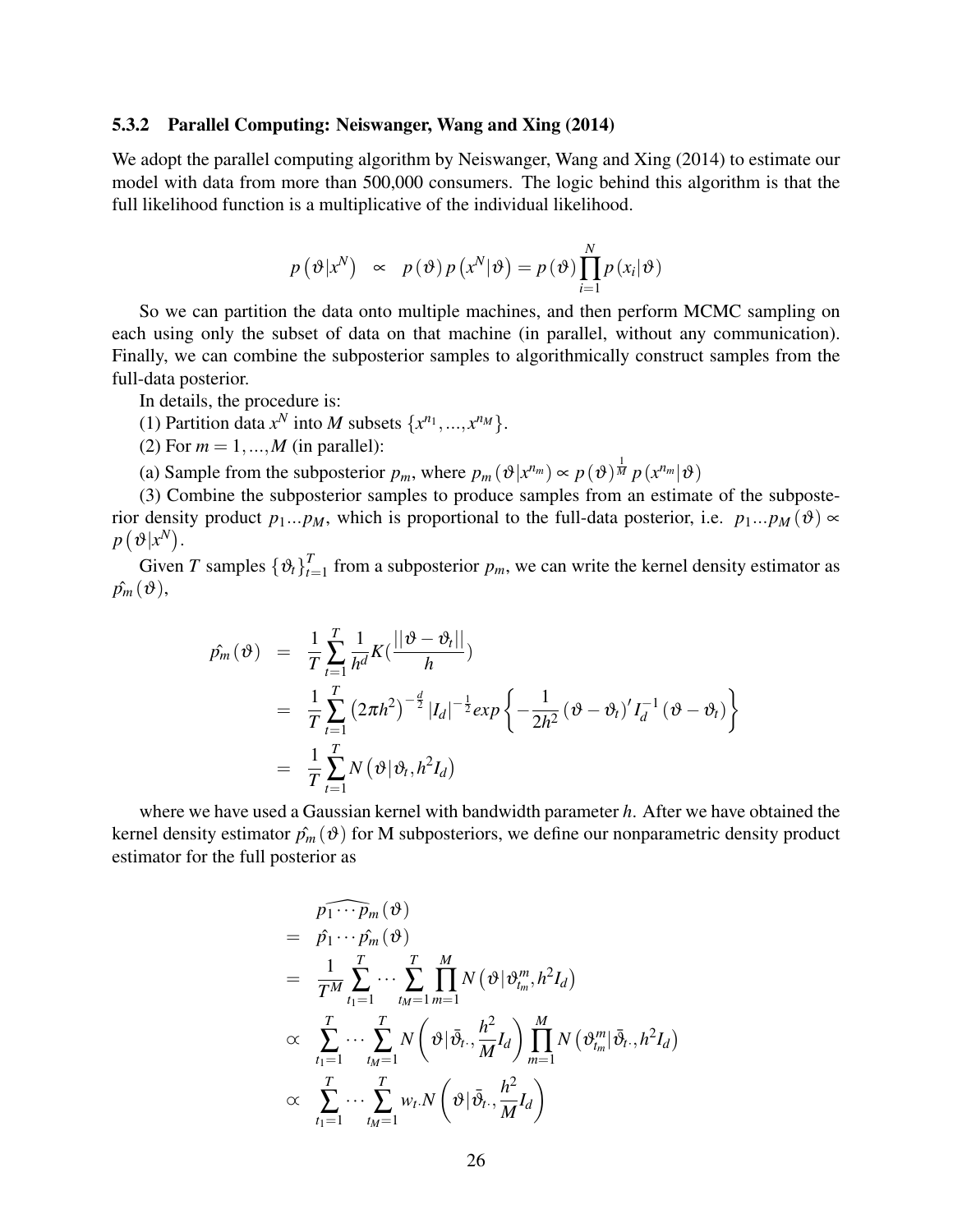### 5.3.2 Parallel Computing: Neiswanger, Wang and Xing (2014)

We adopt the parallel computing algorithm by Neiswanger, Wang and Xing (2014) to estimate our model with data from more than 500,000 consumers. The logic behind this algorithm is that the full likelihood function is a multiplicative of the individual likelihood.

$$p\left(\vartheta|x^N\right) \;\propto\; p\left(\vartheta\right)p\left(x^N|\vartheta\right) = p\left(\vartheta\right)\prod_{i=1}^{N} p\left(x_i|\vartheta\right)$$

So we can partition the data onto multiple machines, and then perform MCMC sampling on each using only the subset of data on that machine (in parallel, without any communication). Finally, we can combine the subposterior samples to algorithmically construct samples from the full-data posterior.

In details, the procedure is:

(1) Partition data $x^N$ into $M$ subsets $\{x^{n_1},...,x^{n_M}\}$.

(2) For $m = 1,...,M$ (in parallel):

(a) Sample from the subposterior $p_m$, where $p_m\left(\vartheta|x^{n_m}\right) \propto p\left(\vartheta\right)^{\frac{1}{M}}p\left(x^{n_m}|\vartheta\right)$

(3) Combine the subposterior samples to produce samples from an estimate of the subposterior density product $p_1...p_M$, which is proportional to the full-data posterior, i.e. $p_1...p_M\left(\vartheta\right) \propto p\left(\vartheta|x^N\right)$.

Given $T$ samples $\{\vartheta_t\}_{t=1}^{T}$ from a subposterior $p_m$, we can write the kernel density estimator as $\hat{p_m}\left(\vartheta\right)$,

$$\begin{aligned}
\hat{p_m}\left(\vartheta\right) &= \frac{1}{T}\sum_{t=1}^{T}\frac{1}{h^d}K\left(\frac{||\vartheta-\vartheta_t||}{h}\right) \\
&= \frac{1}{T}\sum_{t=1}^{T}\left(2\pi h^2\right)^{-\frac{d}{2}}|I_d|^{-\frac{1}{2}}exp\left\{-\frac{1}{2h^2}\left(\vartheta-\vartheta_t\right)' I_d^{-1}\left(\vartheta-\vartheta_t\right)\right\} \\
&= \frac{1}{T}\sum_{t=1}^{T}N\left(\vartheta|\vartheta_t, h^2 I_d\right)
\end{aligned}$$

where we have used a Gaussian kernel with bandwidth parameter $h$. After we have obtained the kernel density estimator $\hat{p_m}\left(\vartheta\right)$ for M subposteriors, we define our nonparametric density product estimator for the full posterior as

$$\begin{aligned}
& \widehat{p_1\cdots p_m}\left(\vartheta\right) \\
=\; & \hat{p}_1\cdots\hat{p_m}\left(\vartheta\right) \\
=\; & \frac{1}{T^M}\sum_{t_1=1}^{T}\cdots\sum_{t_M=1}^{T}\prod_{m=1}^{M}N\left(\vartheta|\vartheta_{t_m}^{m}, h^2 I_d\right) \\
\propto\; & \sum_{t_1=1}^{T}\cdots\sum_{t_M=1}^{T}N\left(\vartheta|\bar{\vartheta}_{t\cdot}, \frac{h^2}{M}I_d\right)\prod_{m=1}^{M}N\left(\vartheta_{t_m}^{m}|\bar{\vartheta}_{t\cdot}, h^2 I_d\right) \\
\propto\; & \sum_{t_1=1}^{T}\cdots\sum_{t_M=1}^{T}w_{t\cdot}N\left(\vartheta|\bar{\vartheta}_{t\cdot}, \frac{h^2}{M}I_d\right)
\end{aligned}$$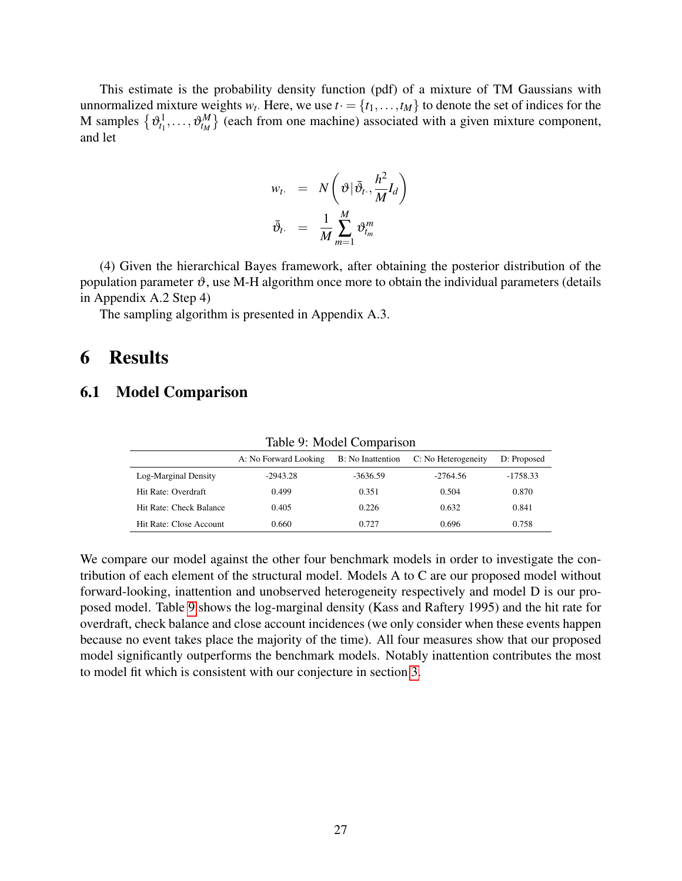This estimate is the probability density function (pdf) of a mixture of TM Gaussians with unnormalized mixture weights $w_{t\cdot}$. Here, we use $t\cdot = \{t_1, \ldots, t_M\}$ to denote the set of indices for the M samples $\left\{\vartheta^1_{t_1}, \ldots, \vartheta^M_{t_M}\right\}$ (each from one machine) associated with a given mixture component, and let

$$
\begin{aligned}
w_{t\cdot} &= N\left(\vartheta | \bar{\vartheta}_{t\cdot}, \frac{h^2}{M} I_d\right) \\
\bar{\vartheta}_{t\cdot} &= \frac{1}{M} \sum_{m=1}^{M} \vartheta^m_{t_m}
\end{aligned}
$$

(4) Given the hierarchical Bayes framework, after obtaining the posterior distribution of the population parameter $\vartheta$, use M-H algorithm once more to obtain the individual parameters (details in Appendix A.2 Step 4)

The sampling algorithm is presented in Appendix A.3.

# 6 Results

## 6.1 Model Comparison

Table 9: Model Comparison

| | A: No Forward Looking | B: No Inattention | C: No Heterogeneity | D: Proposed |
|---|---|---|---|---|
| Log-Marginal Density | -2943.28 | -3636.59 | -2764.56 | -1758.33 |
| Hit Rate: Overdraft | 0.499 | 0.351 | 0.504 | 0.870 |
| Hit Rate: Check Balance | 0.405 | 0.226 | 0.632 | 0.841 |
| Hit Rate: Close Account | 0.660 | 0.727 | 0.696 | 0.758 |

We compare our model against the other four benchmark models in order to investigate the contribution of each element of the structural model. Models A to C are our proposed model without forward-looking, inattention and unobserved heterogeneity respectively and model D is our proposed model. Table 9 shows the log-marginal density (Kass and Raftery 1995) and the hit rate for overdraft, check balance and close account incidences (we only consider when these events happen because no event takes place the majority of the time). All four measures show that our proposed model significantly outperforms the benchmark models. Notably inattention contributes the most to model fit which is consistent with our conjecture in section 3.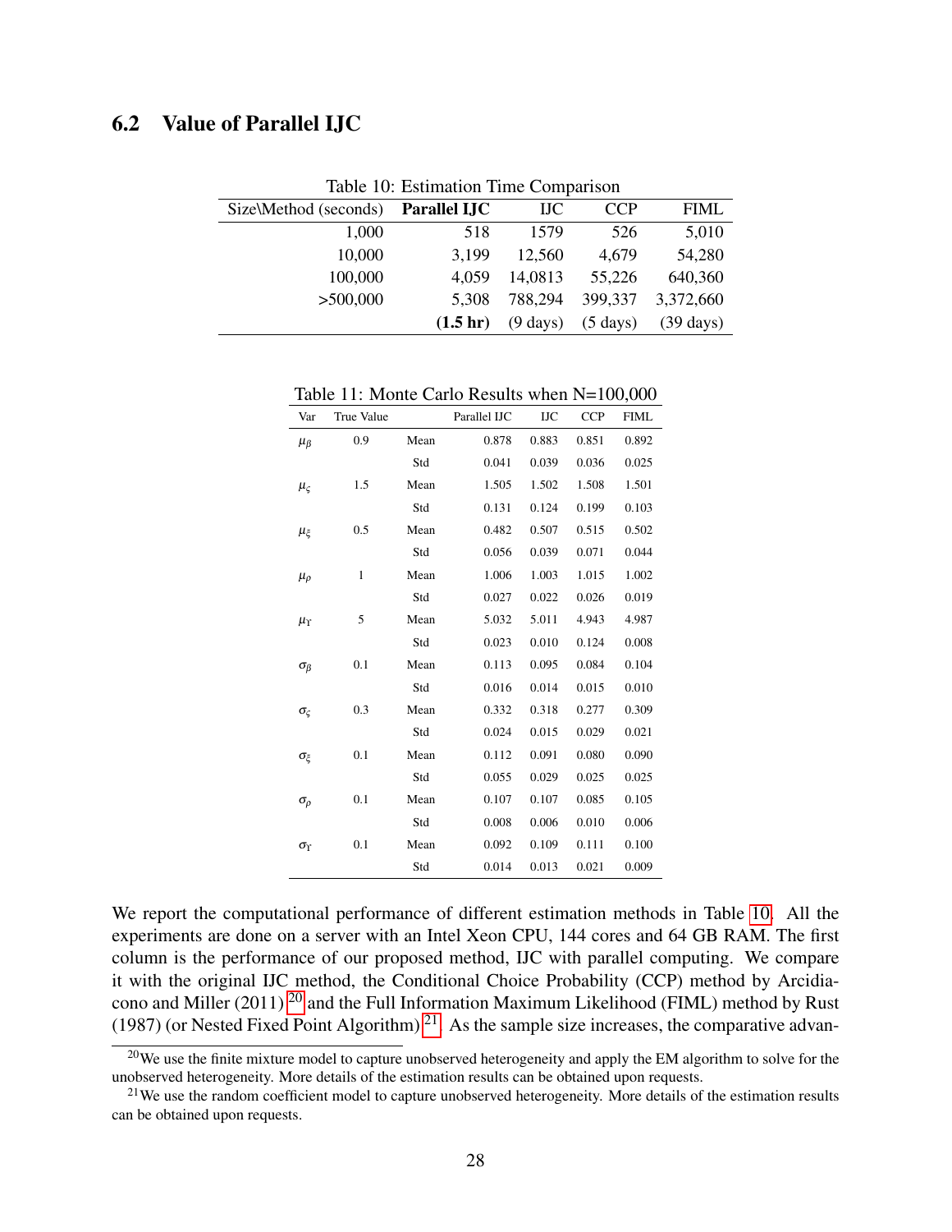## 6.2 Value of Parallel IJC

Table 10: Estimation Time Comparison

| Size\Method (seconds) | **Parallel IJC** | IJC | CCP | FIML |
|---|---|---|---|---|
| 1,000 | 518 | 1579 | 526 | 5,010 |
| 10,000 | 3,199 | 12,560 | 4,679 | 54,280 |
| 100,000 | 4,059 | 14,0813 | 55,226 | 640,360 |
| >500,000 | 5,308 | 788,294 | 399,337 | 3,372,660 |
| | **(1.5 hr)** | (9 days) | (5 days) | (39 days) |

Table 11: Monte Carlo Results when N=100,000

| Var | True Value | | Parallel IJC | IJC | CCP | FIML |
|---|---|---|---|---|---|---|
| $\mu_\beta$ | 0.9 | Mean | 0.878 | 0.883 | 0.851 | 0.892 |
| | | Std | 0.041 | 0.039 | 0.036 | 0.025 |
| $\mu_\varsigma$ | 1.5 | Mean | 1.505 | 1.502 | 1.508 | 1.501 |
| | | Std | 0.131 | 0.124 | 0.199 | 0.103 |
| $\mu_\xi$ | 0.5 | Mean | 0.482 | 0.507 | 0.515 | 0.502 |
| | | Std | 0.056 | 0.039 | 0.071 | 0.044 |
| $\mu_\rho$ | 1 | Mean | 1.006 | 1.003 | 1.015 | 1.002 |
| | | Std | 0.027 | 0.022 | 0.026 | 0.019 |
| $\mu_\Upsilon$ | 5 | Mean | 5.032 | 5.011 | 4.943 | 4.987 |
| | | Std | 0.023 | 0.010 | 0.124 | 0.008 |
| $\sigma_\beta$ | 0.1 | Mean | 0.113 | 0.095 | 0.084 | 0.104 |
| | | Std | 0.016 | 0.014 | 0.015 | 0.010 |
| $\sigma_\varsigma$ | 0.3 | Mean | 0.332 | 0.318 | 0.277 | 0.309 |
| | | Std | 0.024 | 0.015 | 0.029 | 0.021 |
| $\sigma_\xi$ | 0.1 | Mean | 0.112 | 0.091 | 0.080 | 0.090 |
| | | Std | 0.055 | 0.029 | 0.025 | 0.025 |
| $\sigma_\rho$ | 0.1 | Mean | 0.107 | 0.107 | 0.085 | 0.105 |
| | | Std | 0.008 | 0.006 | 0.010 | 0.006 |
| $\sigma_\Upsilon$ | 0.1 | Mean | 0.092 | 0.109 | 0.111 | 0.100 |
| | | Std | 0.014 | 0.013 | 0.021 | 0.009 |

We report the computational performance of different estimation methods in Table 10. All the experiments are done on a server with an Intel Xeon CPU, 144 cores and 64 GB RAM. The first column is the performance of our proposed method, IJC with parallel computing. We compare it with the original IJC method, the Conditional Choice Probability (CCP) method by Arcidiacono and Miller (2011) [20] and the Full Information Maximum Likelihood (FIML) method by Rust (1987) (or Nested Fixed Point Algorithm) [21]. As the sample size increases, the comparative advan-

[20] We use the finite mixture model to capture unobserved heterogeneity and apply the EM algorithm to solve for the unobserved heterogeneity. More details of the estimation results can be obtained upon requests.

[21] We use the random coefficient model to capture unobserved heterogeneity. More details of the estimation results can be obtained upon requests.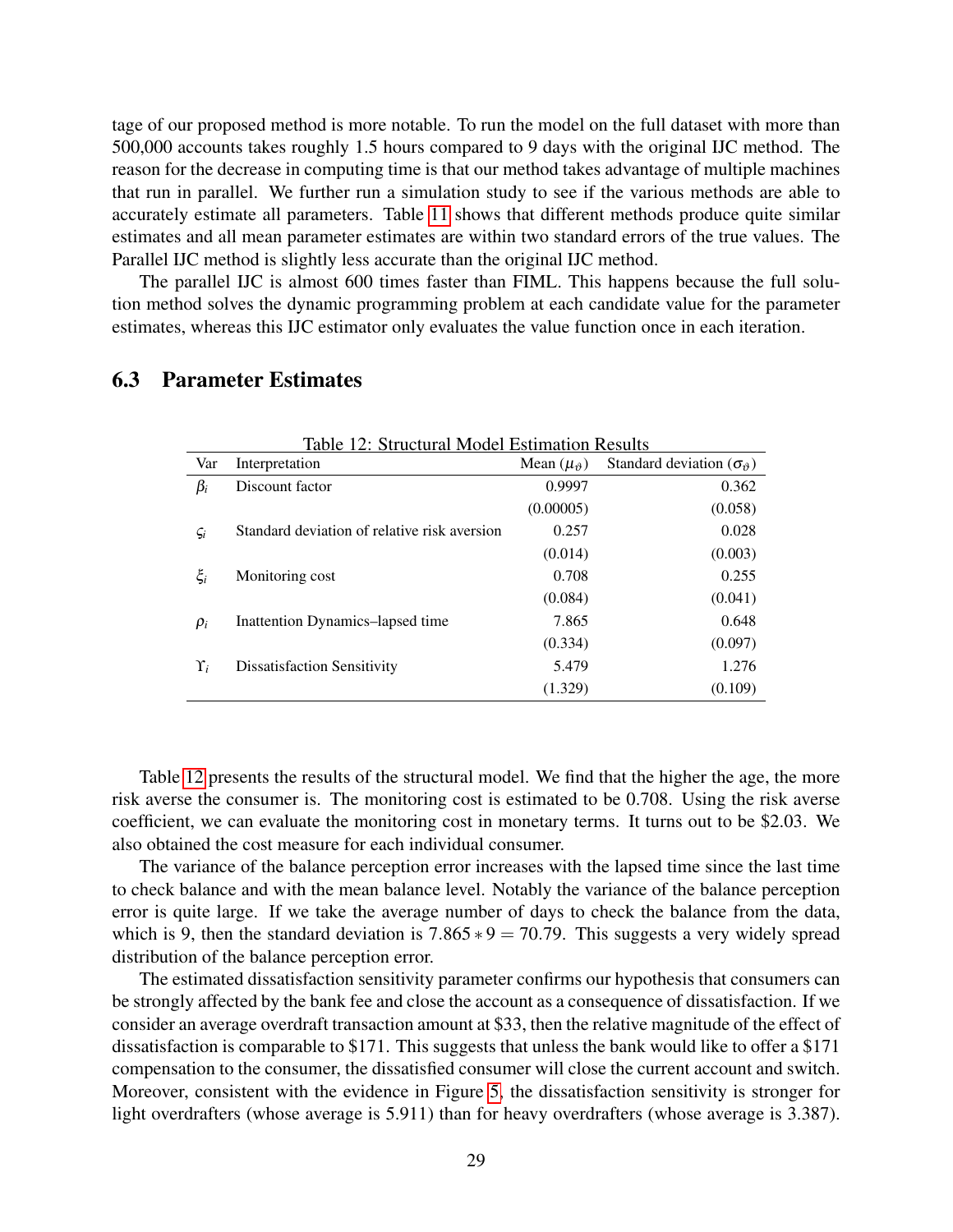tage of our proposed method is more notable. To run the model on the full dataset with more than 500,000 accounts takes roughly 1.5 hours compared to 9 days with the original IJC method. The reason for the decrease in computing time is that our method takes advantage of multiple machines that run in parallel. We further run a simulation study to see if the various methods are able to accurately estimate all parameters. Table 11 shows that different methods produce quite similar estimates and all mean parameter estimates are within two standard errors of the true values. The Parallel IJC method is slightly less accurate than the original IJC method.

The parallel IJC is almost 600 times faster than FIML. This happens because the full solution method solves the dynamic programming problem at each candidate value for the parameter estimates, whereas this IJC estimator only evaluates the value function once in each iteration.

### 6.3 Parameter Estimates

Table 12: Structural Model Estimation Results

| Var | Interpretation | Mean ($\mu_\vartheta$) | Standard deviation ($\sigma_\vartheta$) |
|---|---|---|---|
| $\beta_i$ | Discount factor | 0.9997 | 0.362 |
| | | (0.00005) | (0.058) |
| $\varsigma_i$ | Standard deviation of relative risk aversion | 0.257 | 0.028 |
| | | (0.014) | (0.003) |
| $\xi_i$ | Monitoring cost | 0.708 | 0.255 |
| | | (0.084) | (0.041) |
| $\rho_i$ | Inattention Dynamics–lapsed time | 7.865 | 0.648 |
| | | (0.334) | (0.097) |
| $\Upsilon_i$ | Dissatisfaction Sensitivity | 5.479 | 1.276 |
| | | (1.329) | (0.109) |

Table 12 presents the results of the structural model. We find that the higher the age, the more risk averse the consumer is. The monitoring cost is estimated to be 0.708. Using the risk averse coefficient, we can evaluate the monitoring cost in monetary terms. It turns out to be \$2.03. We also obtained the cost measure for each individual consumer.

The variance of the balance perception error increases with the lapsed time since the last time to check balance and with the mean balance level. Notably the variance of the balance perception error is quite large. If we take the average number of days to check the balance from the data, which is 9, then the standard deviation is $7.865 * 9 = 70.79$. This suggests a very widely spread distribution of the balance perception error.

The estimated dissatisfaction sensitivity parameter confirms our hypothesis that consumers can be strongly affected by the bank fee and close the account as a consequence of dissatisfaction. If we consider an average overdraft transaction amount at \$33, then the relative magnitude of the effect of dissatisfaction is comparable to \$171. This suggests that unless the bank would like to offer a \$171 compensation to the consumer, the dissatisfied consumer will close the current account and switch. Moreover, consistent with the evidence in Figure 5, the dissatisfaction sensitivity is stronger for light overdrafters (whose average is 5.911) than for heavy overdrafters (whose average is 3.387).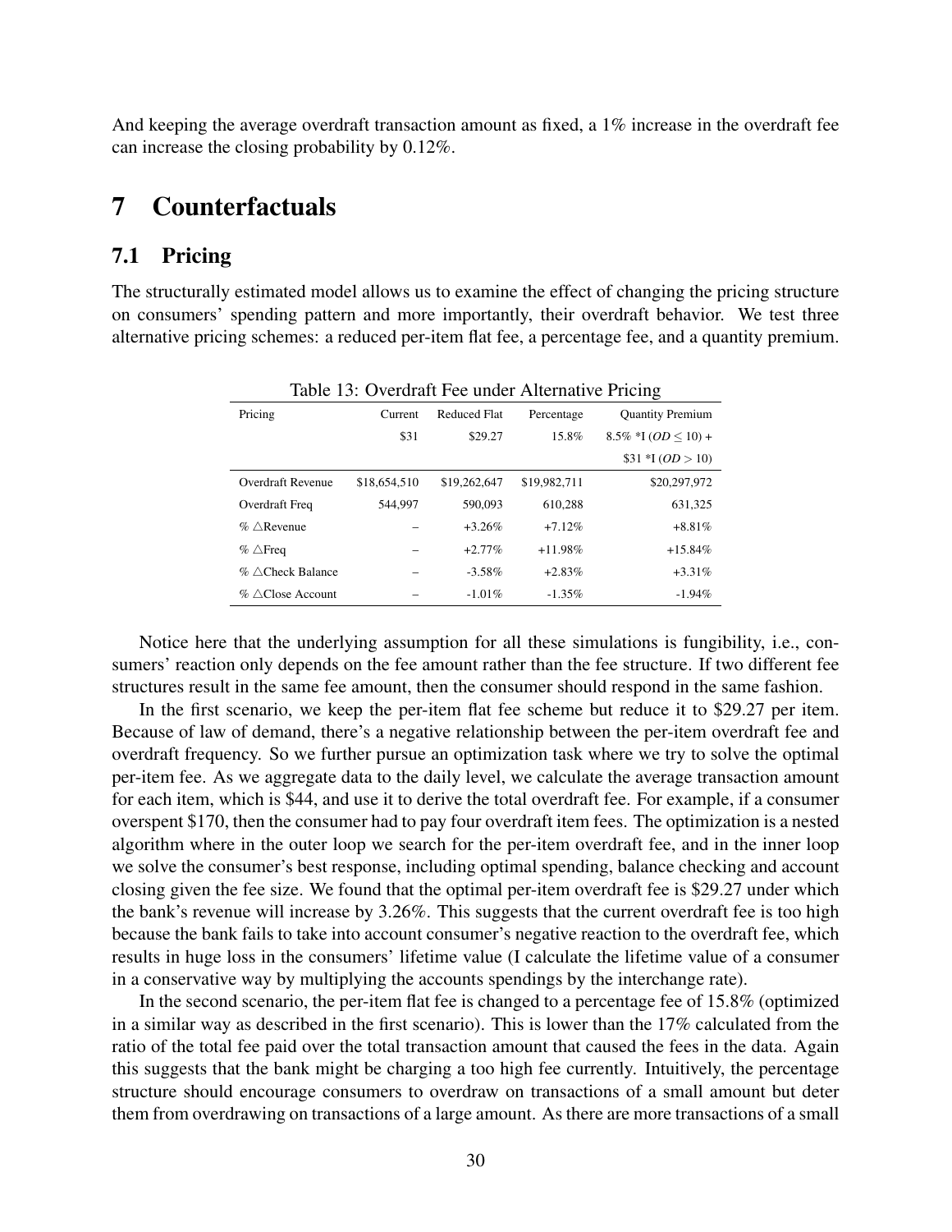And keeping the average overdraft transaction amount as fixed, a 1% increase in the overdraft fee can increase the closing probability by 0.12%.

# 7 Counterfactuals

## 7.1 Pricing

The structurally estimated model allows us to examine the effect of changing the pricing structure on consumers' spending pattern and more importantly, their overdraft behavior. We test three alternative pricing schemes: a reduced per-item flat fee, a percentage fee, and a quantity premium.

Table 13: Overdraft Fee under Alternative Pricing

| Pricing | Current | Reduced Flat | Percentage | Quantity Premium |
|---|---|---|---|---|
| | \$31 | \$29.27 | 15.8% | 8.5% *I ($OD \leq 10$) + |
| | | | | \$31 *I ($OD > 10$) |
| Overdraft Revenue | \$18,654,510 | \$19,262,647 | \$19,982,711 | \$20,297,972 |
| Overdraft Freq | 544,997 | 590,093 | 610,288 | 631,325 |
| % $\triangle$Revenue | – | +3.26% | +7.12% | +8.81% |
| % $\triangle$Freq | – | +2.77% | +11.98% | +15.84% |
| % $\triangle$Check Balance | – | -3.58% | +2.83% | +3.31% |
| % $\triangle$Close Account | – | -1.01% | -1.35% | -1.94% |

Notice here that the underlying assumption for all these simulations is fungibility, i.e., consumers' reaction only depends on the fee amount rather than the fee structure. If two different fee structures result in the same fee amount, then the consumer should respond in the same fashion.

In the first scenario, we keep the per-item flat fee scheme but reduce it to \$29.27 per item. Because of law of demand, there's a negative relationship between the per-item overdraft fee and overdraft frequency. So we further pursue an optimization task where we try to solve the optimal per-item fee. As we aggregate data to the daily level, we calculate the average transaction amount for each item, which is \$44, and use it to derive the total overdraft fee. For example, if a consumer overspent \$170, then the consumer had to pay four overdraft item fees. The optimization is a nested algorithm where in the outer loop we search for the per-item overdraft fee, and in the inner loop we solve the consumer's best response, including optimal spending, balance checking and account closing given the fee size. We found that the optimal per-item overdraft fee is \$29.27 under which the bank's revenue will increase by 3.26%. This suggests that the current overdraft fee is too high because the bank fails to take into account consumer's negative reaction to the overdraft fee, which results in huge loss in the consumers' lifetime value (I calculate the lifetime value of a consumer in a conservative way by multiplying the accounts spendings by the interchange rate).

In the second scenario, the per-item flat fee is changed to a percentage fee of 15.8% (optimized in a similar way as described in the first scenario). This is lower than the 17% calculated from the ratio of the total fee paid over the total transaction amount that caused the fees in the data. Again this suggests that the bank might be charging a too high fee currently. Intuitively, the percentage structure should encourage consumers to overdraw on transactions of a small amount but deter them from overdrawing on transactions of a large amount. As there are more transactions of a small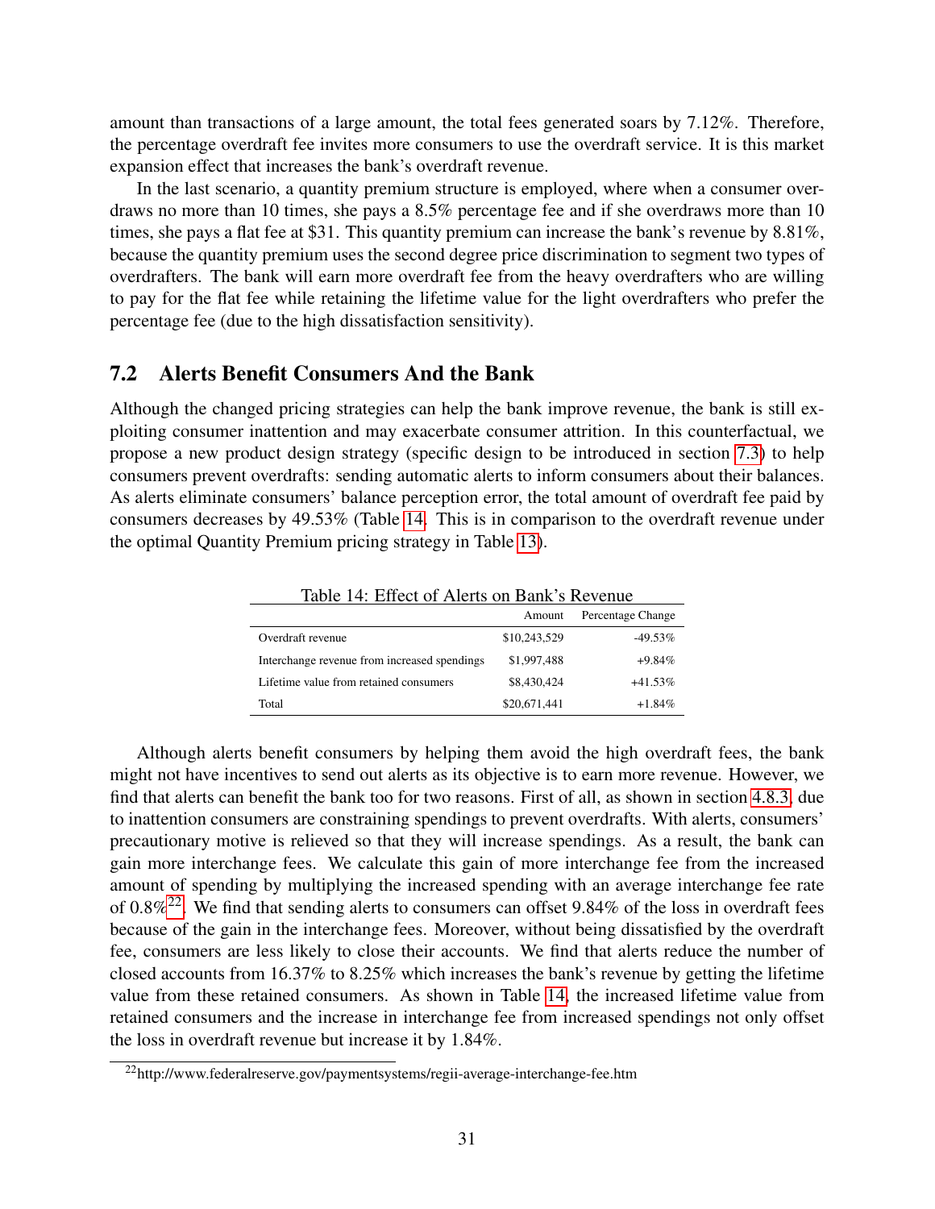amount than transactions of a large amount, the total fees generated soars by 7.12%. Therefore, the percentage overdraft fee invites more consumers to use the overdraft service. It is this market expansion effect that increases the bank's overdraft revenue.

In the last scenario, a quantity premium structure is employed, where when a consumer overdraws no more than 10 times, she pays a 8.5% percentage fee and if she overdraws more than 10 times, she pays a flat fee at $31. This quantity premium can increase the bank's revenue by 8.81%, because the quantity premium uses the second degree price discrimination to segment two types of overdrafters. The bank will earn more overdraft fee from the heavy overdrafters who are willing to pay for the flat fee while retaining the lifetime value for the light overdrafters who prefer the percentage fee (due to the high dissatisfaction sensitivity).

## 7.2 Alerts Benefit Consumers And the Bank

Although the changed pricing strategies can help the bank improve revenue, the bank is still exploiting consumer inattention and may exacerbate consumer attrition. In this counterfactual, we propose a new product design strategy (specific design to be introduced in section 7.3) to help consumers prevent overdrafts: sending automatic alerts to inform consumers about their balances. As alerts eliminate consumers' balance perception error, the total amount of overdraft fee paid by consumers decreases by 49.53% (Table 14. This is in comparison to the overdraft revenue under the optimal Quantity Premium pricing strategy in Table 13).

Table 14: Effect of Alerts on Bank's Revenue

| | Amount | Percentage Change |
|---|---|---|
| Overdraft revenue | $10,243,529 | -49.53% |
| Interchange revenue from increased spendings | $1,997,488 | +9.84% |
| Lifetime value from retained consumers | $8,430,424 | +41.53% |
| Total | $20,671,441 | +1.84% |

Although alerts benefit consumers by helping them avoid the high overdraft fees, the bank might not have incentives to send out alerts as its objective is to earn more revenue. However, we find that alerts can benefit the bank too for two reasons. First of all, as shown in section 4.8.3, due to inattention consumers are constraining spendings to prevent overdrafts. With alerts, consumers' precautionary motive is relieved so that they will increase spendings. As a result, the bank can gain more interchange fees. We calculate this gain of more interchange fee from the increased amount of spending by multiplying the increased spending with an average interchange fee rate of 0.8%[22]. We find that sending alerts to consumers can offset 9.84% of the loss in overdraft fees because of the gain in the interchange fees. Moreover, without being dissatisfied by the overdraft fee, consumers are less likely to close their accounts. We find that alerts reduce the number of closed accounts from 16.37% to 8.25% which increases the bank's revenue by getting the lifetime value from these retained consumers. As shown in Table 14, the increased lifetime value from retained consumers and the increase in interchange fee from increased spendings not only offset the loss in overdraft revenue but increase it by 1.84%.

[22] http://www.federalreserve.gov/paymentsystems/regii-average-interchange-fee.htm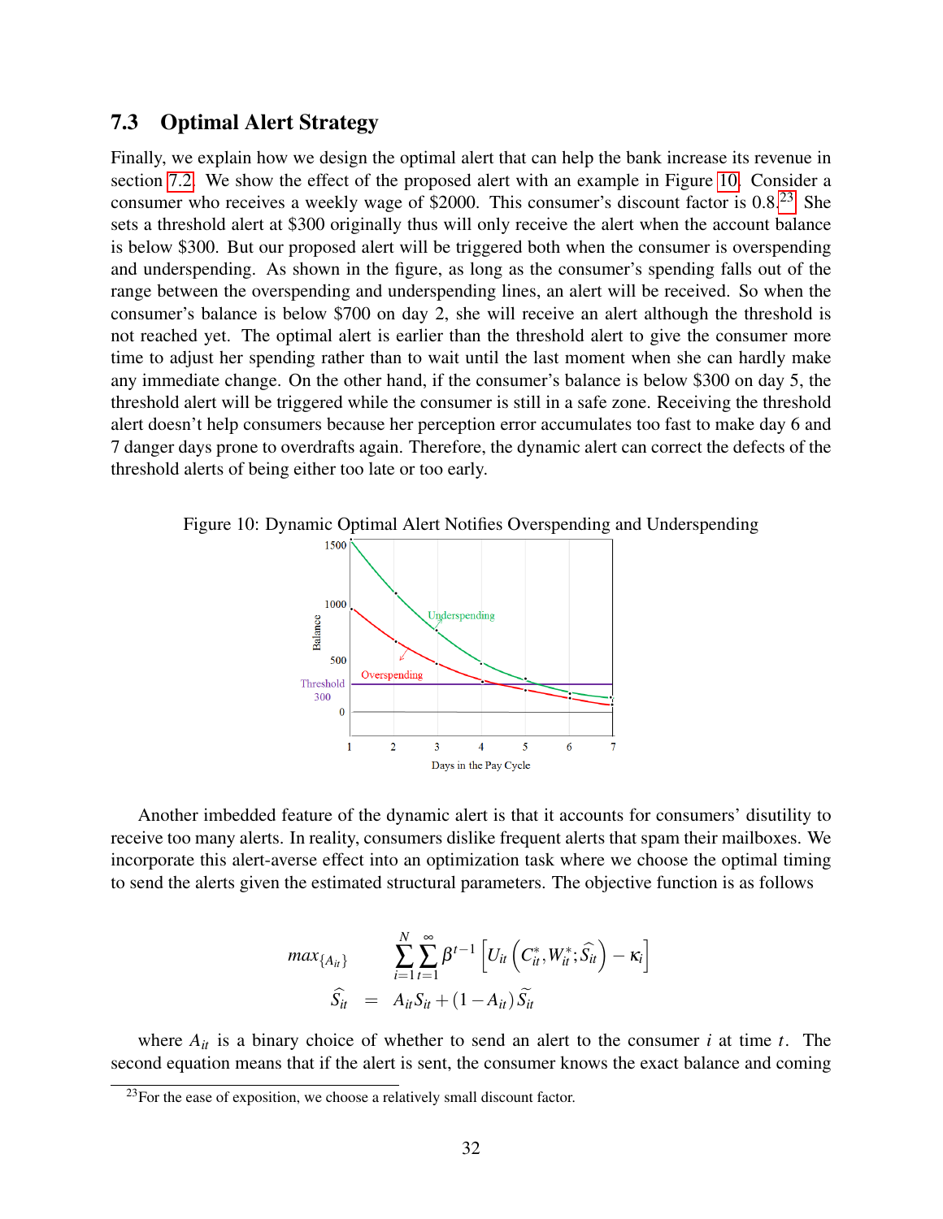## 7.3 Optimal Alert Strategy

Finally, we explain how we design the optimal alert that can help the bank increase its revenue in section 7.2. We show the effect of the proposed alert with an example in Figure 10. Consider a consumer who receives a weekly wage of $2000. This consumer's discount factor is 0.8.[23] She sets a threshold alert at $300 originally thus will only receive the alert when the account balance is below $300. But our proposed alert will be triggered both when the consumer is overspending and underspending. As shown in the figure, as long as the consumer's spending falls out of the range between the overspending and underspending lines, an alert will be received. So when the consumer's balance is below $700 on day 2, she will receive an alert although the threshold is not reached yet. The optimal alert is earlier than the threshold alert to give the consumer more time to adjust her spending rather than to wait until the last moment when she can hardly make any immediate change. On the other hand, if the consumer's balance is below $300 on day 5, the threshold alert will be triggered while the consumer is still in a safe zone. Receiving the threshold alert doesn't help consumers because her perception error accumulates too fast to make day 6 and 7 danger days prone to overdrafts again. Therefore, the dynamic alert can correct the defects of the threshold alerts of being either too late or too early.

Figure 10: Dynamic Optimal Alert Notifies Overspending and Underspending

Another imbedded feature of the dynamic alert is that it accounts for consumers' disutility to receive too many alerts. In reality, consumers dislike frequent alerts that spam their mailboxes. We incorporate this alert-averse effect into an optimization task where we choose the optimal timing to send the alerts given the estimated structural parameters. The objective function is as follows

$$
\begin{aligned}
max_{\{A_{it}\}} \qquad & \sum_{i=1}^{N}\sum_{t=1}^{\infty}\beta^{t-1}\left[U_{it}\left(C_{it}^{*},W_{it}^{*};\widehat{S_{it}}\right)-\kappa_{i}\right] \\
\widehat{S_{it}} \quad = \quad & A_{it}S_{it}+\left(1-A_{it}\right)\widetilde{S_{it}}
\end{aligned}
$$

where $A_{it}$ is a binary choice of whether to send an alert to the consumer $i$ at time $t$. The second equation means that if the alert is sent, the consumer knows the exact balance and coming

[23] For the ease of exposition, we choose a relatively small discount factor.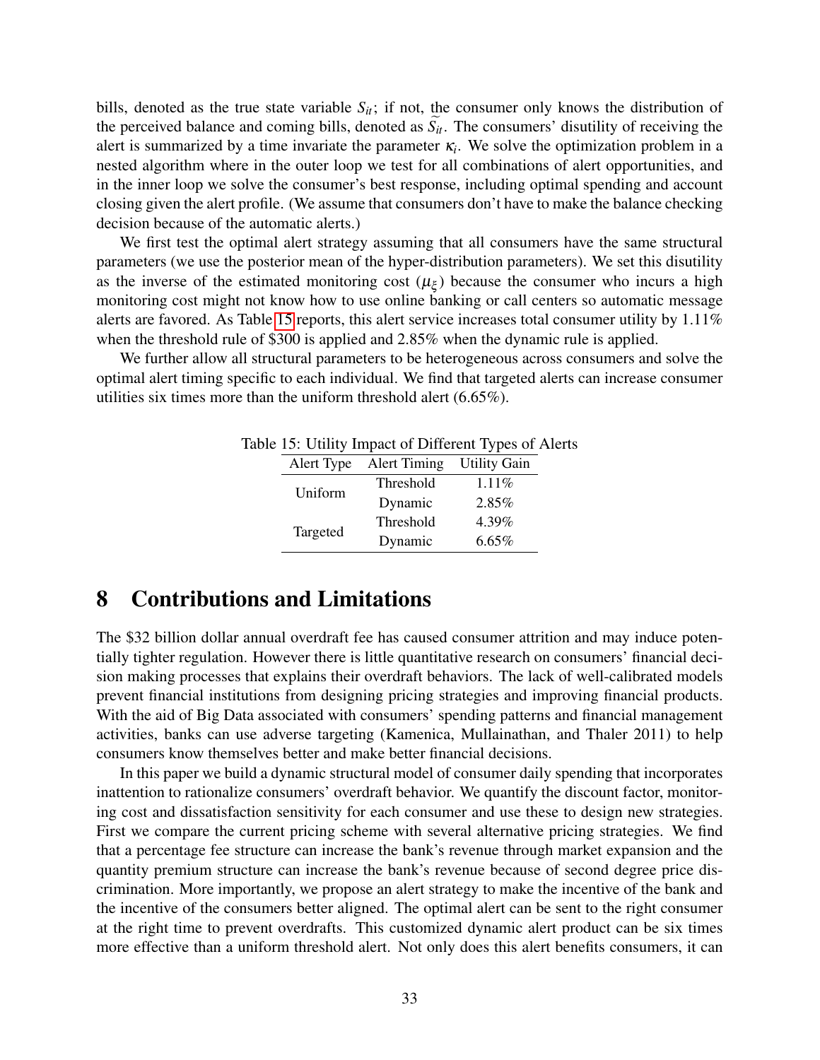bills, denoted as the true state variable $S_{it}$; if not, the consumer only knows the distribution of the perceived balance and coming bills, denoted as $\widetilde{S_{it}}$. The consumers' disutility of receiving the alert is summarized by a time invariate the parameter $\kappa_i$. We solve the optimization problem in a nested algorithm where in the outer loop we test for all combinations of alert opportunities, and in the inner loop we solve the consumer's best response, including optimal spending and account closing given the alert profile. (We assume that consumers don't have to make the balance checking decision because of the automatic alerts.)

We first test the optimal alert strategy assuming that all consumers have the same structural parameters (we use the posterior mean of the hyper-distribution parameters). We set this disutility as the inverse of the estimated monitoring cost ($\mu_\xi$) because the consumer who incurs a high monitoring cost might not know how to use online banking or call centers so automatic message alerts are favored. As Table 15 reports, this alert service increases total consumer utility by 1.11% when the threshold rule of $300 is applied and 2.85% when the dynamic rule is applied.

We further allow all structural parameters to be heterogeneous across consumers and solve the optimal alert timing specific to each individual. We find that targeted alerts can increase consumer utilities six times more than the uniform threshold alert (6.65%).

Table 15: Utility Impact of Different Types of Alerts

| Alert Type | Alert Timing | Utility Gain |
|---|---|---|
| Uniform | Threshold | 1.11% |
| | Dynamic | 2.85% |
| Targeted | Threshold | 4.39% |
| | Dynamic | 6.65% |

# 8 Contributions and Limitations

The $32 billion dollar annual overdraft fee has caused consumer attrition and may induce potentially tighter regulation. However there is little quantitative research on consumers' financial decision making processes that explains their overdraft behaviors. The lack of well-calibrated models prevent financial institutions from designing pricing strategies and improving financial products. With the aid of Big Data associated with consumers' spending patterns and financial management activities, banks can use adverse targeting (Kamenica, Mullainathan, and Thaler 2011) to help consumers know themselves better and make better financial decisions.

In this paper we build a dynamic structural model of consumer daily spending that incorporates inattention to rationalize consumers' overdraft behavior. We quantify the discount factor, monitoring cost and dissatisfaction sensitivity for each consumer and use these to design new strategies. First we compare the current pricing scheme with several alternative pricing strategies. We find that a percentage fee structure can increase the bank's revenue through market expansion and the quantity premium structure can increase the bank's revenue because of second degree price discrimination. More importantly, we propose an alert strategy to make the incentive of the bank and the incentive of the consumers better aligned. The optimal alert can be sent to the right consumer at the right time to prevent overdrafts. This customized dynamic alert product can be six times more effective than a uniform threshold alert. Not only does this alert benefits consumers, it can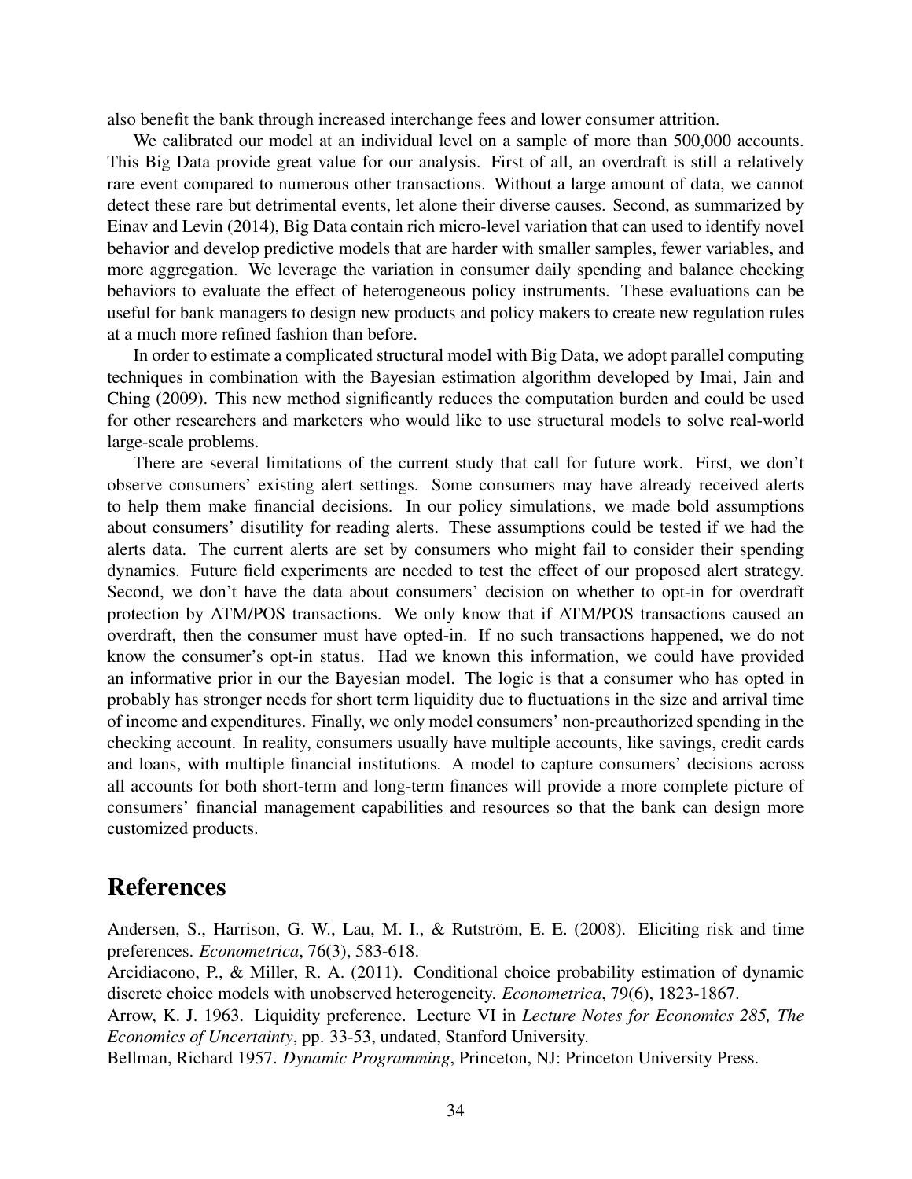also benefit the bank through increased interchange fees and lower consumer attrition.

We calibrated our model at an individual level on a sample of more than 500,000 accounts. This Big Data provide great value for our analysis. First of all, an overdraft is still a relatively rare event compared to numerous other transactions. Without a large amount of data, we cannot detect these rare but detrimental events, let alone their diverse causes. Second, as summarized by Einav and Levin (2014), Big Data contain rich micro-level variation that can used to identify novel behavior and develop predictive models that are harder with smaller samples, fewer variables, and more aggregation. We leverage the variation in consumer daily spending and balance checking behaviors to evaluate the effect of heterogeneous policy instruments. These evaluations can be useful for bank managers to design new products and policy makers to create new regulation rules at a much more refined fashion than before.

In order to estimate a complicated structural model with Big Data, we adopt parallel computing techniques in combination with the Bayesian estimation algorithm developed by Imai, Jain and Ching (2009). This new method significantly reduces the computation burden and could be used for other researchers and marketers who would like to use structural models to solve real-world large-scale problems.

There are several limitations of the current study that call for future work. First, we don't observe consumers' existing alert settings. Some consumers may have already received alerts to help them make financial decisions. In our policy simulations, we made bold assumptions about consumers' disutility for reading alerts. These assumptions could be tested if we had the alerts data. The current alerts are set by consumers who might fail to consider their spending dynamics. Future field experiments are needed to test the effect of our proposed alert strategy. Second, we don't have the data about consumers' decision on whether to opt-in for overdraft protection by ATM/POS transactions. We only know that if ATM/POS transactions caused an overdraft, then the consumer must have opted-in. If no such transactions happened, we do not know the consumer's opt-in status. Had we known this information, we could have provided an informative prior in our the Bayesian model. The logic is that a consumer who has opted in probably has stronger needs for short term liquidity due to fluctuations in the size and arrival time of income and expenditures. Finally, we only model consumers' non-preauthorized spending in the checking account. In reality, consumers usually have multiple accounts, like savings, credit cards and loans, with multiple financial institutions. A model to capture consumers' decisions across all accounts for both short-term and long-term finances will provide a more complete picture of consumers' financial management capabilities and resources so that the bank can design more customized products.

# References

Andersen, S., Harrison, G. W., Lau, M. I., & Rutström, E. E. (2008). Eliciting risk and time preferences. *Econometrica*, 76(3), 583-618.

Arcidiacono, P., & Miller, R. A. (2011). Conditional choice probability estimation of dynamic discrete choice models with unobserved heterogeneity. *Econometrica*, 79(6), 1823-1867.

Arrow, K. J. 1963. Liquidity preference. Lecture VI in *Lecture Notes for Economics 285, The Economics of Uncertainty*, pp. 33-53, undated, Stanford University.

Bellman, Richard 1957. *Dynamic Programming*, Princeton, NJ: Princeton University Press.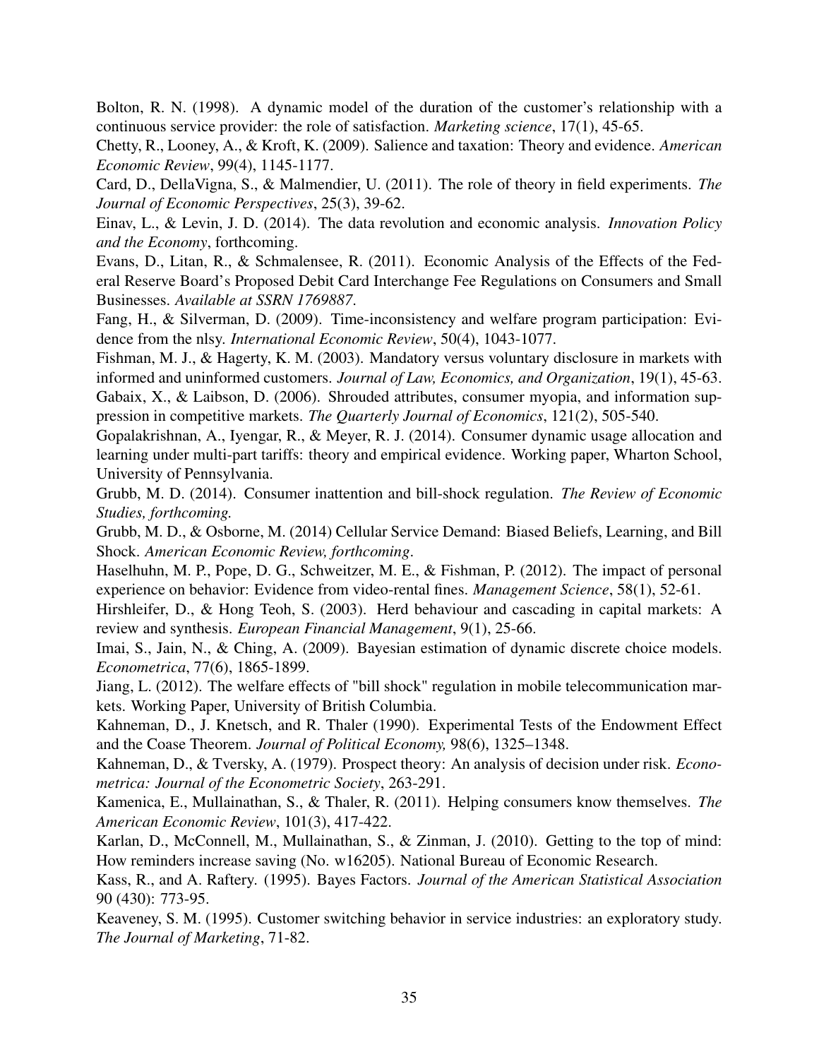Bolton, R. N. (1998). A dynamic model of the duration of the customer's relationship with a continuous service provider: the role of satisfaction. *Marketing science*, 17(1), 45-65.

Chetty, R., Looney, A., & Kroft, K. (2009). Salience and taxation: Theory and evidence. *American Economic Review*, 99(4), 1145-1177.

Card, D., DellaVigna, S., & Malmendier, U. (2011). The role of theory in field experiments. *The Journal of Economic Perspectives*, 25(3), 39-62.

Einav, L., & Levin, J. D. (2014). The data revolution and economic analysis. *Innovation Policy and the Economy*, forthcoming.

Evans, D., Litan, R., & Schmalensee, R. (2011). Economic Analysis of the Effects of the Federal Reserve Board's Proposed Debit Card Interchange Fee Regulations on Consumers and Small Businesses. *Available at SSRN 1769887*.

Fang, H., & Silverman, D. (2009). Time-inconsistency and welfare program participation: Evidence from the nlsy. *International Economic Review*, 50(4), 1043-1077.

Fishman, M. J., & Hagerty, K. M. (2003). Mandatory versus voluntary disclosure in markets with informed and uninformed customers. *Journal of Law, Economics, and Organization*, 19(1), 45-63.

Gabaix, X., & Laibson, D. (2006). Shrouded attributes, consumer myopia, and information suppression in competitive markets. *The Quarterly Journal of Economics*, 121(2), 505-540.

Gopalakrishnan, A., Iyengar, R., & Meyer, R. J. (2014). Consumer dynamic usage allocation and learning under multi-part tariffs: theory and empirical evidence. Working paper, Wharton School, University of Pennsylvania.

Grubb, M. D. (2014). Consumer inattention and bill-shock regulation. *The Review of Economic Studies, forthcoming.*

Grubb, M. D., & Osborne, M. (2014) Cellular Service Demand: Biased Beliefs, Learning, and Bill Shock. *American Economic Review, forthcoming*.

Haselhuhn, M. P., Pope, D. G., Schweitzer, M. E., & Fishman, P. (2012). The impact of personal experience on behavior: Evidence from video-rental fines. *Management Science*, 58(1), 52-61.

Hirshleifer, D., & Hong Teoh, S. (2003). Herd behaviour and cascading in capital markets: A review and synthesis. *European Financial Management*, 9(1), 25-66.

Imai, S., Jain, N., & Ching, A. (2009). Bayesian estimation of dynamic discrete choice models. *Econometrica*, 77(6), 1865-1899.

Jiang, L. (2012). The welfare effects of "bill shock" regulation in mobile telecommunication markets. Working Paper, University of British Columbia.

Kahneman, D., J. Knetsch, and R. Thaler (1990). Experimental Tests of the Endowment Effect and the Coase Theorem. *Journal of Political Economy,* 98(6), 1325–1348.

Kahneman, D., & Tversky, A. (1979). Prospect theory: An analysis of decision under risk. *Econometrica: Journal of the Econometric Society*, 263-291.

Kamenica, E., Mullainathan, S., & Thaler, R. (2011). Helping consumers know themselves. *The American Economic Review*, 101(3), 417-422.

Karlan, D., McConnell, M., Mullainathan, S., & Zinman, J. (2010). Getting to the top of mind: How reminders increase saving (No. w16205). National Bureau of Economic Research.

Kass, R., and A. Raftery. (1995). Bayes Factors. *Journal of the American Statistical Association* 90 (430): 773-95.

Keaveney, S. M. (1995). Customer switching behavior in service industries: an exploratory study. *The Journal of Marketing*, 71-82.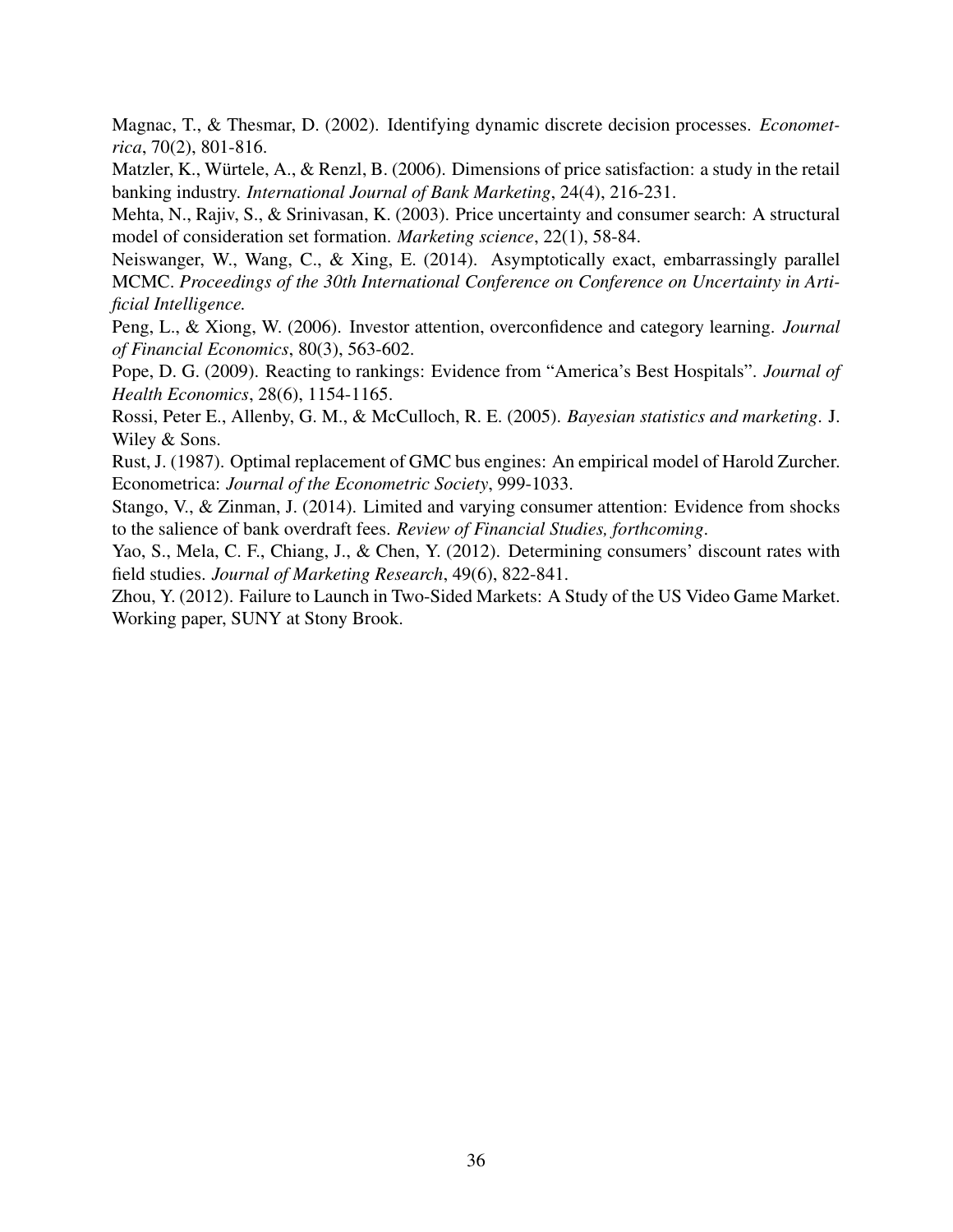Magnac, T., & Thesmar, D. (2002). Identifying dynamic discrete decision processes. *Econometrica*, 70(2), 801-816.

Matzler, K., Würtele, A., & Renzl, B. (2006). Dimensions of price satisfaction: a study in the retail banking industry. *International Journal of Bank Marketing*, 24(4), 216-231.

Mehta, N., Rajiv, S., & Srinivasan, K. (2003). Price uncertainty and consumer search: A structural model of consideration set formation. *Marketing science*, 22(1), 58-84.

Neiswanger, W., Wang, C., & Xing, E. (2014). Asymptotically exact, embarrassingly parallel MCMC. *Proceedings of the 30th International Conference on Conference on Uncertainty in Artificial Intelligence.*

Peng, L., & Xiong, W. (2006). Investor attention, overconfidence and category learning. *Journal of Financial Economics*, 80(3), 563-602.

Pope, D. G. (2009). Reacting to rankings: Evidence from "America's Best Hospitals". *Journal of Health Economics*, 28(6), 1154-1165.

Rossi, Peter E., Allenby, G. M., & McCulloch, R. E. (2005). *Bayesian statistics and marketing*. J. Wiley & Sons.

Rust, J. (1987). Optimal replacement of GMC bus engines: An empirical model of Harold Zurcher. Econometrica: *Journal of the Econometric Society*, 999-1033.

Stango, V., & Zinman, J. (2014). Limited and varying consumer attention: Evidence from shocks to the salience of bank overdraft fees. *Review of Financial Studies, forthcoming*.

Yao, S., Mela, C. F., Chiang, J., & Chen, Y. (2012). Determining consumers' discount rates with field studies. *Journal of Marketing Research*, 49(6), 822-841.

Zhou, Y. (2012). Failure to Launch in Two-Sided Markets: A Study of the US Video Game Market. Working paper, SUNY at Stony Brook.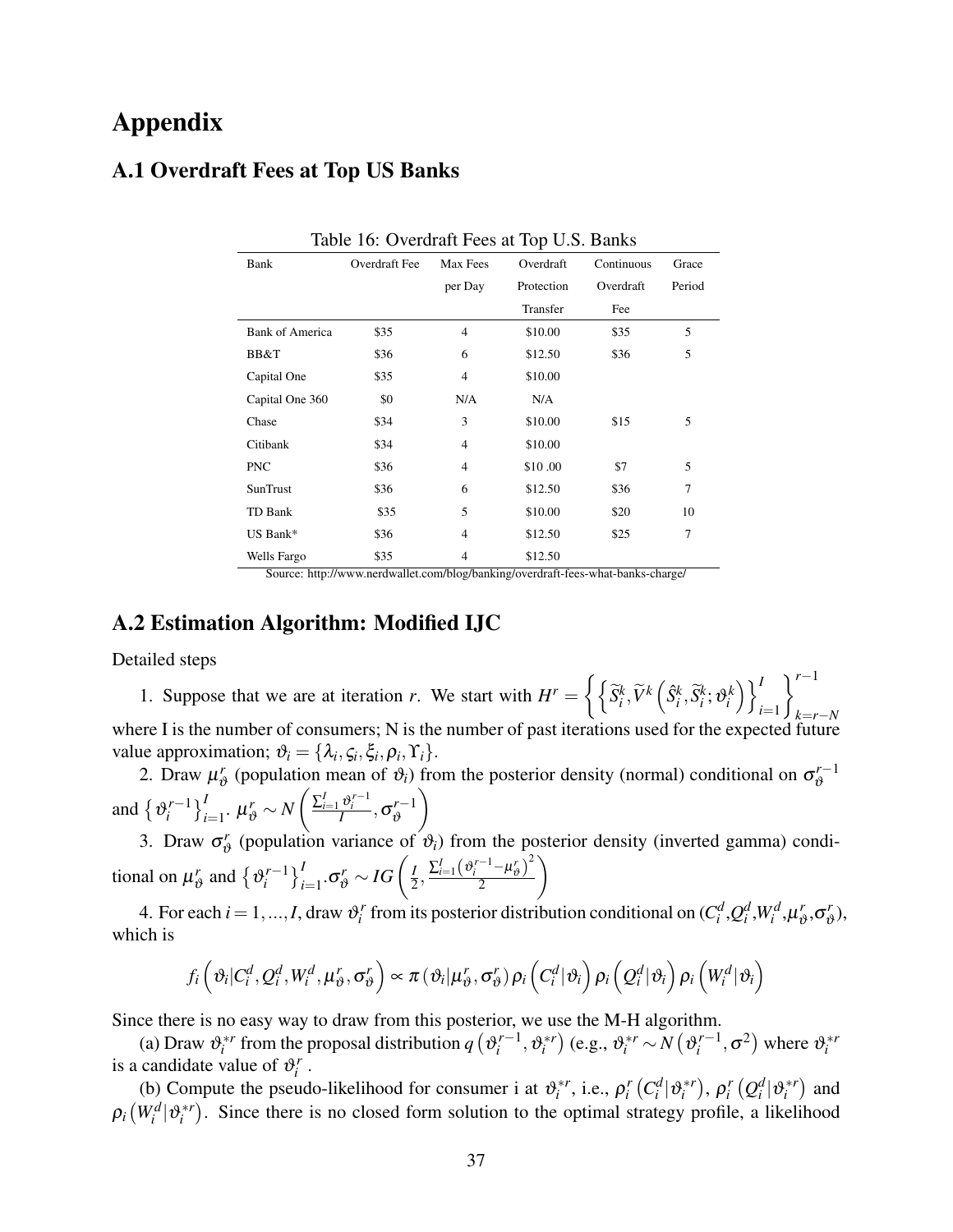# Appendix

## A.1 Overdraft Fees at Top US Banks

Table 16: Overdraft Fees at Top U.S. Banks

| Bank | Overdraft Fee | Max Fees per Day | Overdraft Protection Transfer | Continuous Overdraft Fee | Grace Period |
|---|---|---|---|---|---|
| Bank of America | \$35 | 4 | \$10.00 | \$35 | 5 |
| BB&T | \$36 | 6 | \$12.50 | \$36 | 5 |
| Capital One | \$35 | 4 | \$10.00 | | |
| Capital One 360 | \$0 | N/A | N/A | | |
| Chase | \$34 | 3 | \$10.00 | \$15 | 5 |
| Citibank | \$34 | 4 | \$10.00 | | |
| PNC | \$36 | 4 | \$10 .00 | \$7 | 5 |
| SunTrust | \$36 | 6 | \$12.50 | \$36 | 7 |
| TD Bank | \$35 | 5 | \$10.00 | \$20 | 10 |
| US Bank* | \$36 | 4 | \$12.50 | \$25 | 7 |
| Wells Fargo | \$35 | 4 | \$12.50 | | |

Source: http://www.nerdwallet.com/blog/banking/overdraft-fees-what-banks-charge/

## A.2 Estimation Algorithm: Modified IJC

Detailed steps

1. Suppose that we are at iteration $r$. We start with $H^r = \left\{ \left\{ \widetilde{S}_i^k, \widetilde{V}^k \left( \hat{S}_i^k, \widetilde{S}_i^k; \vartheta_i^k \right) \right\}_{i=1}^{I} \right\}_{k=r-N}^{r-1}$ where I is the number of consumers; N is the number of past iterations used for the expected future value approximation; $\vartheta_i = \{\lambda_i, \varsigma_i, \xi_i, \rho_i, \Upsilon_i\}$.

2. Draw $\mu_\vartheta^r$ (population mean of $\vartheta_i$) from the posterior density (normal) conditional on $\sigma_\vartheta^{r-1}$ and $\left\{\vartheta_i^{r-1}\right\}_{i=1}^{I}$. $\mu_\vartheta^r \sim N\left(\frac{\sum_{i=1}^{I} \vartheta_i^{r-1}}{I}, \sigma_\vartheta^{r-1}\right)$

3. Draw $\sigma_\vartheta^r$ (population variance of $\vartheta_i$) from the posterior density (inverted gamma) conditional on $\mu_\vartheta^r$ and $\left\{\vartheta_i^{r-1}\right\}_{i=1}^{I}$.$\sigma_\vartheta^r \sim IG\left(\frac{I}{2}, \frac{\sum_{i=1}^{I}\left(\vartheta_i^{r-1}-\mu_\vartheta^r\right)^2}{2}\right)$

4. For each $i = 1, ..., I$, draw $\vartheta_i^r$ from its posterior distribution conditional on $(C_i^d, Q_i^d, W_i^d, \mu_\vartheta^r, \sigma_\vartheta^r)$, which is

$$f_i\left(\vartheta_i | C_i^d, Q_i^d, W_i^d, \mu_\vartheta^r, \sigma_\vartheta^r\right) \propto \pi\left(\vartheta_i | \mu_\vartheta^r, \sigma_\vartheta^r\right) \rho_i\left(C_i^d | \vartheta_i\right) \rho_i\left(Q_i^d | \vartheta_i\right) \rho_i\left(W_i^d | \vartheta_i\right)$$

Since there is no easy way to draw from this posterior, we use the M-H algorithm.

(a) Draw $\vartheta_i^{*r}$ from the proposal distribution $q\left(\vartheta_i^{r-1}, \vartheta_i^{*r}\right)$ (e.g., $\vartheta_i^{*r} \sim N\left(\vartheta_i^{r-1}, \sigma^2\right)$ where $\vartheta_i^{*r}$ is a candidate value of $\vartheta_i^r$.

(b) Compute the pseudo-likelihood for consumer i at $\vartheta_i^{*r}$, i.e., $\rho_i^r\left(C_i^d | \vartheta_i^{*r}\right)$, $\rho_i^r\left(Q_i^d | \vartheta_i^{*r}\right)$ and $\rho_i\left(W_i^d | \vartheta_i^{*r}\right)$. Since there is no closed form solution to the optimal strategy profile, a likelihood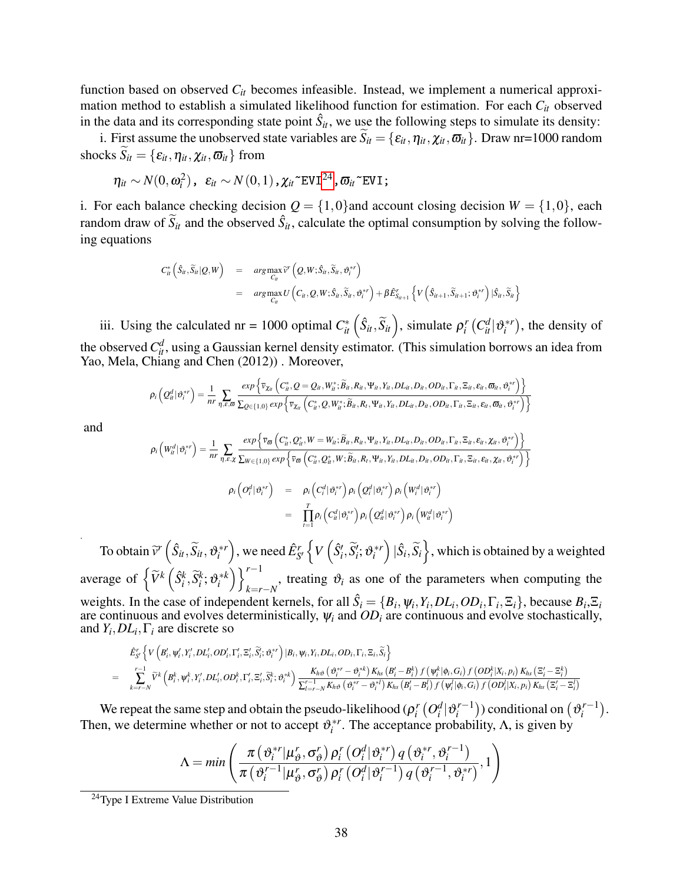function based on observed $C_{it}$ becomes infeasible. Instead, we implement a numerical approximation method to establish a simulated likelihood function for estimation. For each $C_{it}$ observed in the data and its corresponding state point $\hat{S}_{it}$, we use the following steps to simulate its density:

i. First assume the unobserved state variables are $\widetilde{S}_{it} = \{\varepsilon_{it}, \eta_{it}, \chi_{it}, \varpi_{it}\}$. Draw nr=1000 random shocks $\widetilde{S}_{it} = \{\varepsilon_{it}, \eta_{it}, \chi_{it}, \varpi_{it}\}$ from

$$\eta_{it} \sim N(0, \omega_i^2), \;\; \varepsilon_{it} \sim N(0,1), \chi_{it} \tilde{} \texttt{EVI}^{24}, \varpi_{it} \tilde{} \texttt{EVI};$$

i. For each balance checking decision $Q = \{1,0\}$and account closing decision $W = \{1,0\}$, each random draw of $\widetilde{S}_{it}$ and the observed $\hat{S}_{it}$, calculate the optimal consumption by solving the following equations

$$\begin{aligned}
C_{it}^{*}\left(\hat{S}_{it}, \widetilde{S}_{it}|Q,W\right) &= \underset{C_{it}}{arg\max}\, \widetilde{v}^{r}\left(Q,W;\hat{S}_{it}, \widetilde{S}_{it}, \vartheta_i^{*r}\right) \\
&= \underset{C_{it}}{arg\max}\, U\left(C_{it}, Q, W; \hat{S}_{it}, \widetilde{S}_{it}, \vartheta_i^{*r}\right) + \beta \hat{E}^{r}_{\widetilde{S}_{it+1}}\left\{V\left(\hat{S}_{it+1}, \widetilde{S}_{it+1}; \vartheta_i^{*r}\right)|\hat{S}_{it}, \widetilde{S}_{it}\right\}
\end{aligned}$$

iii. Using the calculated nr = 1000 optimal $C_{it}^{*}\left(\hat{S}_{it}, \widetilde{S}_{it}\right)$, simulate $\rho_i^r\left(C_{it}^d|\vartheta_i^{*r}\right)$, the density of the observed $C_{it}^d$, using a Gaussian kernel density estimator. (This simulation borrows an idea from Yao, Mela, Chiang and Chen (2012)) . Moreover,

$$\rho_i\left(Q_{it}^d|\vartheta_i^{*r}\right) = \frac{1}{nr}\sum_{\eta,\varepsilon,\varpi}\frac{exp\left\{\overline{v}_{\chi_{it}}\left(C_{it}^*, Q=Q_{it}, W_{it}^*; \widetilde{B}_{it}, R_{it}, \Psi_{it}, Y_{it}, DL_{it}, D_{it}, OD_{it}, \Gamma_{it}, \Xi_{it}, \varepsilon_{it}, \varpi_{it}, \vartheta_i^{*r}\right)\right\}}{\sum_{Q\in\{1,0\}}exp\left\{\overline{v}_{\chi_{it}}\left(C_{it}^*, Q, W_{it}^*; \widetilde{B}_{it}, R_{t}, \Psi_{it}, Y_{it}, DL_{it}, D_{it}, OD_{it}, \Gamma_{it}, \Xi_{it}, \varepsilon_{it}, \varpi_{it}, \vartheta_i^{*r}\right)\right\}}$$

and

$$\rho_i\left(W_{it}^d|\vartheta_i^{*r}\right) = \frac{1}{nr}\sum_{\eta,\varepsilon,\chi}\frac{exp\left\{\overline{v}_{\varpi}\left(C_{it}^*, Q_{it}^*, W=W_{it}; \widetilde{B}_{it}, R_{it}, \Psi_{it}, Y_{it}, DL_{it}, D_{it}, OD_{it}, \Gamma_{it}, \Xi_{it}, \varepsilon_{it}, \chi_{it}, \vartheta_i^{*r}\right)\right\}}{\sum_{W\in\{1,0\}}exp\left\{\overline{v}_{\varpi}\left(C_{it}^*, Q_{it}^*, W; \widetilde{B}_{it}, R_{t}, \Psi_{it}, Y_{it}, DL_{it}, D_{it}, OD_{it}, \Gamma_{it}, \Xi_{it}, \varepsilon_{it}, \chi_{it}, \vartheta_i^{*r}\right)\right\}}$$

$$\begin{aligned}
\rho_i\left(O_i^d|\vartheta_i^{*r}\right) &= \rho_i\left(C_i^d|\vartheta_i^{*r}\right)\rho_i\left(Q_i^d|\vartheta_i^{*r}\right)\rho_i\left(W_i^d|\vartheta_i^{*r}\right) \\
&= \prod_{t=1}^{T}\rho_i\left(C_{it}^d|\vartheta_i^{*r}\right)\rho_i\left(Q_{it}^d|\vartheta_i^{*r}\right)\rho_i\left(W_{it}^d|\vartheta_i^{*r}\right)
\end{aligned}$$

To obtain $\widetilde{v}^r\left(\hat{S}_{it}, \widetilde{S}_{it}, \vartheta_i^{*r}\right)$, we need $\hat{E}^r_{S'}\left\{V\left(\hat{S}'_i, \widetilde{S}'_i; \vartheta_i^{*r}\right)|\hat{S}_i, \widetilde{S}_i\right\}$, which is obtained by a weighted average of $\left\{\widetilde{V}^k\left(\hat{S}_i^k, \widetilde{S}_i^k; \vartheta_i^{*k}\right)\right\}_{k=r-N}^{r-1}$, treating $\vartheta_i$ as one of the parameters when computing the weights. In the case of independent kernels, for all $\hat{S}_i = \{B_i, \psi_i, Y_i, DL_i, OD_i, \Gamma_i, \Xi_i\}$, because $B_i, \Xi_i$ are continuous and evolves deterministically, $\psi_i$ and $OD_i$ are continuous and evolve stochastically, and $Y_i, DL_i, \Gamma_i$ are discrete so

$$\begin{aligned}
&\hat{E}^r_{S'}\left\{V\left(B'_i, \psi'_i, Y'_i, DL'_i, OD'_i, \Gamma'_i, \Xi'_i, \widetilde{S}'_i; \vartheta_i^{*r}\right)|B_i, \psi_i, Y_i, DL_i, OD_i, \Gamma_i, \Xi_i, \widetilde{S}_i\right\} \\
= &\sum_{k=r-N}^{r-1}\widetilde{V}^k\left(B_i^k, \psi_i^k, Y'_i, DL'_i, OD_i^k, \Gamma'_i, \Xi'_i, \widetilde{S}_i^k; \vartheta_i^{*k}\right)\frac{K_{h\vartheta}\left(\vartheta_i^{*r}-\vartheta_i^{*k}\right)K_{hs}\left(B'_i-B_i^k\right)f\left(\psi_i^k|\phi_i, G_i\right)f\left(OD_i^k|X_i, p_i\right)K_{hs}\left(\Xi'_i-\Xi_i^k\right)}{\sum_{l=r-N}^{r-1}K_{h\vartheta}\left(\vartheta_i^{*r}-\vartheta_i^{*l}\right)K_{hs}\left(B'_i-B_i^l\right)f\left(\psi_i^l|\phi_i, G_i\right)f\left(OD_i^l|X_i, p_i\right)K_{hs}\left(\Xi'_i-\Xi_i^l\right)}
\end{aligned}$$

We repeat the same step and obtain the pseudo-likelihood $\left(\rho_i^r\left(O_i^d|\vartheta_i^{r-1}\right)\right)$ conditional on $\left(\vartheta_i^{r-1}\right)$. Then, we determine whether or not to accept $\vartheta_i^{*r}$. The acceptance probability, $\Lambda$, is given by

$$\Lambda = min\left(\frac{\pi\left(\vartheta_i^{*r}|\mu_\vartheta^r, \sigma_\vartheta^r\right)\rho_i^r\left(O_i^d|\vartheta_i^{*r}\right)q\left(\vartheta_i^{*r}, \vartheta_i^{r-1}\right)}{\pi\left(\vartheta_i^{r-1}|\mu_\vartheta^r, \sigma_\vartheta^r\right)\rho_i^r\left(O_i^d|\vartheta_i^{r-1}\right)q\left(\vartheta_i^{r-1}, \vartheta_i^{*r}\right)}, 1\right)$$

[24] Type I Extreme Value Distribution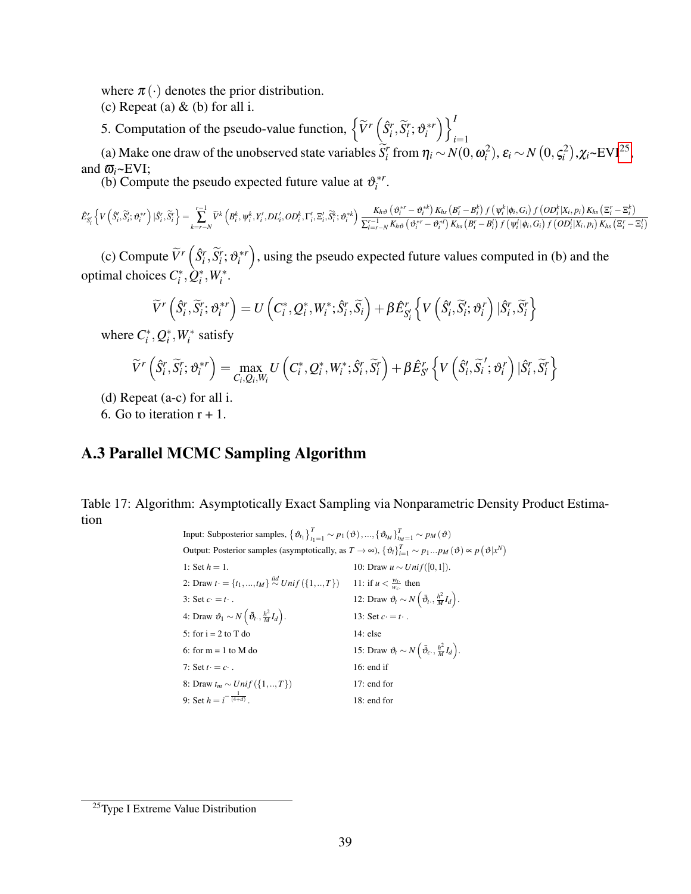where $\pi(\cdot)$ denotes the prior distribution.

(c) Repeat (a) & (b) for all i.

5. Computation of the pseudo-value function, $\left\{\widetilde{V}^r\left(\hat{S}_i^r, \widetilde{S}_i^r; \vartheta_i^{*r}\right)\right\}_{i=1}^{I}$

(a) Make one draw of the unobserved state variables $\widetilde{S}_i^r$ from $\eta_i \sim N(0, \omega_i^2)$, $\varepsilon_i \sim N\left(0, \varsigma_i^2\right)$, $\chi_i$~EVI[25], and $\varpi_i$~EVI;

(b) Compute the pseudo expected future value at $\vartheta_i^{*r}$.

$$\hat{E}_{S_i'}^r\left\{V\left(\hat{S}_i', \widetilde{S}_i'; \vartheta_i^{*r}\right)|\hat{S}_i^r, \widetilde{S}_i^r\right\} = \sum_{k=r-N}^{r-1} \widetilde{V}^k\left(B_i^k, \psi_i^k, Y_i', DL_i', OD_i^k, \Gamma_i', \Xi_i', \widetilde{S}_i^k; \vartheta_i^{*k}\right) \frac{K_{h\vartheta}\left(\vartheta_i^{*r} - \vartheta_i^{*k}\right) K_{hs}\left(B_i^r - B_i^k\right) f\left(\psi_i^k|\phi_i, G_i\right) f\left(OD_i^k|X_i, p_i\right) K_{hs}\left(\Xi_i^r - \Xi_i^k\right)}{\sum_{l=r-N}^{r-1} K_{h\vartheta}\left(\vartheta_i^{*r} - \vartheta_i^{*l}\right) K_{hs}\left(B_i^r - B_i^l\right) f\left(\psi_i^l|\phi_i, G_i\right) f\left(OD_i^l|X_i, p_i\right) K_{hs}\left(\Xi_i^r - \Xi_i^l\right)}$$

(c) Compute $\widetilde{V}^r\left(\hat{S}_i^r, \widetilde{S}_i^r; \vartheta_i^{*r}\right)$, using the pseudo expected future values computed in (b) and the optimal choices $C_i^*, Q_i^*, W_i^*$.

$$\widetilde{V}^r\left(\hat{S}_i^r, \widetilde{S}_i^r; \vartheta_i^{*r}\right) = U\left(C_i^*, Q_i^*, W_i^*; \hat{S}_i^r, \widetilde{S}_i\right) + \beta \hat{E}_{S_i'}^r\left\{V\left(\hat{S}_i', \widetilde{S}_i'; \vartheta_i^r\right)|\hat{S}_i^r, \widetilde{S}_i^r\right\}$$

where $C_i^*, Q_i^*, W_i^*$ satisfy

$$\widetilde{V}^r\left(\hat{S}_i^r, \widetilde{S}_i^r; \vartheta_i^{*r}\right) = \max_{C_i, Q_i, W_i} U\left(C_i^*, Q_i^*, W_i^*; \hat{S}_i^r, \widetilde{S}_i^r\right) + \beta \hat{E}_{S'}^r\left\{V\left(\hat{S}_i', \widetilde{S}_i{}'; \vartheta_i^r\right)|\hat{S}_i^r, \widetilde{S}_i^r\right\}$$

(d) Repeat (a-c) for all i.

6. Go to iteration r + 1.

## A.3 Parallel MCMC Sampling Algorithm

Table 17: Algorithm: Asymptotically Exact Sampling via Nonparametric Density Product Estimation

Input: Subposterior samples, $\{\vartheta_{t_1}\}_{t_1=1}^{T} \sim p_1(\vartheta), \ldots, \{\vartheta_{t_M}\}_{t_M=1}^{T} \sim p_M(\vartheta)$

Output: Posterior samples (asymptotically, as $T \to \infty$), $\{\vartheta_i\}_{i=1}^{T} \sim p_1 \ldots p_M(\vartheta) \propto p\left(\vartheta|x^N\right)$

1: Set $h = 1$.

2: Draw $t\cdot = \{t_1, \ldots, t_M\} \overset{iid}{\sim} Unif(\{1, .., T\})$

3: Set $c\cdot = t\cdot$ .

4: Draw $\vartheta_1 \sim N\left(\bar{\vartheta}_{t\cdot}, \frac{h^2}{M} I_d\right)$.

5: for i = 2 to T do

6: for m = 1 to M do

7: Set $t\cdot = c\cdot$ .

8: Draw $t_m \sim Unif(\{1, .., T\})$

9: Set $h = i^{-\frac{1}{(4+d)}}$.

10: Draw $u \sim Unif([0, 1])$.

11: if $u < \frac{w_{t\cdot}}{w_{c\cdot}}$ then

12: Draw $\vartheta_i \sim N\left(\bar{\vartheta}_{t\cdot}, \frac{h^2}{M} I_d\right)$.

13: Set $c\cdot = t\cdot$ .

14: else

15: Draw $\vartheta_i \sim N\left(\bar{\vartheta}_{c\cdot}, \frac{h^2}{M} I_d\right)$.

16: end if

17: end for

18: end for

---

[25] Type I Extreme Value Distribution